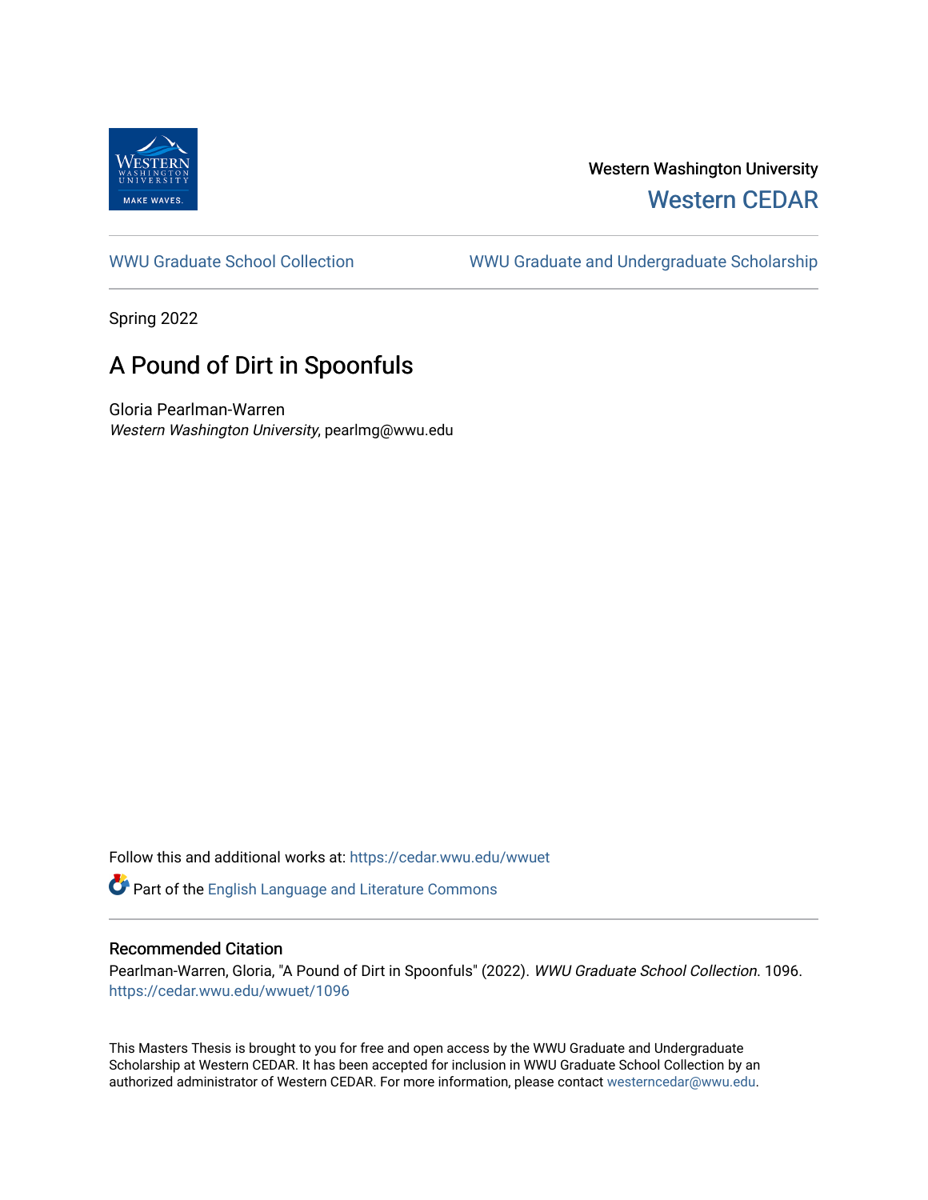Western Washington University

Western CEDAR

WWU Graduate School Collection

WWU Graduate and Undergraduate Scholarship

Spring 2022

# A Pound of Dirt in Spoonfuls

Gloria Pearlman-Warren

*Western Washington University*, pearlmg@wwu.edu

Follow this and additional works at: https://cedar.wwu.edu/wwuet

Part of the English Language and Literature Commons

## Recommended Citation

Pearlman-Warren, Gloria, "A Pound of Dirt in Spoonfuls" (2022). *WWU Graduate School Collection*. 1096.
https://cedar.wwu.edu/wwuet/1096

This Masters Thesis is brought to you for free and open access by the WWU Graduate and Undergraduate Scholarship at Western CEDAR. It has been accepted for inclusion in WWU Graduate School Collection by an authorized administrator of Western CEDAR. For more information, please contact westerncedar@wwu.edu.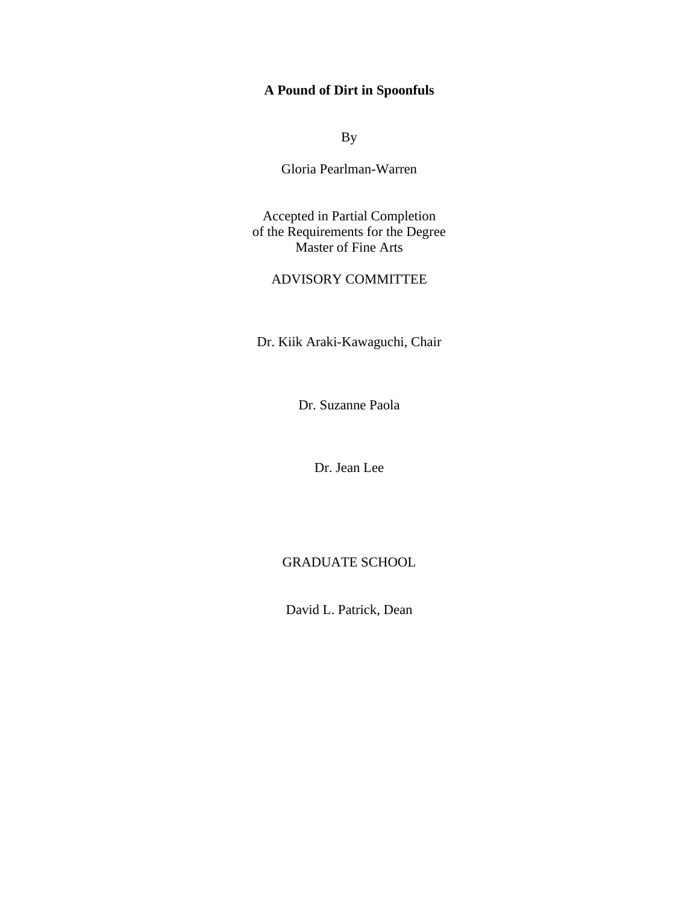**A Pound of Dirt in Spoonfuls**

By

Gloria Pearlman-Warren

Accepted in Partial Completion
of the Requirements for the Degree
Master of Fine Arts

ADVISORY COMMITTEE

Dr. Kiik Araki-Kawaguchi, Chair

Dr. Suzanne Paola

Dr. Jean Lee

GRADUATE SCHOOL

David L. Patrick, Dean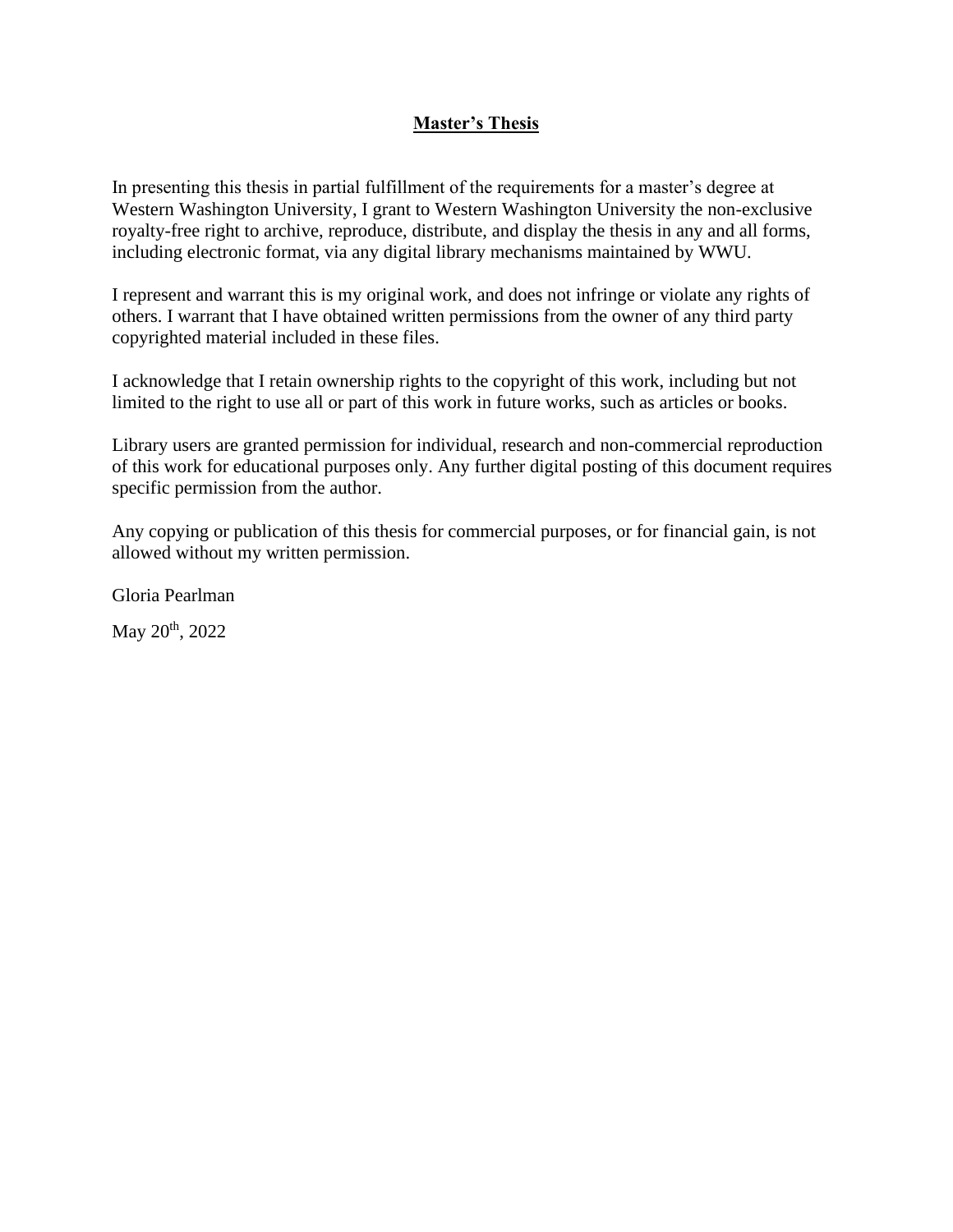**Master's Thesis**

In presenting this thesis in partial fulfillment of the requirements for a master's degree at Western Washington University, I grant to Western Washington University the non-exclusive royalty-free right to archive, reproduce, distribute, and display the thesis in any and all forms, including electronic format, via any digital library mechanisms maintained by WWU.

I represent and warrant this is my original work, and does not infringe or violate any rights of others. I warrant that I have obtained written permissions from the owner of any third party copyrighted material included in these files.

I acknowledge that I retain ownership rights to the copyright of this work, including but not limited to the right to use all or part of this work in future works, such as articles or books.

Library users are granted permission for individual, research and non-commercial reproduction of this work for educational purposes only. Any further digital posting of this document requires specific permission from the author.

Any copying or publication of this thesis for commercial purposes, or for financial gain, is not allowed without my written permission.

Gloria Pearlman

May 20th, 2022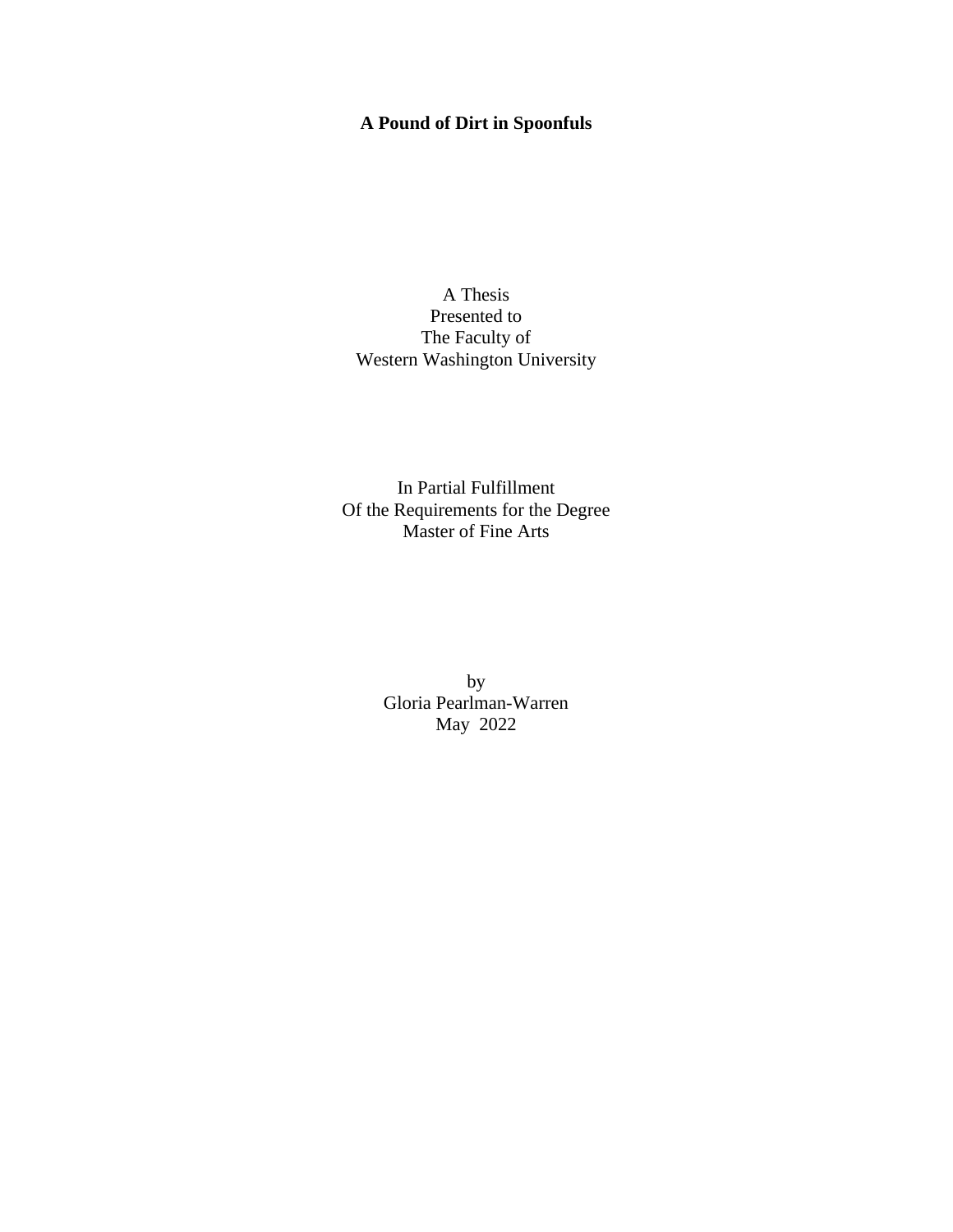**A Pound of Dirt in Spoonfuls**

A Thesis
Presented to
The Faculty of
Western Washington University

In Partial Fulfillment
Of the Requirements for the Degree
Master of Fine Arts

by
Gloria Pearlman-Warren
May 2022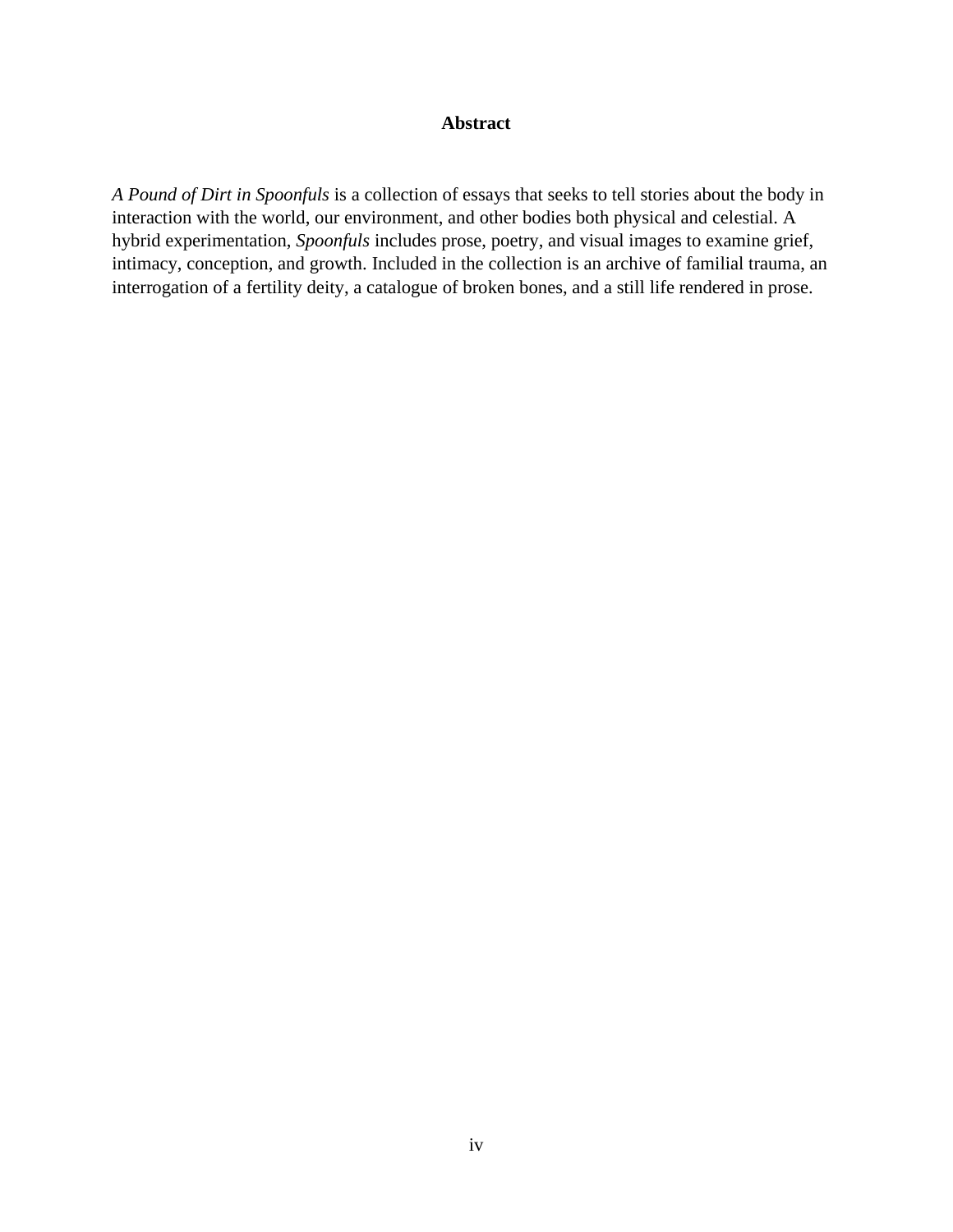# Abstract

*A Pound of Dirt in Spoonfuls* is a collection of essays that seeks to tell stories about the body in interaction with the world, our environment, and other bodies both physical and celestial. A hybrid experimentation, *Spoonfuls* includes prose, poetry, and visual images to examine grief, intimacy, conception, and growth. Included in the collection is an archive of familial trauma, an interrogation of a fertility deity, a catalogue of broken bones, and a still life rendered in prose.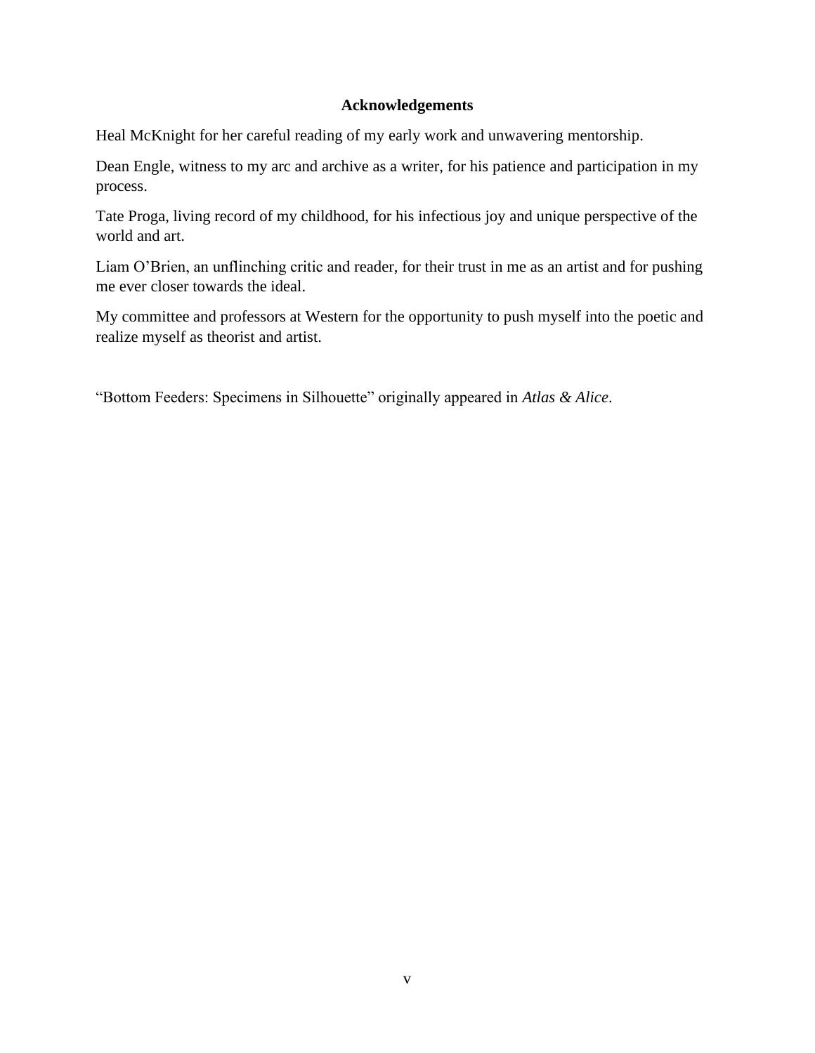## Acknowledgements

Heal McKnight for her careful reading of my early work and unwavering mentorship.

Dean Engle, witness to my arc and archive as a writer, for his patience and participation in my process.

Tate Proga, living record of my childhood, for his infectious joy and unique perspective of the world and art.

Liam O'Brien, an unflinching critic and reader, for their trust in me as an artist and for pushing me ever closer towards the ideal.

My committee and professors at Western for the opportunity to push myself into the poetic and realize myself as theorist and artist.

"Bottom Feeders: Specimens in Silhouette" originally appeared in *Atlas & Alice*.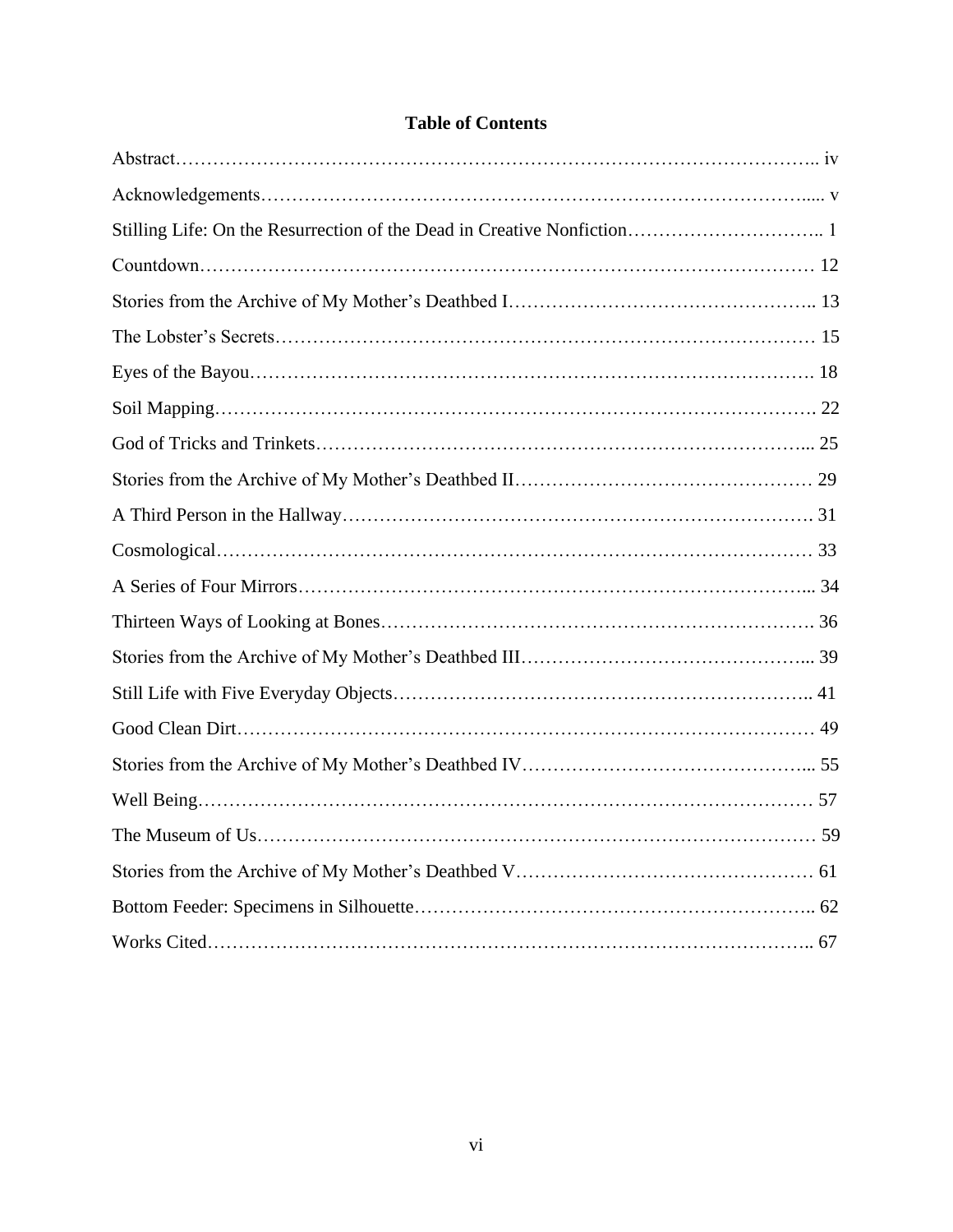# Table of Contents

Abstract………………………………………………………………………………………….. iv

Acknowledgements…………………………………………………………………………..... v

Stilling Life: On the Resurrection of the Dead in Creative Nonfiction………………………….. 1

Countdown………………………………………………………………………………… 12

Stories from the Archive of My Mother's Deathbed I………………………………………….. 13

The Lobster's Secrets………………………………………………………………………… 15

Eyes of the Bayou……………………………………………………………………………. 18

Soil Mapping………………………………………………………………………………. 22

God of Tricks and Trinkets…………………………………………………………………... 25

Stories from the Archive of My Mother's Deathbed II………………………………………… 29

A Third Person in the Hallway………………………………………………………………. 31

Cosmological……………………………………………………………………………… 33

A Series of Four Mirrors……………………………………………………………………... 34

Thirteen Ways of Looking at Bones…………………………………………………………. 36

Stories from the Archive of My Mother's Deathbed III………………………………………... 39

Still Life with Five Everyday Objects……………………………………………………….. 41

Good Clean Dirt…………………………………………………………………………… 49

Stories from the Archive of My Mother's Deathbed IV………………………………………... 55

Well Being………………………………………………………………………………… 57

The Museum of Us………………………………………………………………………… 59

Stories from the Archive of My Mother's Deathbed V………………………………………… 61

Bottom Feeder: Specimens in Silhouette……………………………………………………….. 62

Works Cited……………………………………………………………………………….. 67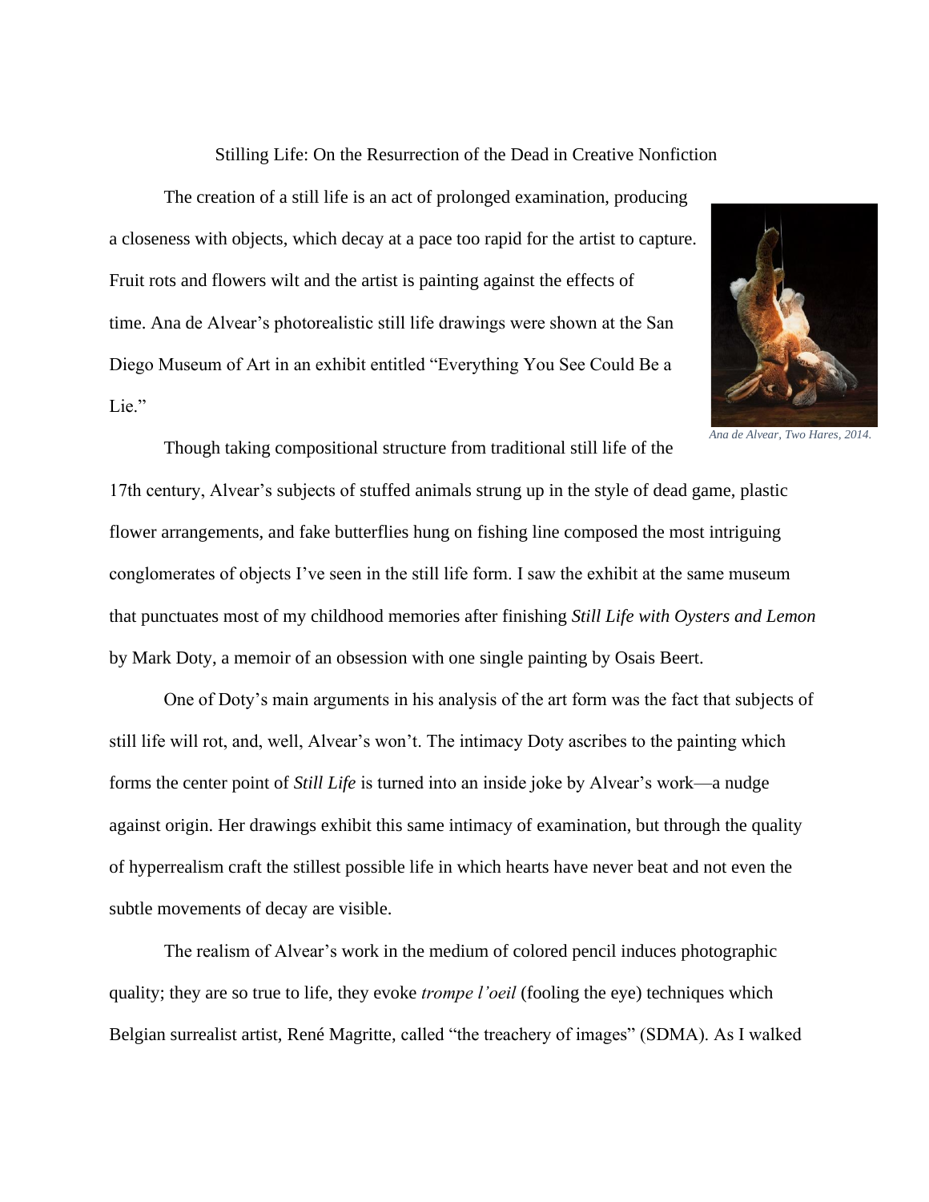# Stilling Life: On the Resurrection of the Dead in Creative Nonfiction

The creation of a still life is an act of prolonged examination, producing a closeness with objects, which decay at a pace too rapid for the artist to capture. Fruit rots and flowers wilt and the artist is painting against the effects of time. Ana de Alvear's photorealistic still life drawings were shown at the San Diego Museum of Art in an exhibit entitled "Everything You See Could Be a Lie."

*Ana de Alvear, Two Hares, 2014.*

Though taking compositional structure from traditional still life of the 17th century, Alvear's subjects of stuffed animals strung up in the style of dead game, plastic flower arrangements, and fake butterflies hung on fishing line composed the most intriguing conglomerates of objects I've seen in the still life form. I saw the exhibit at the same museum that punctuates most of my childhood memories after finishing *Still Life with Oysters and Lemon* by Mark Doty, a memoir of an obsession with one single painting by Osais Beert.

One of Doty's main arguments in his analysis of the art form was the fact that subjects of still life will rot, and, well, Alvear's won't. The intimacy Doty ascribes to the painting which forms the center point of *Still Life* is turned into an inside joke by Alvear's work—a nudge against origin. Her drawings exhibit this same intimacy of examination, but through the quality of hyperrealism craft the stillest possible life in which hearts have never beat and not even the subtle movements of decay are visible.

The realism of Alvear's work in the medium of colored pencil induces photographic quality; they are so true to life, they evoke *trompe l'oeil* (fooling the eye) techniques which Belgian surrealist artist, René Magritte, called "the treachery of images" (SDMA). As I walked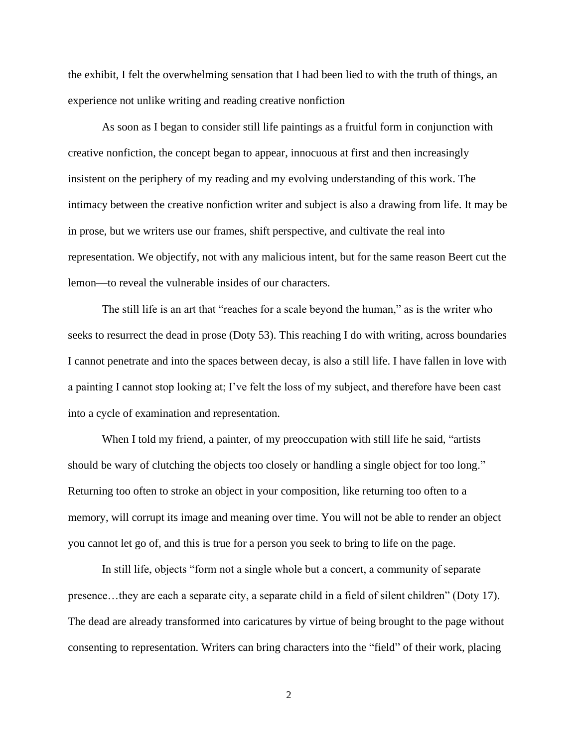the exhibit, I felt the overwhelming sensation that I had been lied to with the truth of things, an experience not unlike writing and reading creative nonfiction

As soon as I began to consider still life paintings as a fruitful form in conjunction with creative nonfiction, the concept began to appear, innocuous at first and then increasingly insistent on the periphery of my reading and my evolving understanding of this work. The intimacy between the creative nonfiction writer and subject is also a drawing from life. It may be in prose, but we writers use our frames, shift perspective, and cultivate the real into representation. We objectify, not with any malicious intent, but for the same reason Beert cut the lemon—to reveal the vulnerable insides of our characters.

The still life is an art that "reaches for a scale beyond the human," as is the writer who seeks to resurrect the dead in prose (Doty 53). This reaching I do with writing, across boundaries I cannot penetrate and into the spaces between decay, is also a still life. I have fallen in love with a painting I cannot stop looking at; I've felt the loss of my subject, and therefore have been cast into a cycle of examination and representation.

When I told my friend, a painter, of my preoccupation with still life he said, "artists should be wary of clutching the objects too closely or handling a single object for too long." Returning too often to stroke an object in your composition, like returning too often to a memory, will corrupt its image and meaning over time. You will not be able to render an object you cannot let go of, and this is true for a person you seek to bring to life on the page.

In still life, objects "form not a single whole but a concert, a community of separate presence…they are each a separate city, a separate child in a field of silent children" (Doty 17). The dead are already transformed into caricatures by virtue of being brought to the page without consenting to representation. Writers can bring characters into the "field" of their work, placing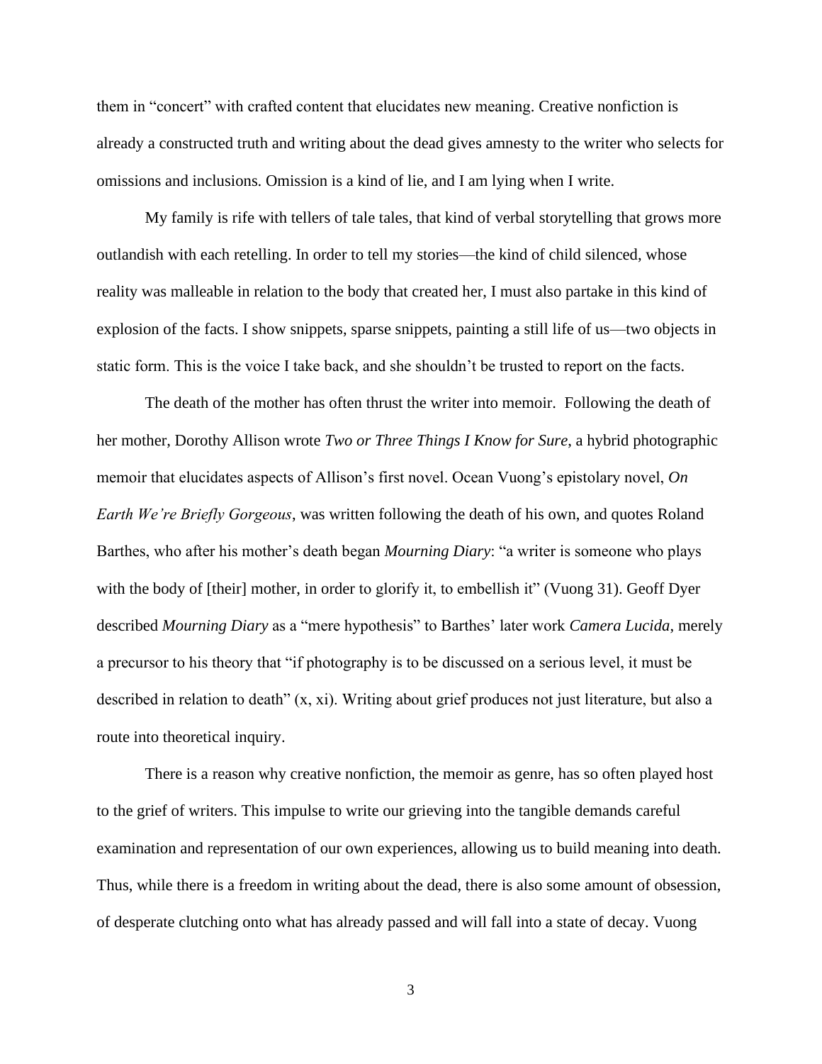them in "concert" with crafted content that elucidates new meaning. Creative nonfiction is already a constructed truth and writing about the dead gives amnesty to the writer who selects for omissions and inclusions. Omission is a kind of lie, and I am lying when I write.

My family is rife with tellers of tale tales, that kind of verbal storytelling that grows more outlandish with each retelling. In order to tell my stories—the kind of child silenced, whose reality was malleable in relation to the body that created her, I must also partake in this kind of explosion of the facts. I show snippets, sparse snippets, painting a still life of us—two objects in static form. This is the voice I take back, and she shouldn't be trusted to report on the facts.

The death of the mother has often thrust the writer into memoir. Following the death of her mother, Dorothy Allison wrote *Two or Three Things I Know for Sure*, a hybrid photographic memoir that elucidates aspects of Allison's first novel. Ocean Vuong's epistolary novel, *On Earth We're Briefly Gorgeous*, was written following the death of his own, and quotes Roland Barthes, who after his mother's death began *Mourning Diary*: "a writer is someone who plays with the body of [their] mother, in order to glorify it, to embellish it" (Vuong 31). Geoff Dyer described *Mourning Diary* as a "mere hypothesis" to Barthes' later work *Camera Lucida*, merely a precursor to his theory that "if photography is to be discussed on a serious level, it must be described in relation to death" (x, xi). Writing about grief produces not just literature, but also a route into theoretical inquiry.

There is a reason why creative nonfiction, the memoir as genre, has so often played host to the grief of writers. This impulse to write our grieving into the tangible demands careful examination and representation of our own experiences, allowing us to build meaning into death. Thus, while there is a freedom in writing about the dead, there is also some amount of obsession, of desperate clutching onto what has already passed and will fall into a state of decay. Vuong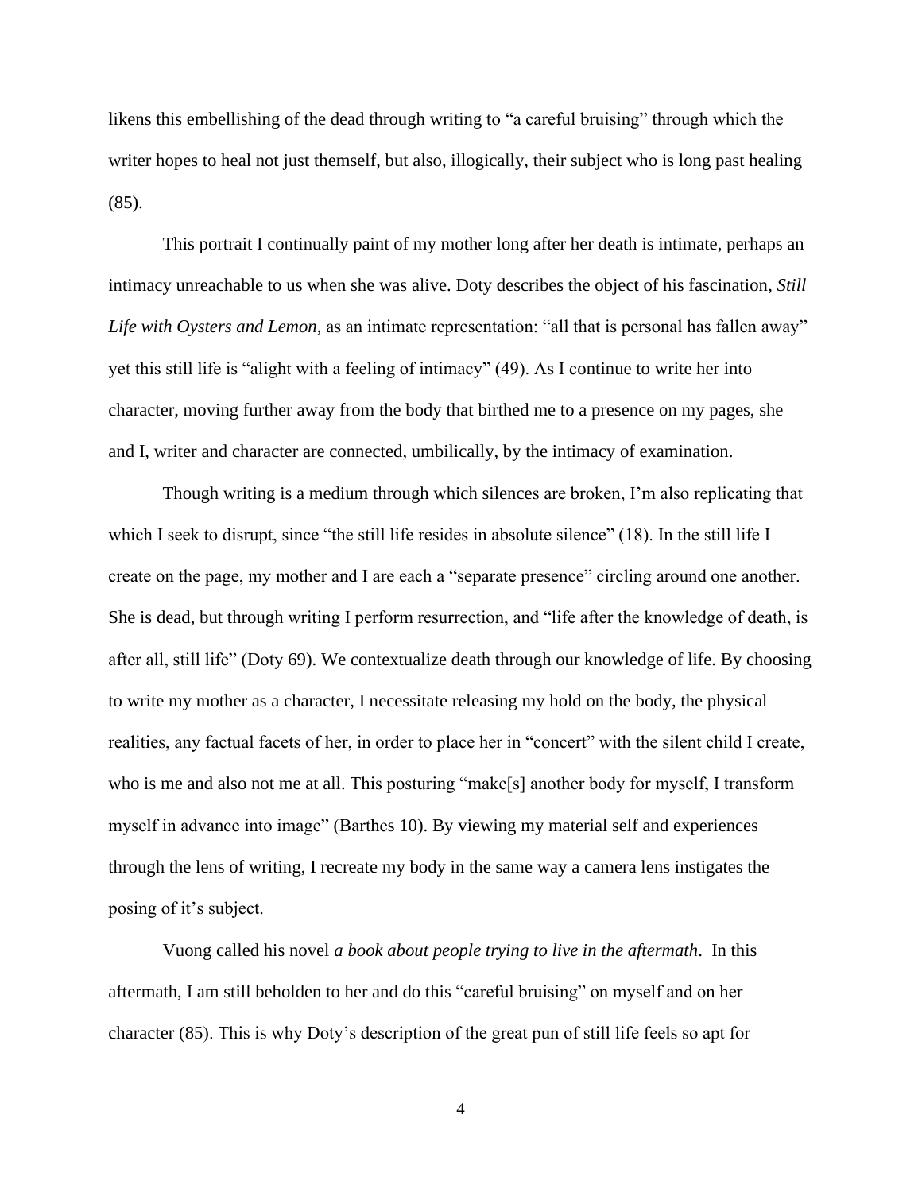likens this embellishing of the dead through writing to "a careful bruising" through which the writer hopes to heal not just themself, but also, illogically, their subject who is long past healing (85).

This portrait I continually paint of my mother long after her death is intimate, perhaps an intimacy unreachable to us when she was alive. Doty describes the object of his fascination, *Still Life with Oysters and Lemon*, as an intimate representation: "all that is personal has fallen away" yet this still life is "alight with a feeling of intimacy" (49). As I continue to write her into character, moving further away from the body that birthed me to a presence on my pages, she and I, writer and character are connected, umbilically, by the intimacy of examination.

Though writing is a medium through which silences are broken, I'm also replicating that which I seek to disrupt, since "the still life resides in absolute silence" (18). In the still life I create on the page, my mother and I are each a "separate presence" circling around one another. She is dead, but through writing I perform resurrection, and "life after the knowledge of death, is after all, still life" (Doty 69). We contextualize death through our knowledge of life. By choosing to write my mother as a character, I necessitate releasing my hold on the body, the physical realities, any factual facets of her, in order to place her in "concert" with the silent child I create, who is me and also not me at all. This posturing "make[s] another body for myself, I transform myself in advance into image" (Barthes 10). By viewing my material self and experiences through the lens of writing, I recreate my body in the same way a camera lens instigates the posing of it's subject.

Vuong called his novel *a book about people trying to live in the aftermath*. In this aftermath, I am still beholden to her and do this "careful bruising" on myself and on her character (85). This is why Doty's description of the great pun of still life feels so apt for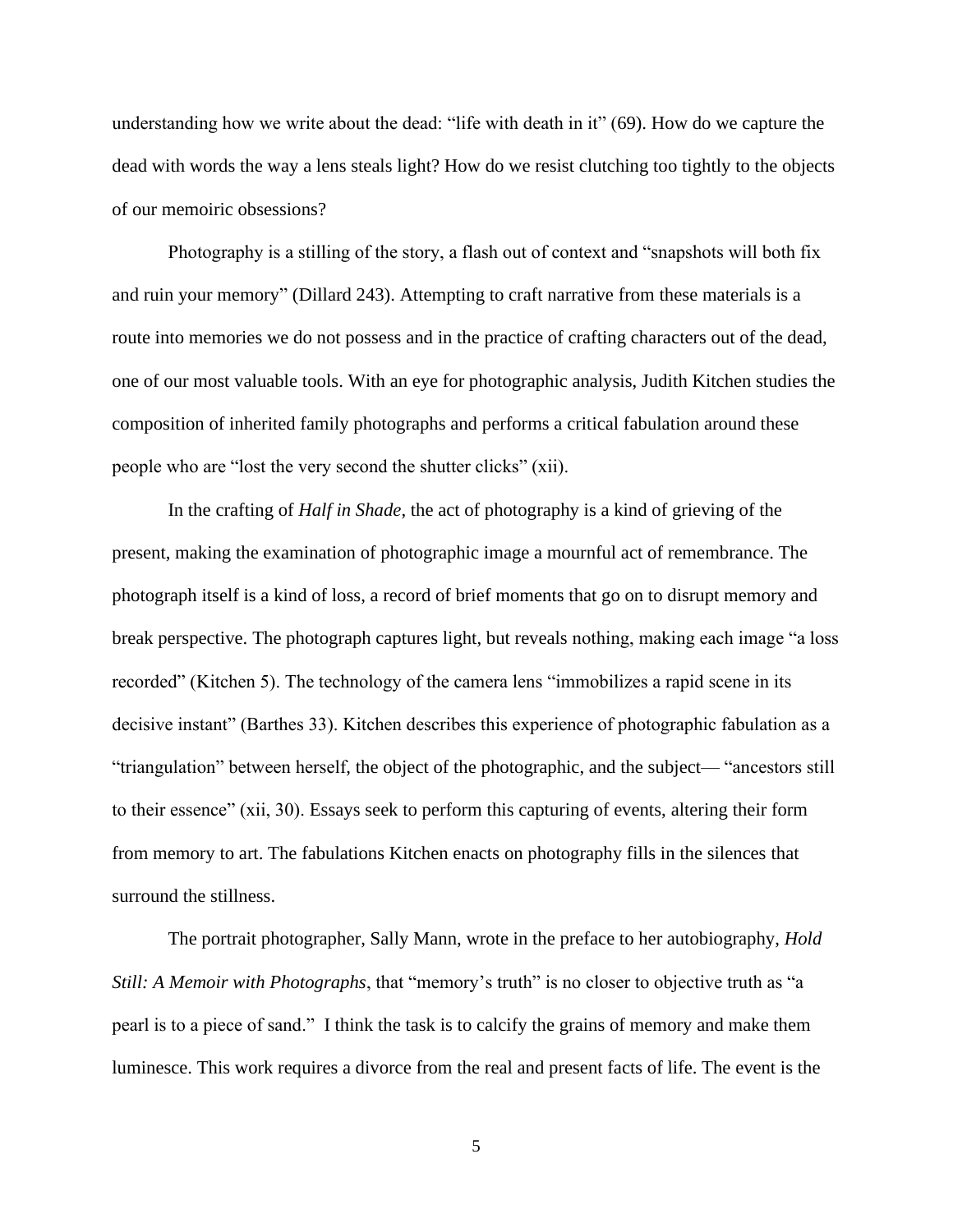understanding how we write about the dead: "life with death in it" (69). How do we capture the dead with words the way a lens steals light? How do we resist clutching too tightly to the objects of our memoiric obsessions?

Photography is a stilling of the story, a flash out of context and "snapshots will both fix and ruin your memory" (Dillard 243). Attempting to craft narrative from these materials is a route into memories we do not possess and in the practice of crafting characters out of the dead, one of our most valuable tools. With an eye for photographic analysis, Judith Kitchen studies the composition of inherited family photographs and performs a critical fabulation around these people who are "lost the very second the shutter clicks" (xii).

In the crafting of *Half in Shade*, the act of photography is a kind of grieving of the present, making the examination of photographic image a mournful act of remembrance. The photograph itself is a kind of loss, a record of brief moments that go on to disrupt memory and break perspective. The photograph captures light, but reveals nothing, making each image "a loss recorded" (Kitchen 5). The technology of the camera lens "immobilizes a rapid scene in its decisive instant" (Barthes 33). Kitchen describes this experience of photographic fabulation as a "triangulation" between herself, the object of the photographic, and the subject— "ancestors still to their essence" (xii, 30). Essays seek to perform this capturing of events, altering their form from memory to art. The fabulations Kitchen enacts on photography fills in the silences that surround the stillness.

The portrait photographer, Sally Mann, wrote in the preface to her autobiography, *Hold Still: A Memoir with Photographs*, that "memory's truth" is no closer to objective truth as "a pearl is to a piece of sand." I think the task is to calcify the grains of memory and make them luminesce. This work requires a divorce from the real and present facts of life. The event is the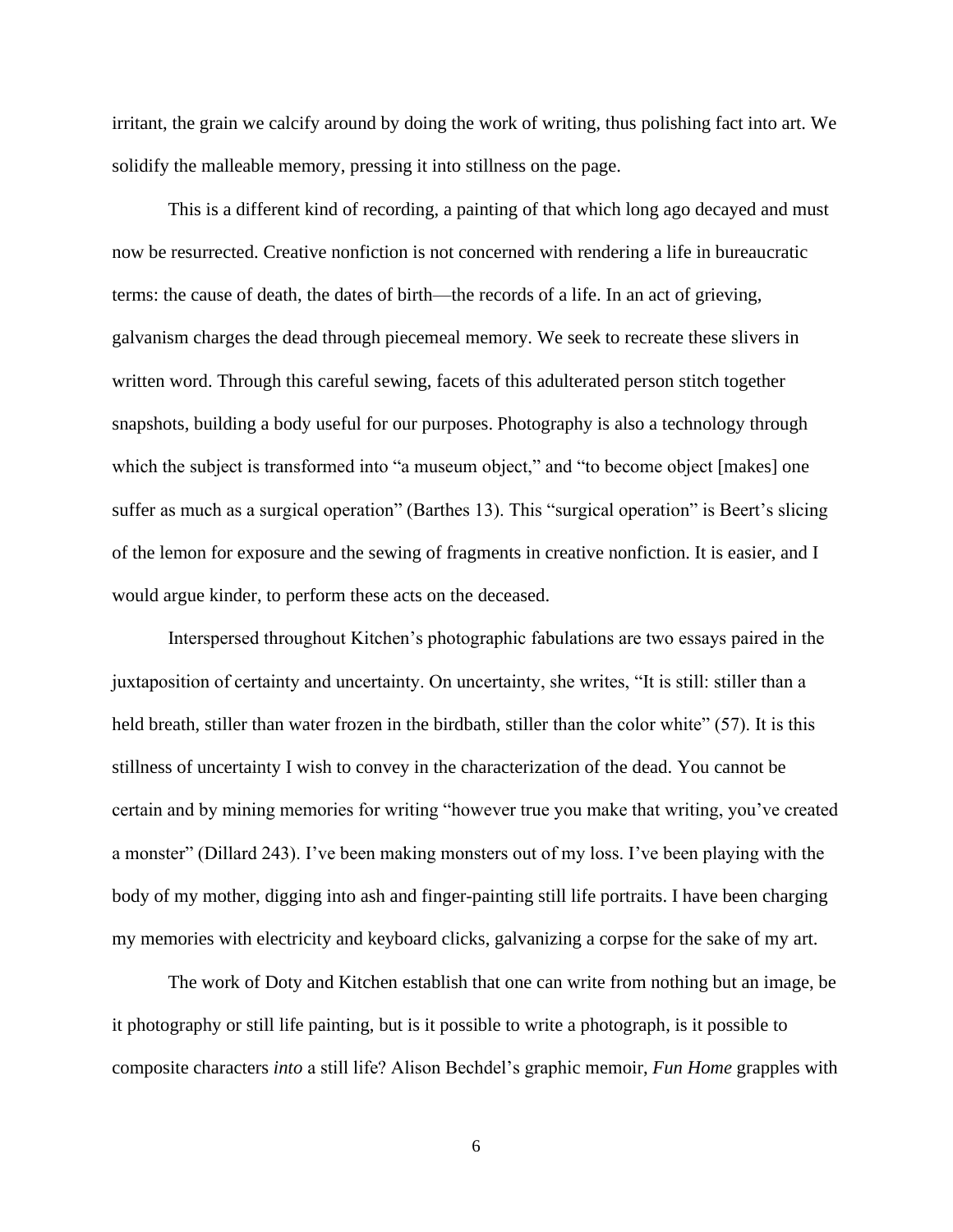irritant, the grain we calcify around by doing the work of writing, thus polishing fact into art. We solidify the malleable memory, pressing it into stillness on the page.

This is a different kind of recording, a painting of that which long ago decayed and must now be resurrected. Creative nonfiction is not concerned with rendering a life in bureaucratic terms: the cause of death, the dates of birth—the records of a life. In an act of grieving, galvanism charges the dead through piecemeal memory. We seek to recreate these slivers in written word. Through this careful sewing, facets of this adulterated person stitch together snapshots, building a body useful for our purposes. Photography is also a technology through which the subject is transformed into "a museum object," and "to become object [makes] one suffer as much as a surgical operation" (Barthes 13). This "surgical operation" is Beert's slicing of the lemon for exposure and the sewing of fragments in creative nonfiction. It is easier, and I would argue kinder, to perform these acts on the deceased.

Interspersed throughout Kitchen's photographic fabulations are two essays paired in the juxtaposition of certainty and uncertainty. On uncertainty, she writes, "It is still: stiller than a held breath, stiller than water frozen in the birdbath, stiller than the color white" (57). It is this stillness of uncertainty I wish to convey in the characterization of the dead. You cannot be certain and by mining memories for writing "however true you make that writing, you've created a monster" (Dillard 243). I've been making monsters out of my loss. I've been playing with the body of my mother, digging into ash and finger-painting still life portraits. I have been charging my memories with electricity and keyboard clicks, galvanizing a corpse for the sake of my art.

The work of Doty and Kitchen establish that one can write from nothing but an image, be it photography or still life painting, but is it possible to write a photograph, is it possible to composite characters *into* a still life? Alison Bechdel's graphic memoir, *Fun Home* grapples with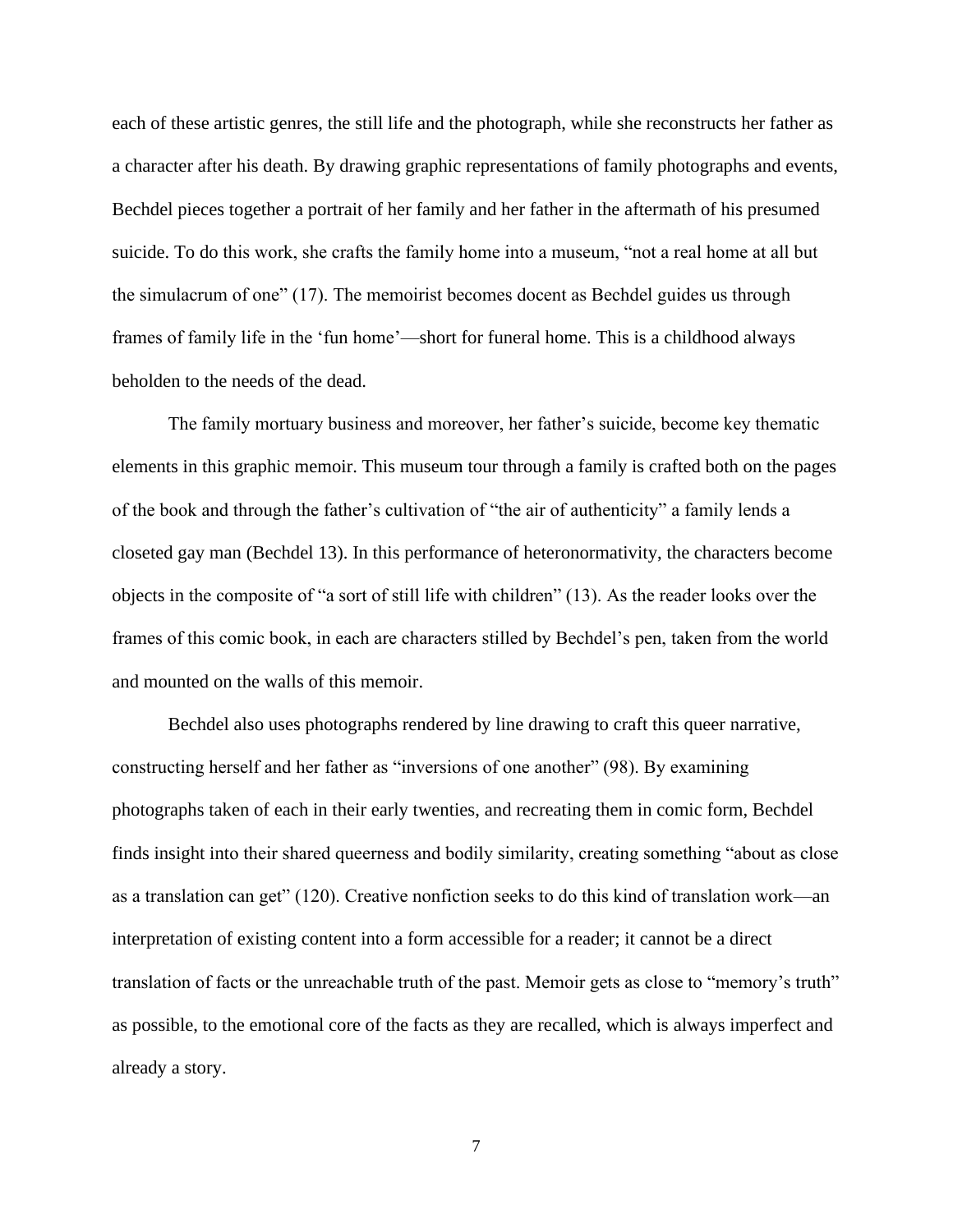each of these artistic genres, the still life and the photograph, while she reconstructs her father as a character after his death. By drawing graphic representations of family photographs and events, Bechdel pieces together a portrait of her family and her father in the aftermath of his presumed suicide. To do this work, she crafts the family home into a museum, "not a real home at all but the simulacrum of one" (17). The memoirist becomes docent as Bechdel guides us through frames of family life in the 'fun home'—short for funeral home. This is a childhood always beholden to the needs of the dead.

The family mortuary business and moreover, her father's suicide, become key thematic elements in this graphic memoir. This museum tour through a family is crafted both on the pages of the book and through the father's cultivation of "the air of authenticity" a family lends a closeted gay man (Bechdel 13). In this performance of heteronormativity, the characters become objects in the composite of "a sort of still life with children" (13). As the reader looks over the frames of this comic book, in each are characters stilled by Bechdel's pen, taken from the world and mounted on the walls of this memoir.

Bechdel also uses photographs rendered by line drawing to craft this queer narrative, constructing herself and her father as "inversions of one another" (98). By examining photographs taken of each in their early twenties, and recreating them in comic form, Bechdel finds insight into their shared queerness and bodily similarity, creating something "about as close as a translation can get" (120). Creative nonfiction seeks to do this kind of translation work—an interpretation of existing content into a form accessible for a reader; it cannot be a direct translation of facts or the unreachable truth of the past. Memoir gets as close to "memory's truth" as possible, to the emotional core of the facts as they are recalled, which is always imperfect and already a story.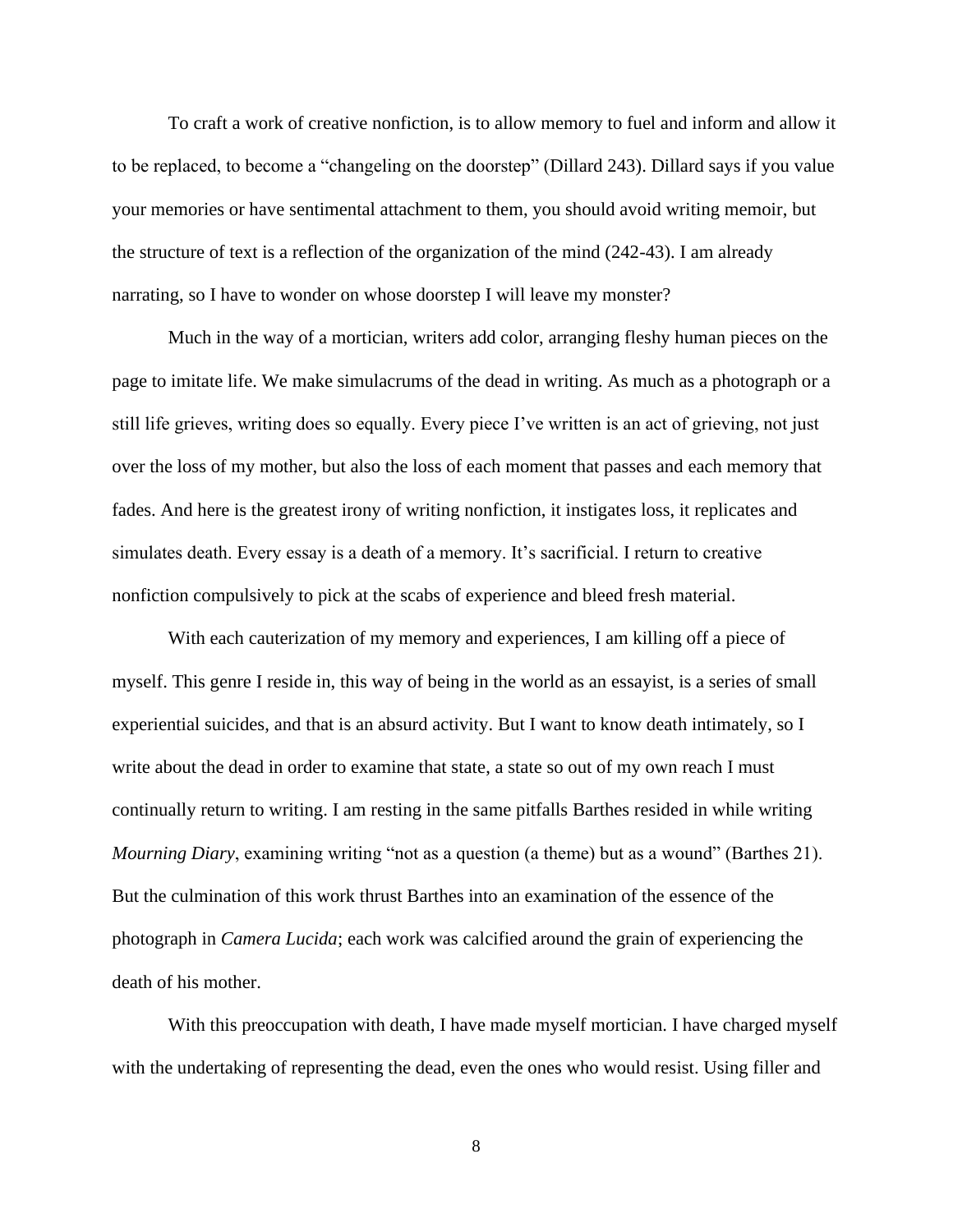To craft a work of creative nonfiction, is to allow memory to fuel and inform and allow it to be replaced, to become a "changeling on the doorstep" (Dillard 243). Dillard says if you value your memories or have sentimental attachment to them, you should avoid writing memoir, but the structure of text is a reflection of the organization of the mind (242-43). I am already narrating, so I have to wonder on whose doorstep I will leave my monster?

Much in the way of a mortician, writers add color, arranging fleshy human pieces on the page to imitate life. We make simulacrums of the dead in writing. As much as a photograph or a still life grieves, writing does so equally. Every piece I've written is an act of grieving, not just over the loss of my mother, but also the loss of each moment that passes and each memory that fades. And here is the greatest irony of writing nonfiction, it instigates loss, it replicates and simulates death. Every essay is a death of a memory. It's sacrificial. I return to creative nonfiction compulsively to pick at the scabs of experience and bleed fresh material.

With each cauterization of my memory and experiences, I am killing off a piece of myself. This genre I reside in, this way of being in the world as an essayist, is a series of small experiential suicides, and that is an absurd activity. But I want to know death intimately, so I write about the dead in order to examine that state, a state so out of my own reach I must continually return to writing. I am resting in the same pitfalls Barthes resided in while writing *Mourning Diary*, examining writing "not as a question (a theme) but as a wound" (Barthes 21). But the culmination of this work thrust Barthes into an examination of the essence of the photograph in *Camera Lucida*; each work was calcified around the grain of experiencing the death of his mother.

With this preoccupation with death, I have made myself mortician. I have charged myself with the undertaking of representing the dead, even the ones who would resist. Using filler and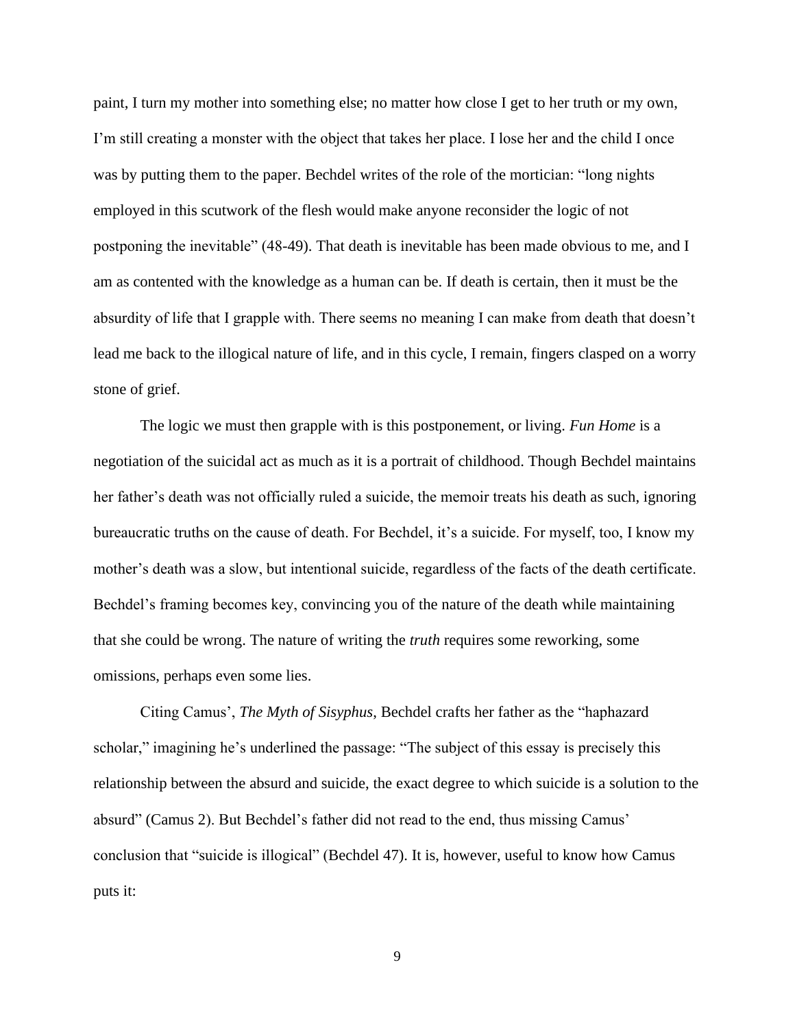paint, I turn my mother into something else; no matter how close I get to her truth or my own, I'm still creating a monster with the object that takes her place. I lose her and the child I once was by putting them to the paper. Bechdel writes of the role of the mortician: "long nights employed in this scutwork of the flesh would make anyone reconsider the logic of not postponing the inevitable" (48-49). That death is inevitable has been made obvious to me, and I am as contented with the knowledge as a human can be. If death is certain, then it must be the absurdity of life that I grapple with. There seems no meaning I can make from death that doesn't lead me back to the illogical nature of life, and in this cycle, I remain, fingers clasped on a worry stone of grief.

The logic we must then grapple with is this postponement, or living. *Fun Home* is a negotiation of the suicidal act as much as it is a portrait of childhood. Though Bechdel maintains her father's death was not officially ruled a suicide, the memoir treats his death as such, ignoring bureaucratic truths on the cause of death. For Bechdel, it's a suicide. For myself, too, I know my mother's death was a slow, but intentional suicide, regardless of the facts of the death certificate. Bechdel's framing becomes key, convincing you of the nature of the death while maintaining that she could be wrong. The nature of writing the *truth* requires some reworking, some omissions, perhaps even some lies.

Citing Camus', *The Myth of Sisyphus*, Bechdel crafts her father as the "haphazard scholar," imagining he's underlined the passage: "The subject of this essay is precisely this relationship between the absurd and suicide, the exact degree to which suicide is a solution to the absurd" (Camus 2). But Bechdel's father did not read to the end, thus missing Camus' conclusion that "suicide is illogical" (Bechdel 47). It is, however, useful to know how Camus puts it: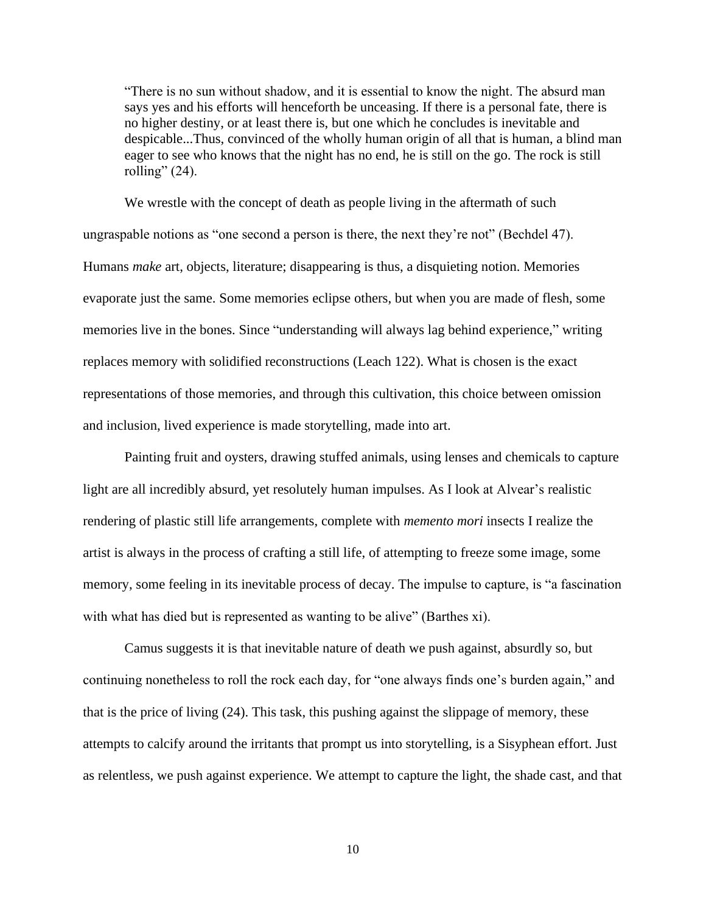> "There is no sun without shadow, and it is essential to know the night. The absurd man says yes and his efforts will henceforth be unceasing. If there is a personal fate, there is no higher destiny, or at least there is, but one which he concludes is inevitable and despicable...Thus, convinced of the wholly human origin of all that is human, a blind man eager to see who knows that the night has no end, he is still on the go. The rock is still rolling" (24).

We wrestle with the concept of death as people living in the aftermath of such ungraspable notions as "one second a person is there, the next they're not" (Bechdel 47). Humans *make* art, objects, literature; disappearing is thus, a disquieting notion. Memories evaporate just the same. Some memories eclipse others, but when you are made of flesh, some memories live in the bones. Since "understanding will always lag behind experience," writing replaces memory with solidified reconstructions (Leach 122). What is chosen is the exact representations of those memories, and through this cultivation, this choice between omission and inclusion, lived experience is made storytelling, made into art.

Painting fruit and oysters, drawing stuffed animals, using lenses and chemicals to capture light are all incredibly absurd, yet resolutely human impulses. As I look at Alvear's realistic rendering of plastic still life arrangements, complete with *memento mori* insects I realize the artist is always in the process of crafting a still life, of attempting to freeze some image, some memory, some feeling in its inevitable process of decay. The impulse to capture, is "a fascination with what has died but is represented as wanting to be alive" (Barthes xi).

Camus suggests it is that inevitable nature of death we push against, absurdly so, but continuing nonetheless to roll the rock each day, for "one always finds one's burden again," and that is the price of living (24). This task, this pushing against the slippage of memory, these attempts to calcify around the irritants that prompt us into storytelling, is a Sisyphean effort. Just as relentless, we push against experience. We attempt to capture the light, the shade cast, and that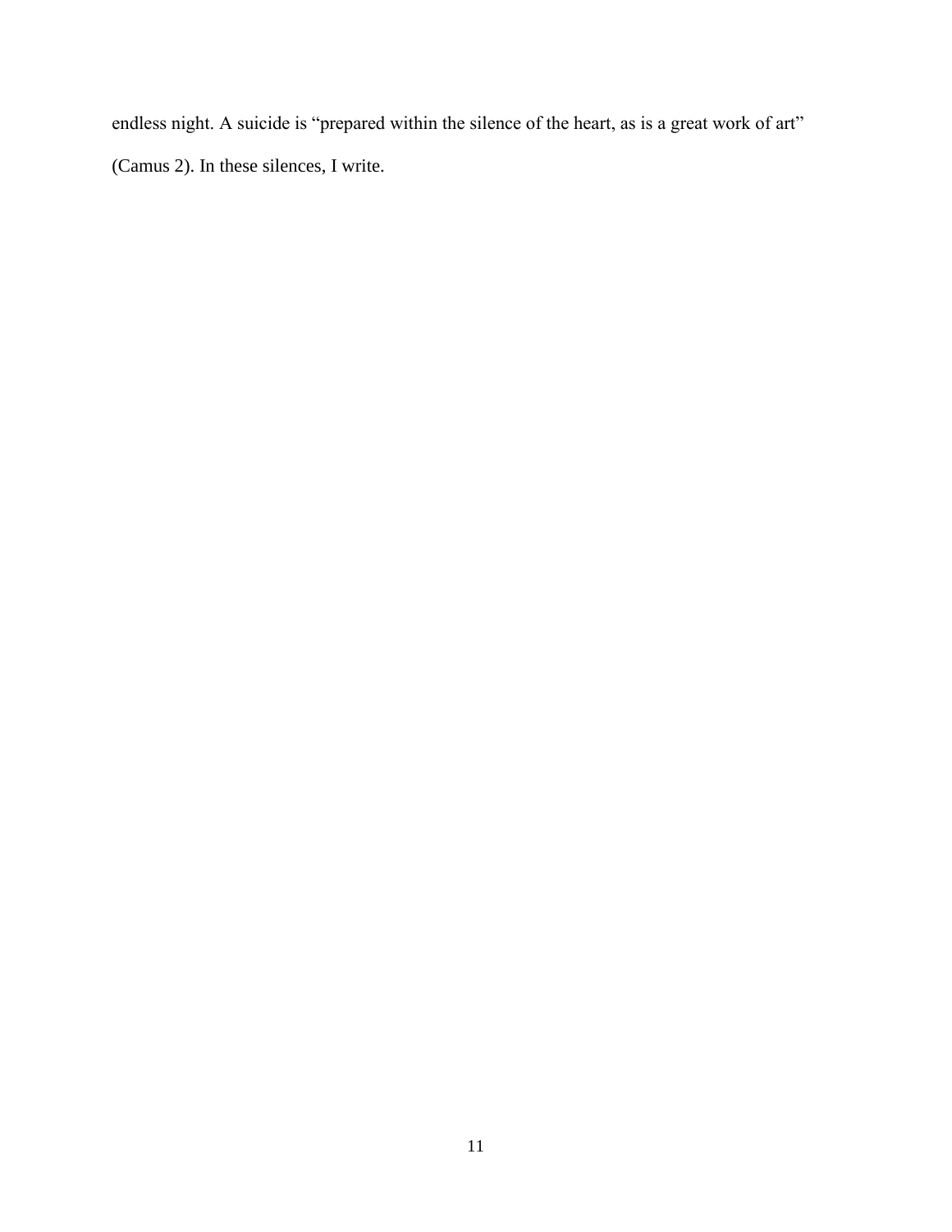endless night. A suicide is "prepared within the silence of the heart, as is a great work of art" (Camus 2). In these silences, I write.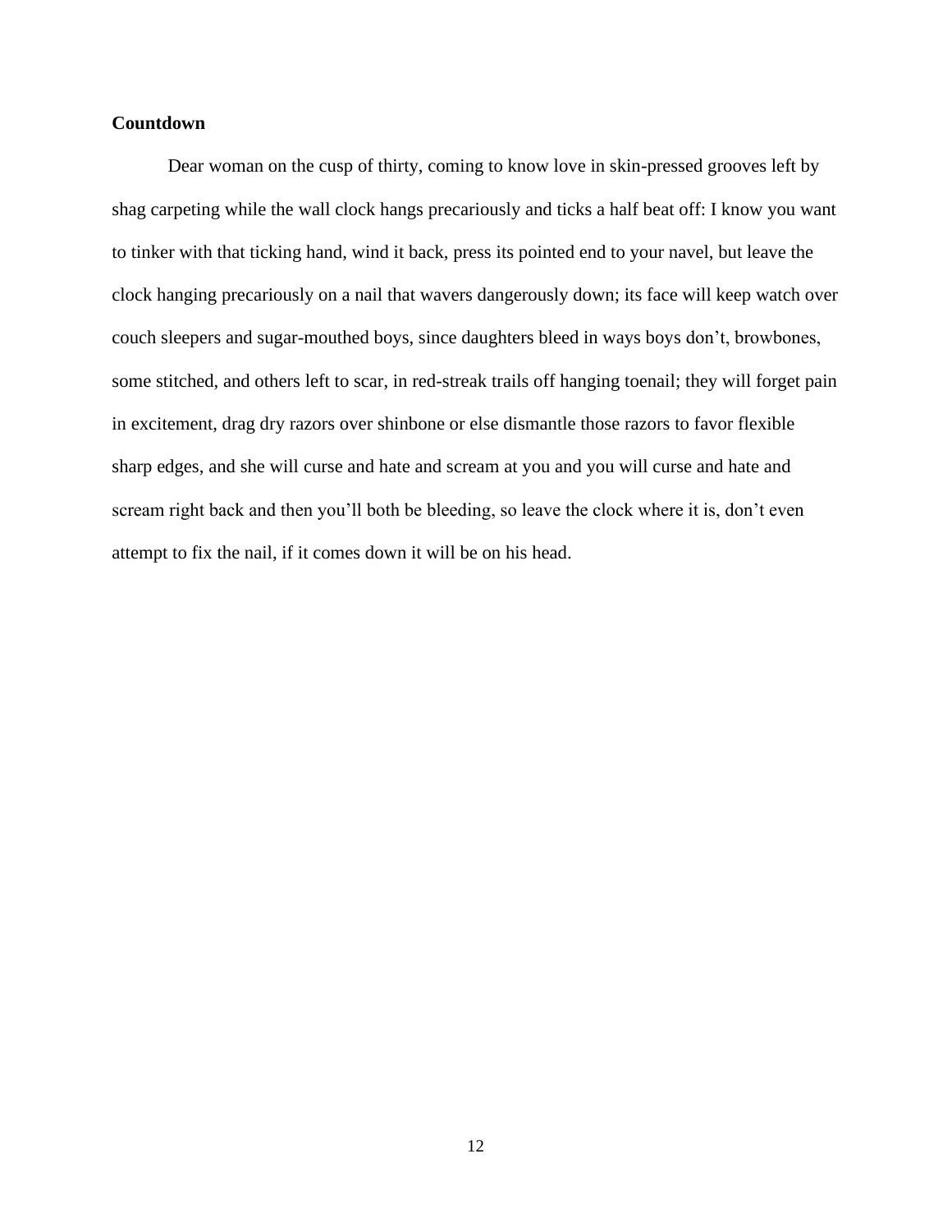**Countdown**

Dear woman on the cusp of thirty, coming to know love in skin-pressed grooves left by shag carpeting while the wall clock hangs precariously and ticks a half beat off: I know you want to tinker with that ticking hand, wind it back, press its pointed end to your navel, but leave the clock hanging precariously on a nail that wavers dangerously down; its face will keep watch over couch sleepers and sugar-mouthed boys, since daughters bleed in ways boys don't, browbones, some stitched, and others left to scar, in red-streak trails off hanging toenail; they will forget pain in excitement, drag dry razors over shinbone or else dismantle those razors to favor flexible sharp edges, and she will curse and hate and scream at you and you will curse and hate and scream right back and then you'll both be bleeding, so leave the clock where it is, don't even attempt to fix the nail, if it comes down it will be on his head.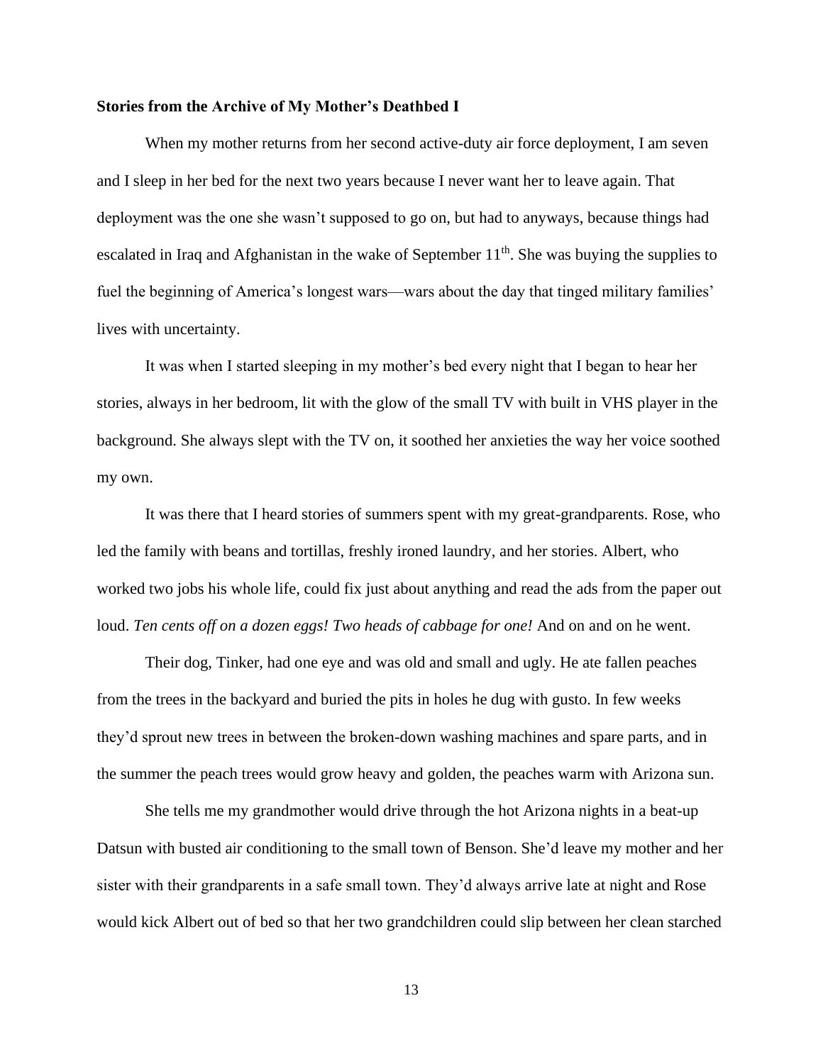**Stories from the Archive of My Mother's Deathbed I**

When my mother returns from her second active-duty air force deployment, I am seven and I sleep in her bed for the next two years because I never want her to leave again. That deployment was the one she wasn't supposed to go on, but had to anyways, because things had escalated in Iraq and Afghanistan in the wake of September 11th. She was buying the supplies to fuel the beginning of America's longest wars—wars about the day that tinged military families' lives with uncertainty.

It was when I started sleeping in my mother's bed every night that I began to hear her stories, always in her bedroom, lit with the glow of the small TV with built in VHS player in the background. She always slept with the TV on, it soothed her anxieties the way her voice soothed my own.

It was there that I heard stories of summers spent with my great-grandparents. Rose, who led the family with beans and tortillas, freshly ironed laundry, and her stories. Albert, who worked two jobs his whole life, could fix just about anything and read the ads from the paper out loud. *Ten cents off on a dozen eggs! Two heads of cabbage for one!* And on and on he went.

Their dog, Tinker, had one eye and was old and small and ugly. He ate fallen peaches from the trees in the backyard and buried the pits in holes he dug with gusto. In few weeks they'd sprout new trees in between the broken-down washing machines and spare parts, and in the summer the peach trees would grow heavy and golden, the peaches warm with Arizona sun.

She tells me my grandmother would drive through the hot Arizona nights in a beat-up Datsun with busted air conditioning to the small town of Benson. She'd leave my mother and her sister with their grandparents in a safe small town. They'd always arrive late at night and Rose would kick Albert out of bed so that her two grandchildren could slip between her clean starched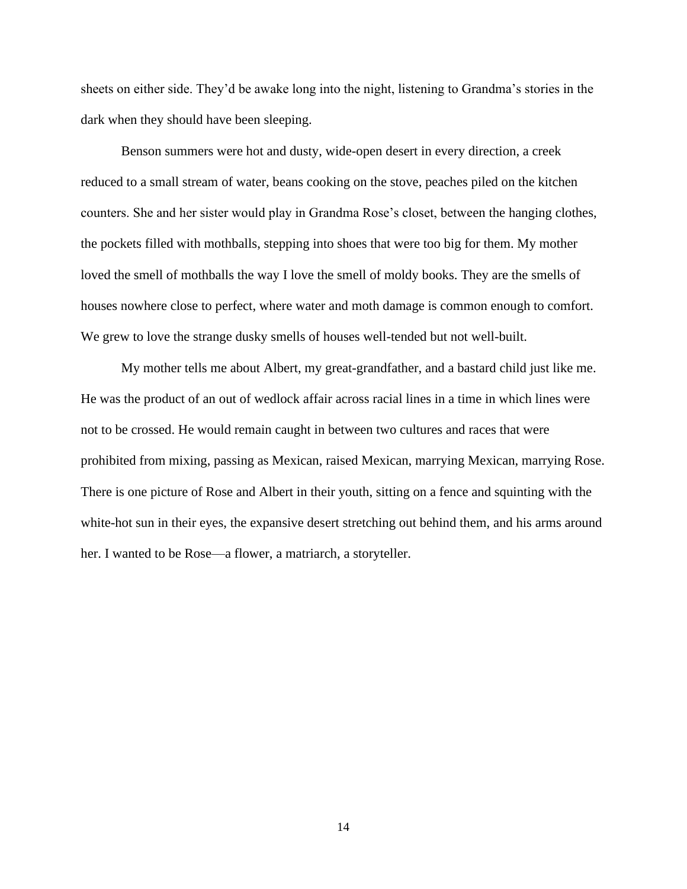sheets on either side. They'd be awake long into the night, listening to Grandma's stories in the dark when they should have been sleeping.

Benson summers were hot and dusty, wide-open desert in every direction, a creek reduced to a small stream of water, beans cooking on the stove, peaches piled on the kitchen counters. She and her sister would play in Grandma Rose's closet, between the hanging clothes, the pockets filled with mothballs, stepping into shoes that were too big for them. My mother loved the smell of mothballs the way I love the smell of moldy books. They are the smells of houses nowhere close to perfect, where water and moth damage is common enough to comfort. We grew to love the strange dusky smells of houses well-tended but not well-built.

My mother tells me about Albert, my great-grandfather, and a bastard child just like me. He was the product of an out of wedlock affair across racial lines in a time in which lines were not to be crossed. He would remain caught in between two cultures and races that were prohibited from mixing, passing as Mexican, raised Mexican, marrying Mexican, marrying Rose. There is one picture of Rose and Albert in their youth, sitting on a fence and squinting with the white-hot sun in their eyes, the expansive desert stretching out behind them, and his arms around her. I wanted to be Rose—a flower, a matriarch, a storyteller.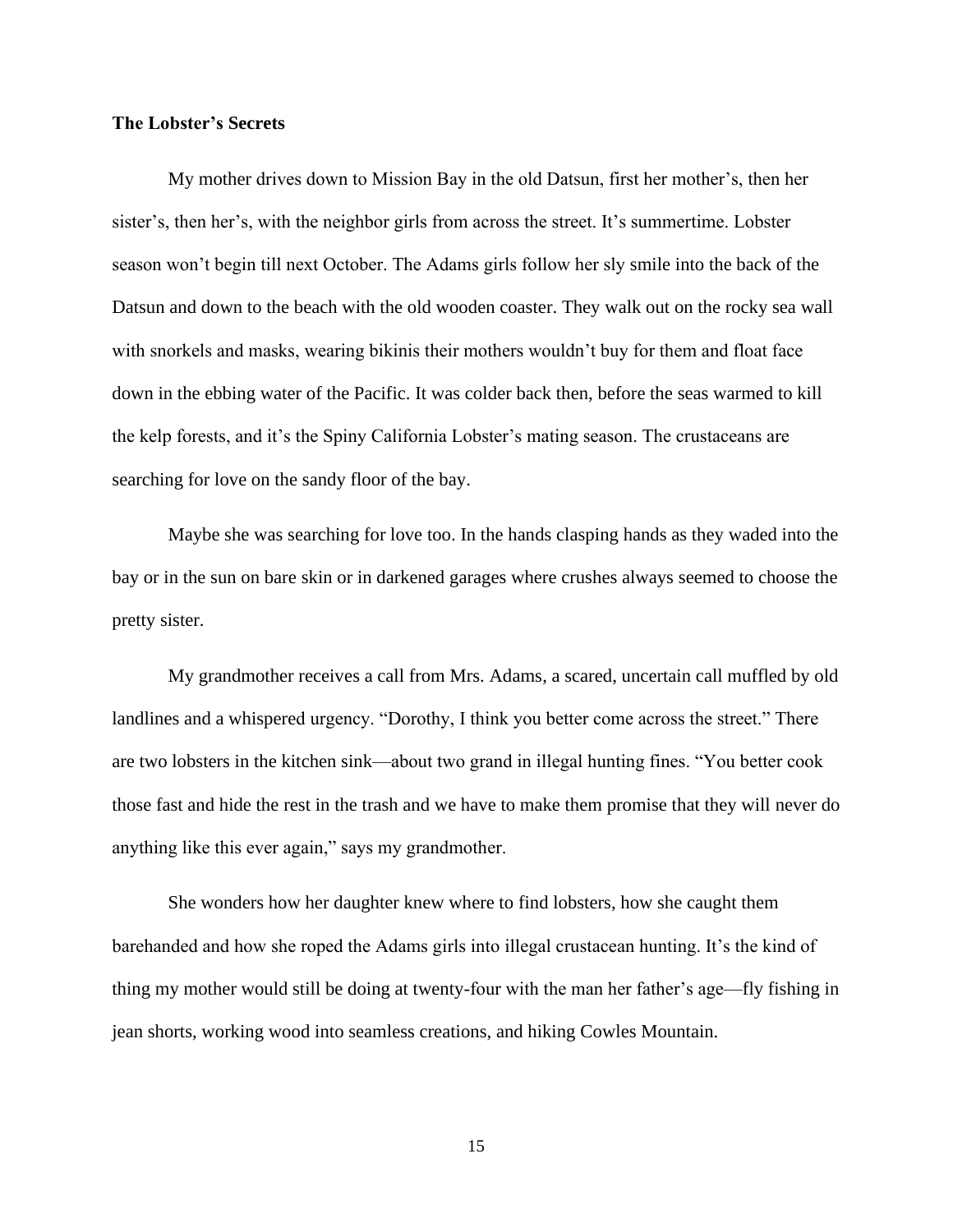**The Lobster's Secrets**

My mother drives down to Mission Bay in the old Datsun, first her mother's, then her sister's, then her's, with the neighbor girls from across the street. It's summertime. Lobster season won't begin till next October. The Adams girls follow her sly smile into the back of the Datsun and down to the beach with the old wooden coaster. They walk out on the rocky sea wall with snorkels and masks, wearing bikinis their mothers wouldn't buy for them and float face down in the ebbing water of the Pacific. It was colder back then, before the seas warmed to kill the kelp forests, and it's the Spiny California Lobster's mating season. The crustaceans are searching for love on the sandy floor of the bay.

Maybe she was searching for love too. In the hands clasping hands as they waded into the bay or in the sun on bare skin or in darkened garages where crushes always seemed to choose the pretty sister.

My grandmother receives a call from Mrs. Adams, a scared, uncertain call muffled by old landlines and a whispered urgency. "Dorothy, I think you better come across the street." There are two lobsters in the kitchen sink—about two grand in illegal hunting fines. "You better cook those fast and hide the rest in the trash and we have to make them promise that they will never do anything like this ever again," says my grandmother.

She wonders how her daughter knew where to find lobsters, how she caught them barehanded and how she roped the Adams girls into illegal crustacean hunting. It's the kind of thing my mother would still be doing at twenty-four with the man her father's age—fly fishing in jean shorts, working wood into seamless creations, and hiking Cowles Mountain.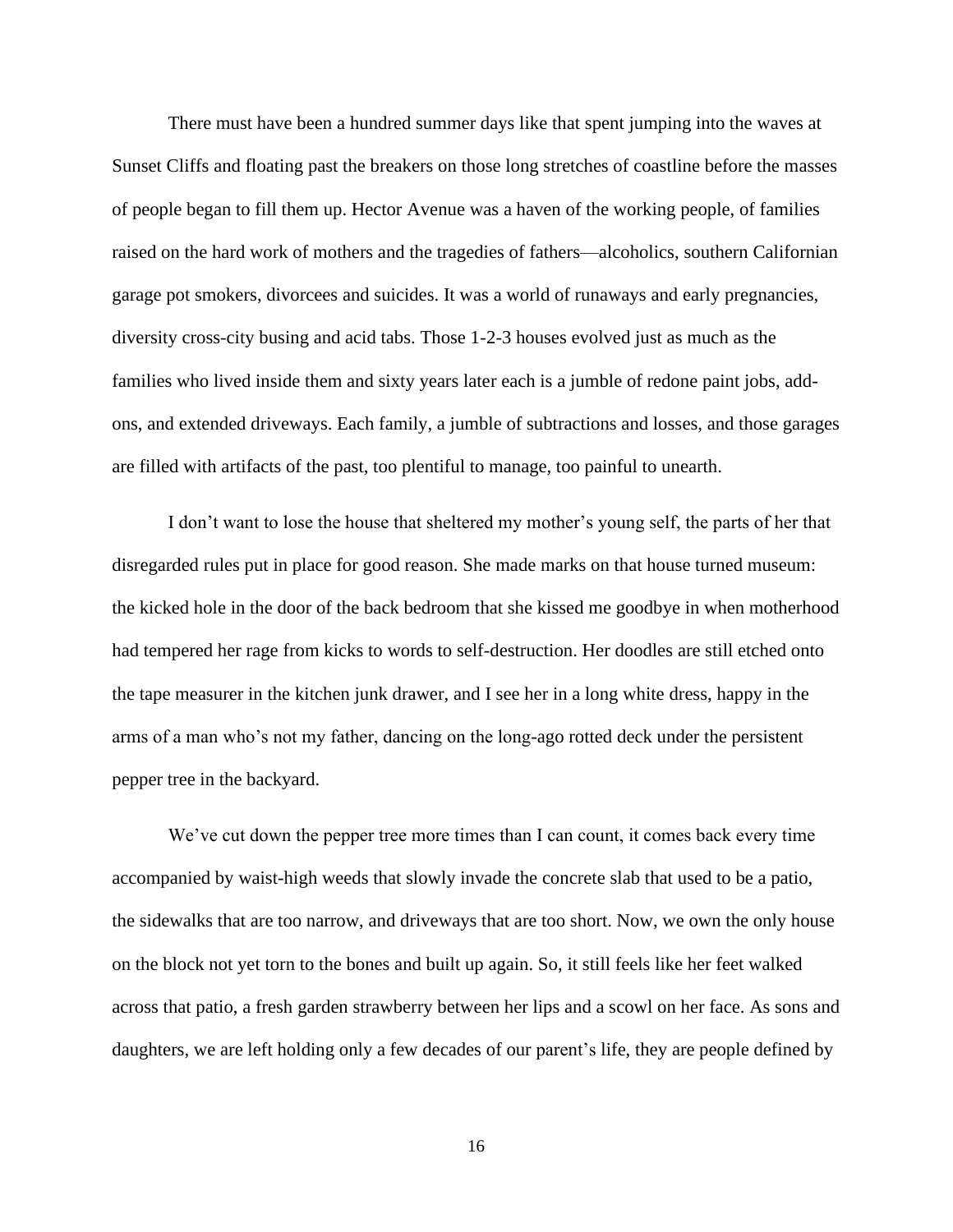There must have been a hundred summer days like that spent jumping into the waves at Sunset Cliffs and floating past the breakers on those long stretches of coastline before the masses of people began to fill them up. Hector Avenue was a haven of the working people, of families raised on the hard work of mothers and the tragedies of fathers—alcoholics, southern Californian garage pot smokers, divorcees and suicides. It was a world of runaways and early pregnancies, diversity cross-city busing and acid tabs. Those 1-2-3 houses evolved just as much as the families who lived inside them and sixty years later each is a jumble of redone paint jobs, add-ons, and extended driveways. Each family, a jumble of subtractions and losses, and those garages are filled with artifacts of the past, too plentiful to manage, too painful to unearth.

I don't want to lose the house that sheltered my mother's young self, the parts of her that disregarded rules put in place for good reason. She made marks on that house turned museum: the kicked hole in the door of the back bedroom that she kissed me goodbye in when motherhood had tempered her rage from kicks to words to self-destruction. Her doodles are still etched onto the tape measurer in the kitchen junk drawer, and I see her in a long white dress, happy in the arms of a man who's not my father, dancing on the long-ago rotted deck under the persistent pepper tree in the backyard.

We've cut down the pepper tree more times than I can count, it comes back every time accompanied by waist-high weeds that slowly invade the concrete slab that used to be a patio, the sidewalks that are too narrow, and driveways that are too short. Now, we own the only house on the block not yet torn to the bones and built up again. So, it still feels like her feet walked across that patio, a fresh garden strawberry between her lips and a scowl on her face. As sons and daughters, we are left holding only a few decades of our parent's life, they are people defined by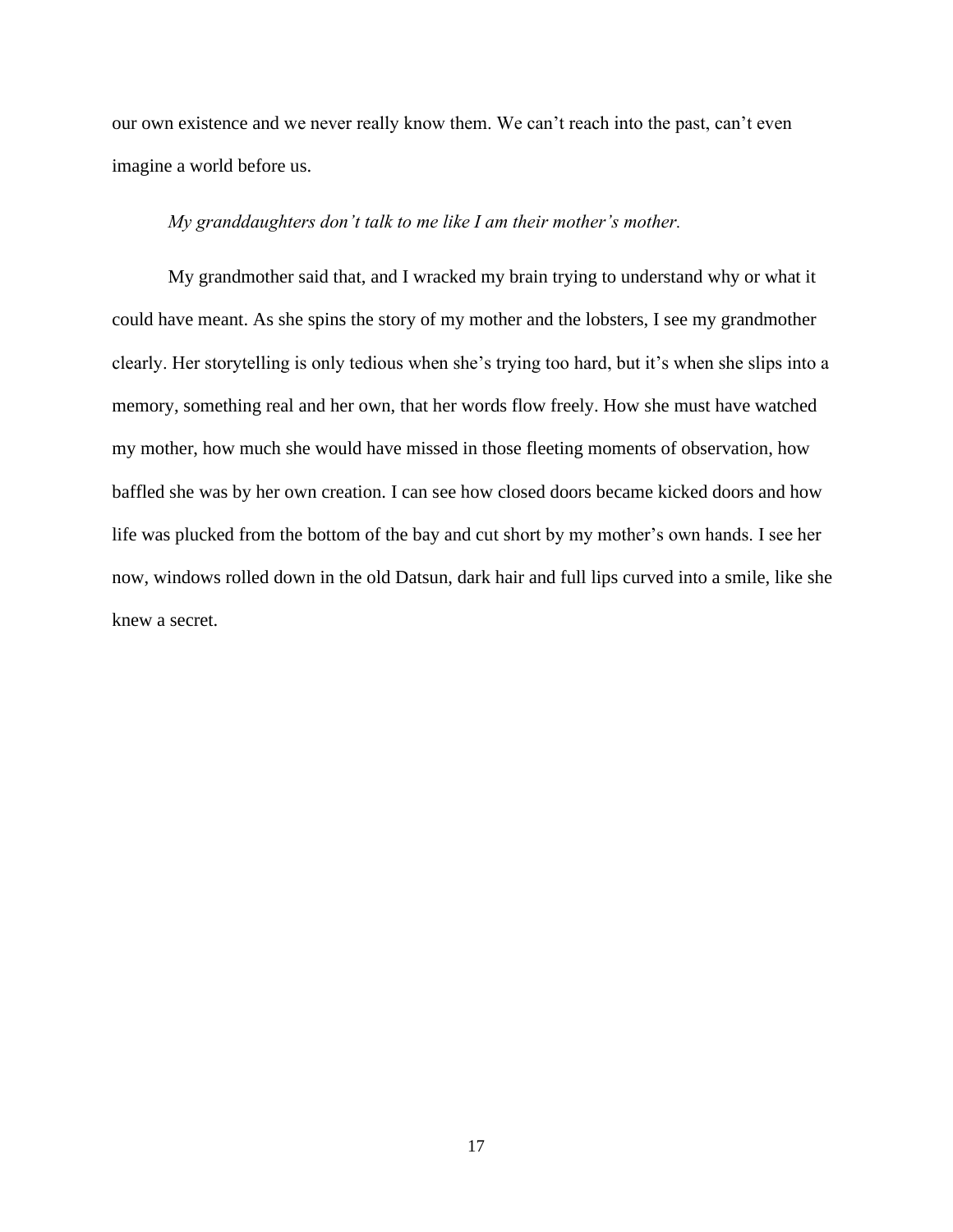our own existence and we never really know them. We can't reach into the past, can't even imagine a world before us.

*My granddaughters don't talk to me like I am their mother's mother.*

My grandmother said that, and I wracked my brain trying to understand why or what it could have meant. As she spins the story of my mother and the lobsters, I see my grandmother clearly. Her storytelling is only tedious when she's trying too hard, but it's when she slips into a memory, something real and her own, that her words flow freely. How she must have watched my mother, how much she would have missed in those fleeting moments of observation, how baffled she was by her own creation. I can see how closed doors became kicked doors and how life was plucked from the bottom of the bay and cut short by my mother's own hands. I see her now, windows rolled down in the old Datsun, dark hair and full lips curved into a smile, like she knew a secret.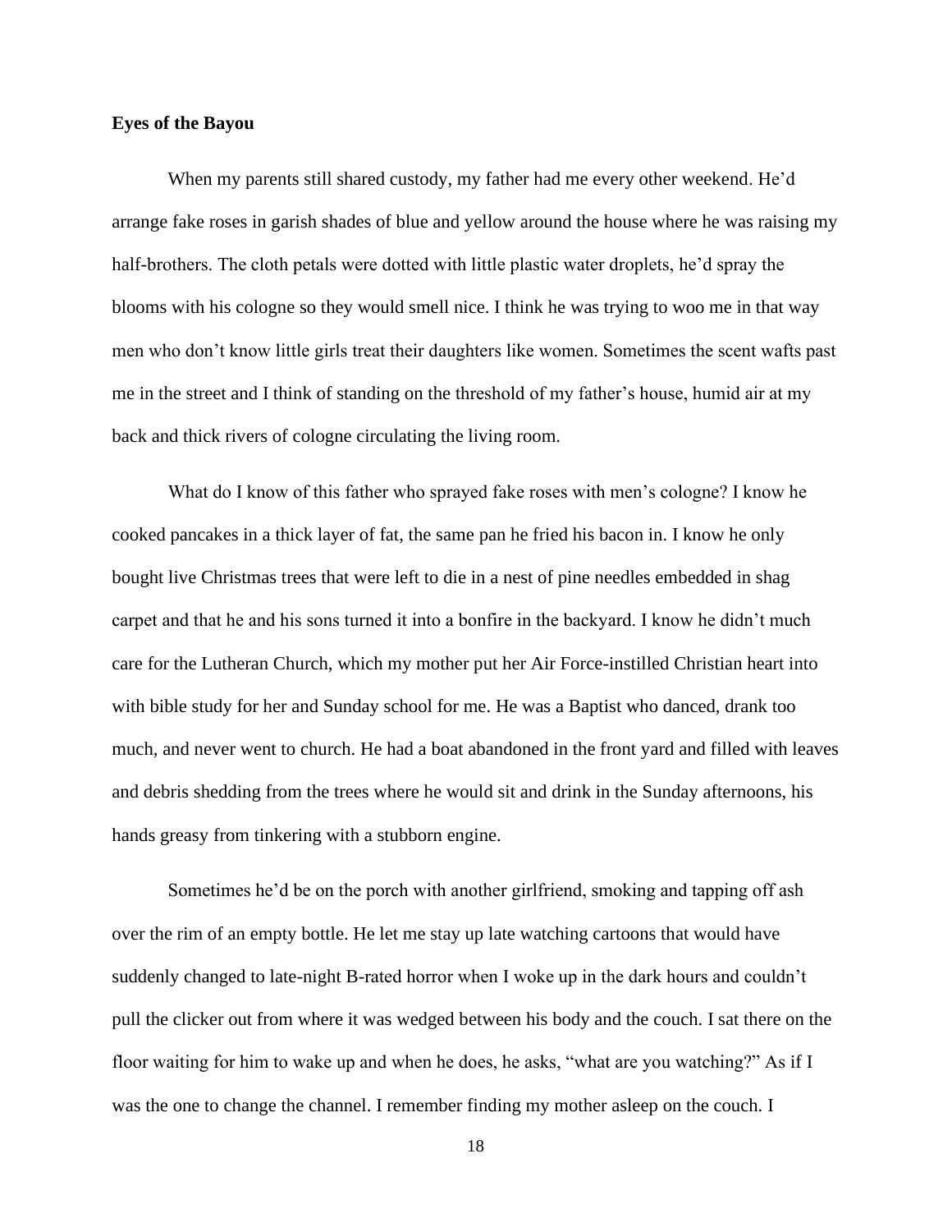**Eyes of the Bayou**

When my parents still shared custody, my father had me every other weekend. He'd arrange fake roses in garish shades of blue and yellow around the house where he was raising my half-brothers. The cloth petals were dotted with little plastic water droplets, he'd spray the blooms with his cologne so they would smell nice. I think he was trying to woo me in that way men who don't know little girls treat their daughters like women. Sometimes the scent wafts past me in the street and I think of standing on the threshold of my father's house, humid air at my back and thick rivers of cologne circulating the living room.

What do I know of this father who sprayed fake roses with men's cologne? I know he cooked pancakes in a thick layer of fat, the same pan he fried his bacon in. I know he only bought live Christmas trees that were left to die in a nest of pine needles embedded in shag carpet and that he and his sons turned it into a bonfire in the backyard. I know he didn't much care for the Lutheran Church, which my mother put her Air Force-instilled Christian heart into with bible study for her and Sunday school for me. He was a Baptist who danced, drank too much, and never went to church. He had a boat abandoned in the front yard and filled with leaves and debris shedding from the trees where he would sit and drink in the Sunday afternoons, his hands greasy from tinkering with a stubborn engine.

Sometimes he'd be on the porch with another girlfriend, smoking and tapping off ash over the rim of an empty bottle. He let me stay up late watching cartoons that would have suddenly changed to late-night B-rated horror when I woke up in the dark hours and couldn't pull the clicker out from where it was wedged between his body and the couch. I sat there on the floor waiting for him to wake up and when he does, he asks, "what are you watching?" As if I was the one to change the channel. I remember finding my mother asleep on the couch. I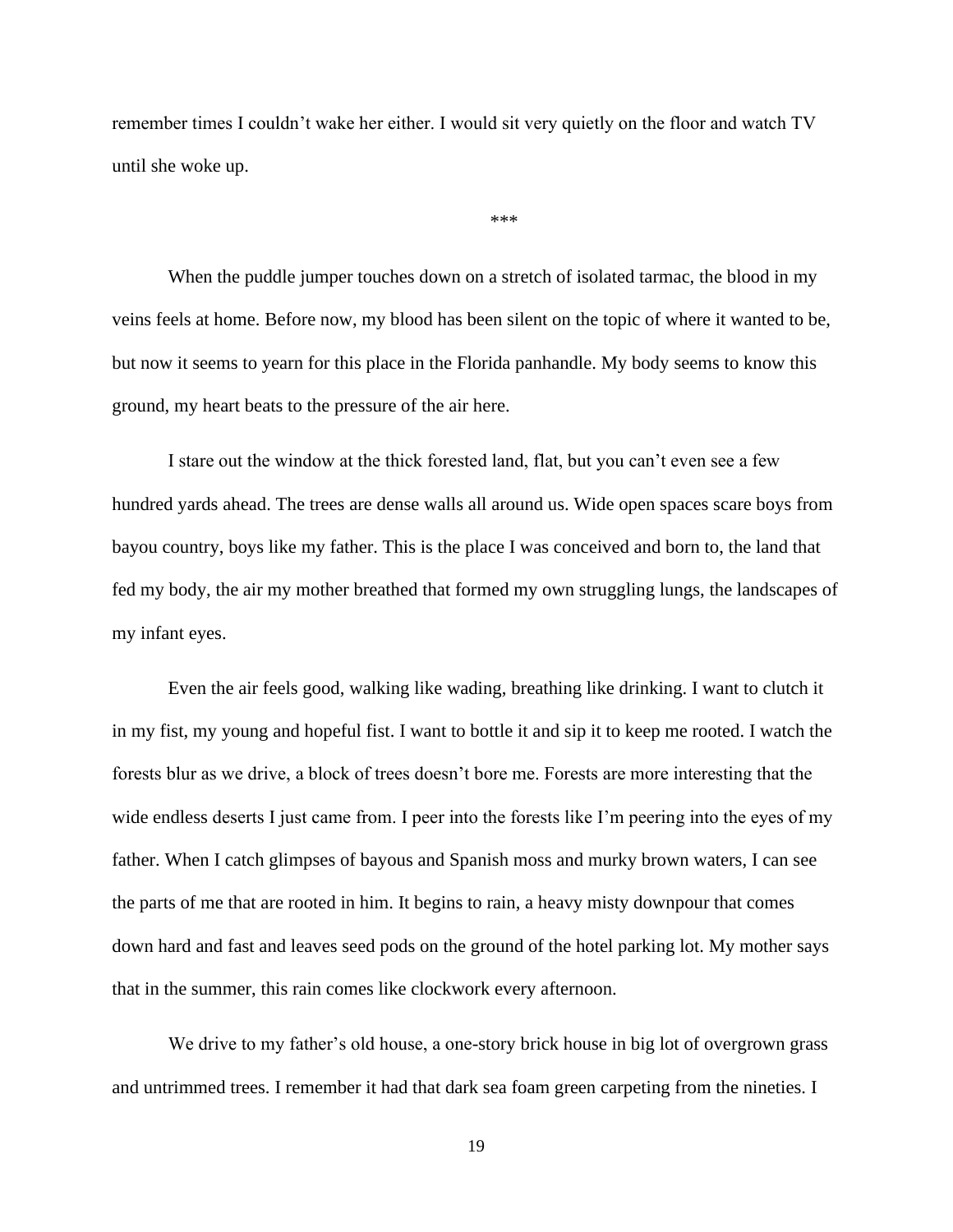remember times I couldn't wake her either. I would sit very quietly on the floor and watch TV until she woke up.

***

When the puddle jumper touches down on a stretch of isolated tarmac, the blood in my veins feels at home. Before now, my blood has been silent on the topic of where it wanted to be, but now it seems to yearn for this place in the Florida panhandle. My body seems to know this ground, my heart beats to the pressure of the air here.

I stare out the window at the thick forested land, flat, but you can't even see a few hundred yards ahead. The trees are dense walls all around us. Wide open spaces scare boys from bayou country, boys like my father. This is the place I was conceived and born to, the land that fed my body, the air my mother breathed that formed my own struggling lungs, the landscapes of my infant eyes.

Even the air feels good, walking like wading, breathing like drinking. I want to clutch it in my fist, my young and hopeful fist. I want to bottle it and sip it to keep me rooted. I watch the forests blur as we drive, a block of trees doesn't bore me. Forests are more interesting that the wide endless deserts I just came from. I peer into the forests like I'm peering into the eyes of my father. When I catch glimpses of bayous and Spanish moss and murky brown waters, I can see the parts of me that are rooted in him. It begins to rain, a heavy misty downpour that comes down hard and fast and leaves seed pods on the ground of the hotel parking lot. My mother says that in the summer, this rain comes like clockwork every afternoon.

We drive to my father's old house, a one-story brick house in big lot of overgrown grass and untrimmed trees. I remember it had that dark sea foam green carpeting from the nineties. I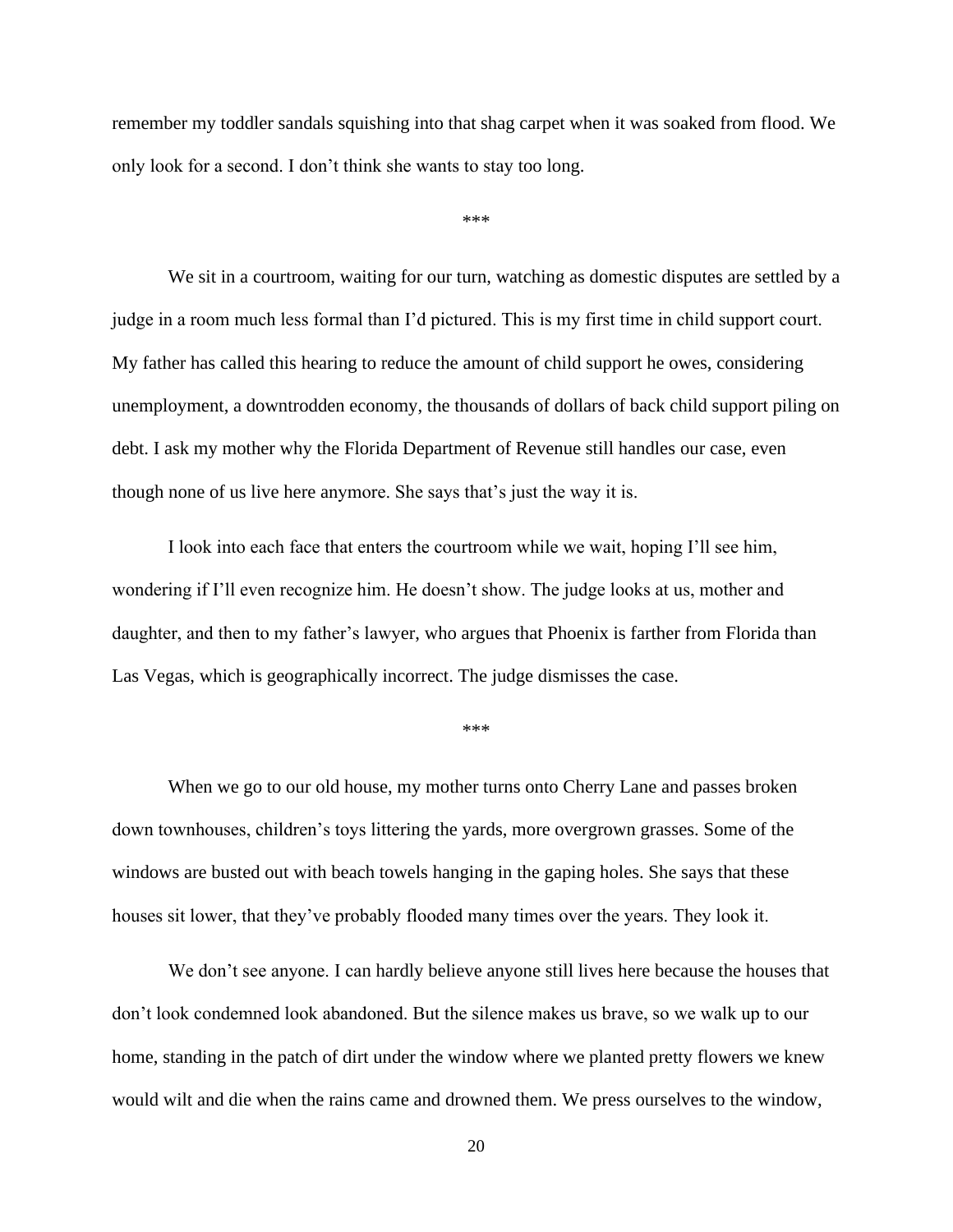remember my toddler sandals squishing into that shag carpet when it was soaked from flood. We only look for a second. I don't think she wants to stay too long.

***

We sit in a courtroom, waiting for our turn, watching as domestic disputes are settled by a judge in a room much less formal than I'd pictured. This is my first time in child support court. My father has called this hearing to reduce the amount of child support he owes, considering unemployment, a downtrodden economy, the thousands of dollars of back child support piling on debt. I ask my mother why the Florida Department of Revenue still handles our case, even though none of us live here anymore. She says that's just the way it is.

I look into each face that enters the courtroom while we wait, hoping I'll see him, wondering if I'll even recognize him. He doesn't show. The judge looks at us, mother and daughter, and then to my father's lawyer, who argues that Phoenix is farther from Florida than Las Vegas, which is geographically incorrect. The judge dismisses the case.

***

When we go to our old house, my mother turns onto Cherry Lane and passes broken down townhouses, children's toys littering the yards, more overgrown grasses. Some of the windows are busted out with beach towels hanging in the gaping holes. She says that these houses sit lower, that they've probably flooded many times over the years. They look it.

We don't see anyone. I can hardly believe anyone still lives here because the houses that don't look condemned look abandoned. But the silence makes us brave, so we walk up to our home, standing in the patch of dirt under the window where we planted pretty flowers we knew would wilt and die when the rains came and drowned them. We press ourselves to the window,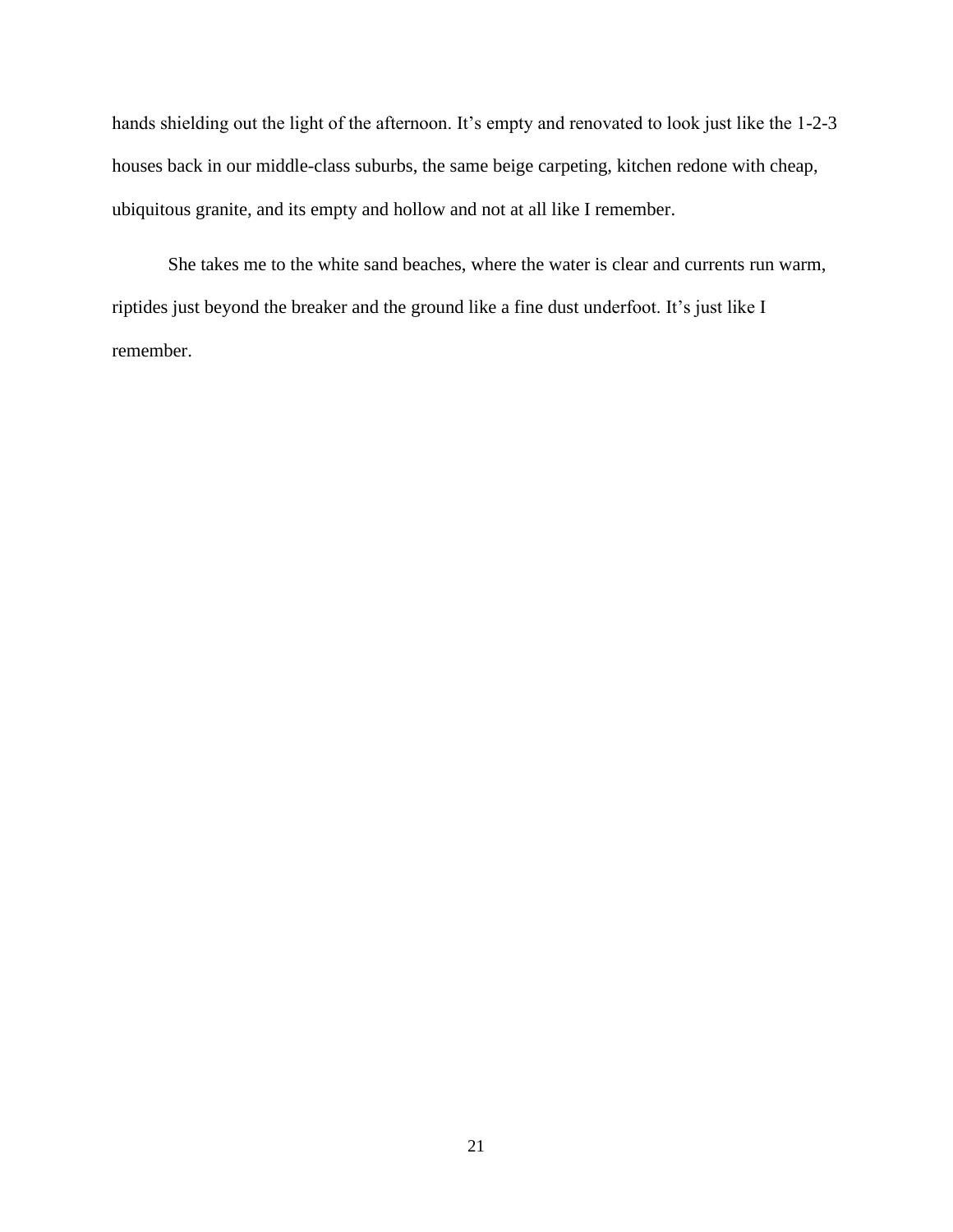hands shielding out the light of the afternoon. It's empty and renovated to look just like the 1-2-3 houses back in our middle-class suburbs, the same beige carpeting, kitchen redone with cheap, ubiquitous granite, and its empty and hollow and not at all like I remember.

She takes me to the white sand beaches, where the water is clear and currents run warm, riptides just beyond the breaker and the ground like a fine dust underfoot. It's just like I remember.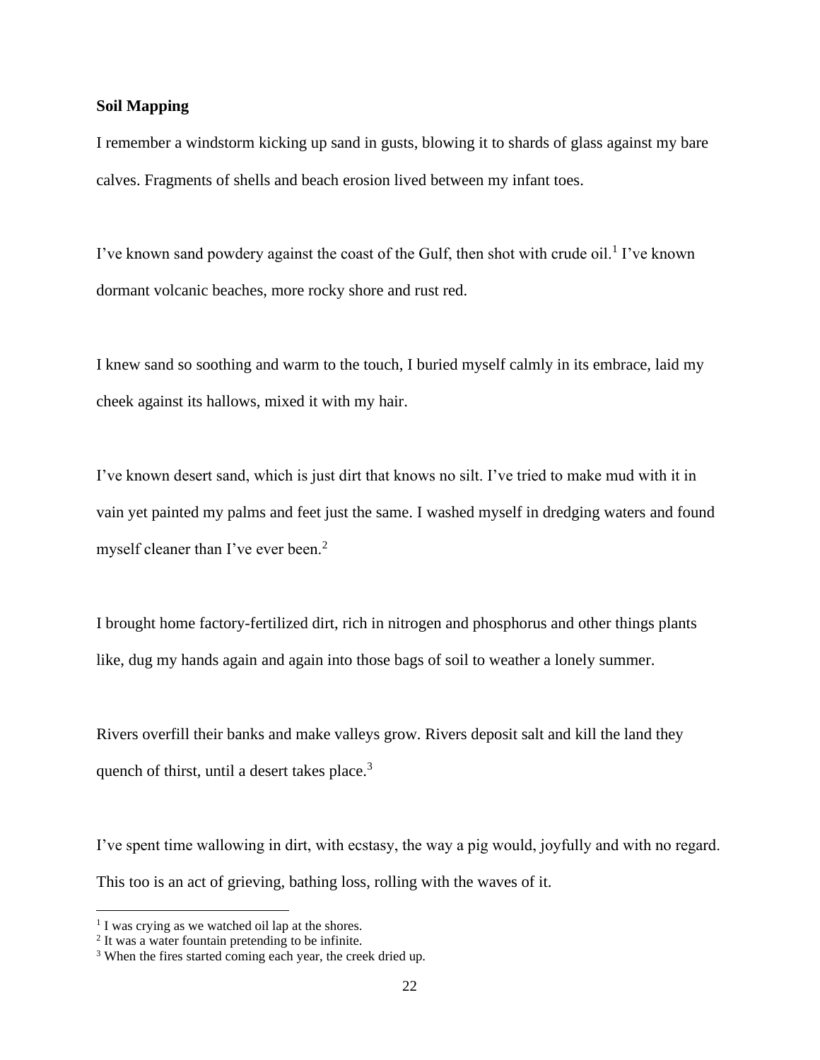**Soil Mapping**

I remember a windstorm kicking up sand in gusts, blowing it to shards of glass against my bare calves. Fragments of shells and beach erosion lived between my infant toes.

I've known sand powdery against the coast of the Gulf, then shot with crude oil.[1] I've known dormant volcanic beaches, more rocky shore and rust red.

I knew sand so soothing and warm to the touch, I buried myself calmly in its embrace, laid my cheek against its hallows, mixed it with my hair.

I've known desert sand, which is just dirt that knows no silt. I've tried to make mud with it in vain yet painted my palms and feet just the same. I washed myself in dredging waters and found myself cleaner than I've ever been.[2]

I brought home factory-fertilized dirt, rich in nitrogen and phosphorus and other things plants like, dug my hands again and again into those bags of soil to weather a lonely summer.

Rivers overfill their banks and make valleys grow. Rivers deposit salt and kill the land they quench of thirst, until a desert takes place.[3]

I've spent time wallowing in dirt, with ecstasy, the way a pig would, joyfully and with no regard. This too is an act of grieving, bathing loss, rolling with the waves of it.

---

[1] I was crying as we watched oil lap at the shores.

[2] It was a water fountain pretending to be infinite.

[3] When the fires started coming each year, the creek dried up.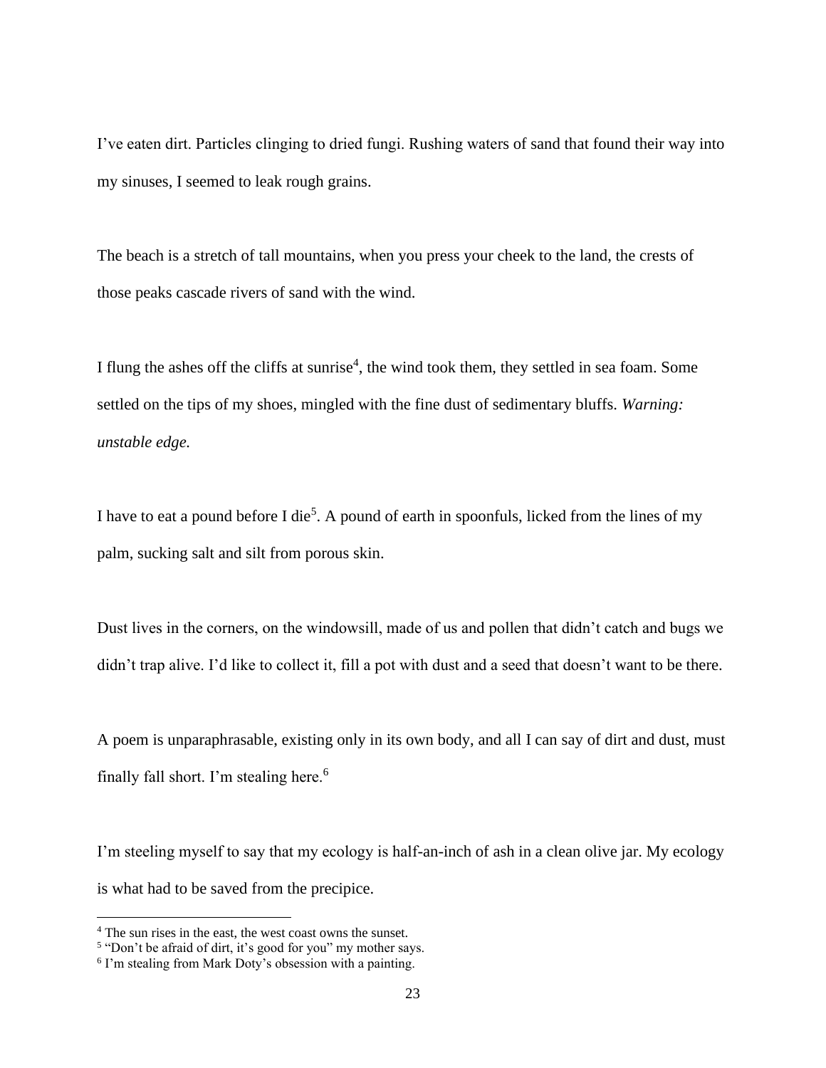I’ve eaten dirt. Particles clinging to dried fungi. Rushing waters of sand that found their way into my sinuses, I seemed to leak rough grains.

The beach is a stretch of tall mountains, when you press your cheek to the land, the crests of those peaks cascade rivers of sand with the wind.

I flung the ashes off the cliffs at sunrise[4], the wind took them, they settled in sea foam. Some settled on the tips of my shoes, mingled with the fine dust of sedimentary bluffs. *Warning: unstable edge.*

I have to eat a pound before I die[5]. A pound of earth in spoonfuls, licked from the lines of my palm, sucking salt and silt from porous skin.

Dust lives in the corners, on the windowsill, made of us and pollen that didn’t catch and bugs we didn’t trap alive. I’d like to collect it, fill a pot with dust and a seed that doesn’t want to be there.

A poem is unparaphrasable, existing only in its own body, and all I can say of dirt and dust, must finally fall short. I’m stealing here.[6]

I’m steeling myself to say that my ecology is half-an-inch of ash in a clean olive jar. My ecology is what had to be saved from the precipice.

---

[4] The sun rises in the east, the west coast owns the sunset.

[5] “Don’t be afraid of dirt, it’s good for you” my mother says.

[6] I’m stealing from Mark Doty’s obsession with a painting.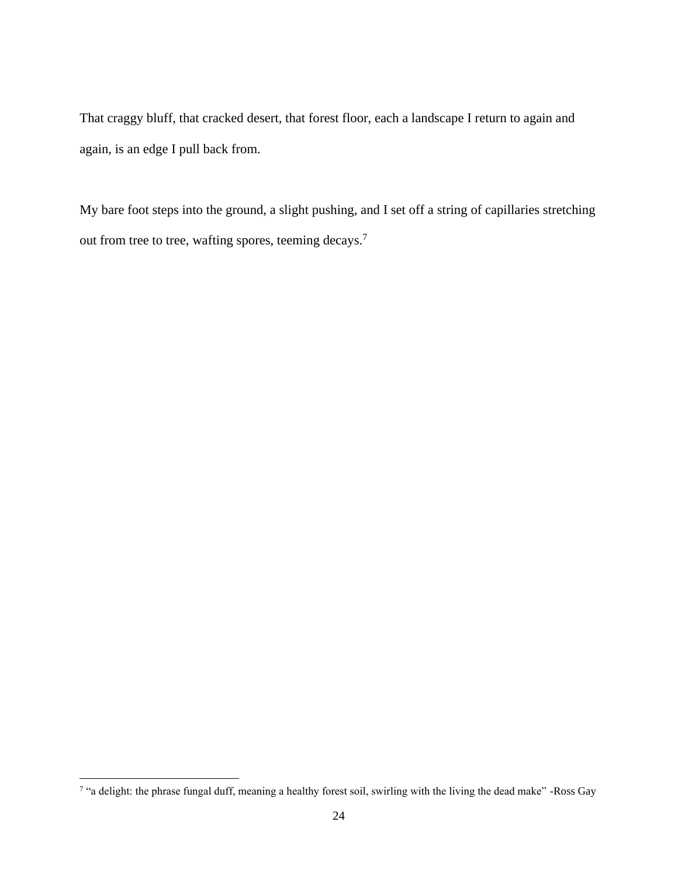That craggy bluff, that cracked desert, that forest floor, each a landscape I return to again and again, is an edge I pull back from.

My bare foot steps into the ground, a slight pushing, and I set off a string of capillaries stretching out from tree to tree, wafting spores, teeming decays.[7]

[7] "a delight: the phrase fungal duff, meaning a healthy forest soil, swirling with the living the dead make" -Ross Gay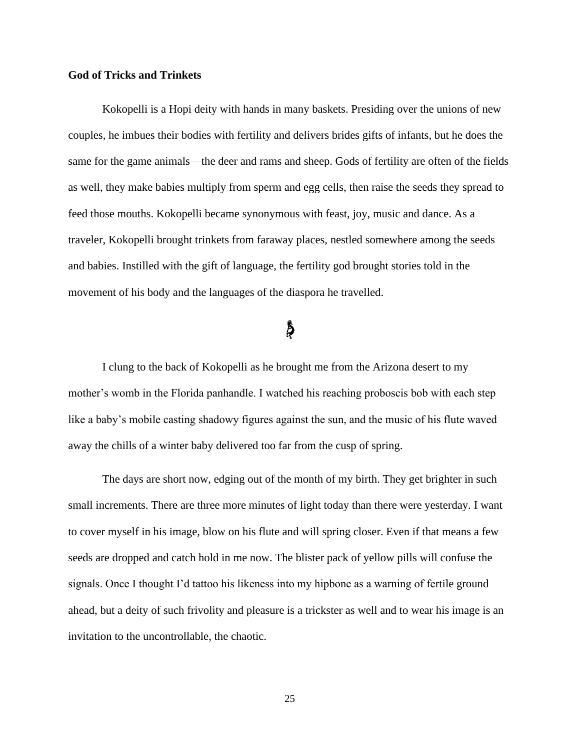**God of Tricks and Trinkets**

Kokopelli is a Hopi deity with hands in many baskets. Presiding over the unions of new couples, he imbues their bodies with fertility and delivers brides gifts of infants, but he does the same for the game animals—the deer and rams and sheep. Gods of fertility are often of the fields as well, they make babies multiply from sperm and egg cells, then raise the seeds they spread to feed those mouths. Kokopelli became synonymous with feast, joy, music and dance. As a traveler, Kokopelli brought trinkets from faraway places, nestled somewhere among the seeds and babies. Instilled with the gift of language, the fertility god brought stories told in the movement of his body and the languages of the diaspora he travelled.

I clung to the back of Kokopelli as he brought me from the Arizona desert to my mother's womb in the Florida panhandle. I watched his reaching proboscis bob with each step like a baby's mobile casting shadowy figures against the sun, and the music of his flute waved away the chills of a winter baby delivered too far from the cusp of spring.

The days are short now, edging out of the month of my birth. They get brighter in such small increments. There are three more minutes of light today than there were yesterday. I want to cover myself in his image, blow on his flute and will spring closer. Even if that means a few seeds are dropped and catch hold in me now. The blister pack of yellow pills will confuse the signals. Once I thought I'd tattoo his likeness into my hipbone as a warning of fertile ground ahead, but a deity of such frivolity and pleasure is a trickster as well and to wear his image is an invitation to the uncontrollable, the chaotic.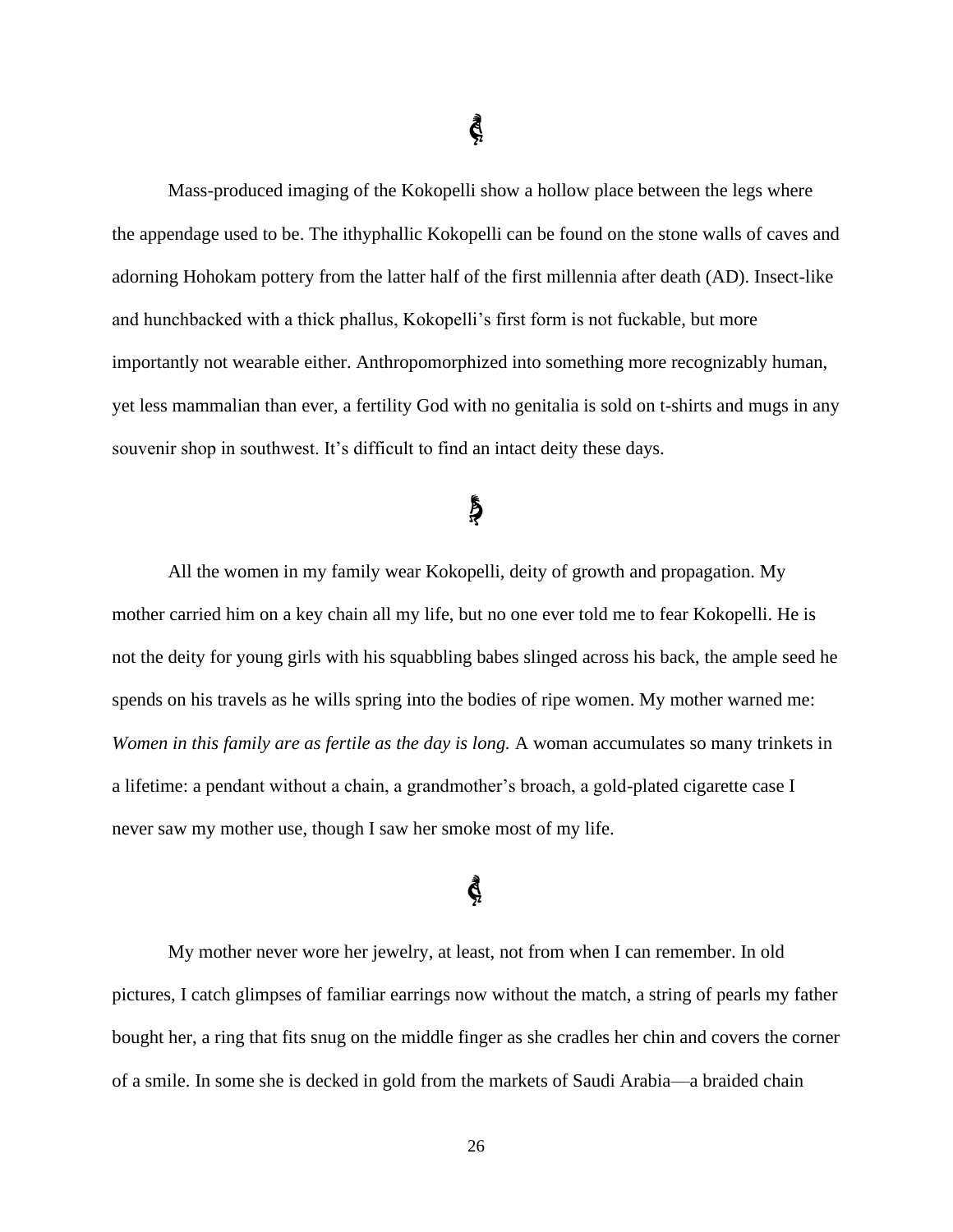Mass-produced imaging of the Kokopelli show a hollow place between the legs where the appendage used to be. The ithyphallic Kokopelli can be found on the stone walls of caves and adorning Hohokam pottery from the latter half of the first millennia after death (AD). Insect-like and hunchbacked with a thick phallus, Kokopelli's first form is not fuckable, but more importantly not wearable either. Anthropomorphized into something more recognizably human, yet less mammalian than ever, a fertility God with no genitalia is sold on t-shirts and mugs in any souvenir shop in southwest. It's difficult to find an intact deity these days.

All the women in my family wear Kokopelli, deity of growth and propagation. My mother carried him on a key chain all my life, but no one ever told me to fear Kokopelli. He is not the deity for young girls with his squabbling babes slinged across his back, the ample seed he spends on his travels as he wills spring into the bodies of ripe women. My mother warned me: *Women in this family are as fertile as the day is long.* A woman accumulates so many trinkets in a lifetime: a pendant without a chain, a grandmother's broach, a gold-plated cigarette case I never saw my mother use, though I saw her smoke most of my life.

My mother never wore her jewelry, at least, not from when I can remember. In old pictures, I catch glimpses of familiar earrings now without the match, a string of pearls my father bought her, a ring that fits snug on the middle finger as she cradles her chin and covers the corner of a smile. In some she is decked in gold from the markets of Saudi Arabia—a braided chain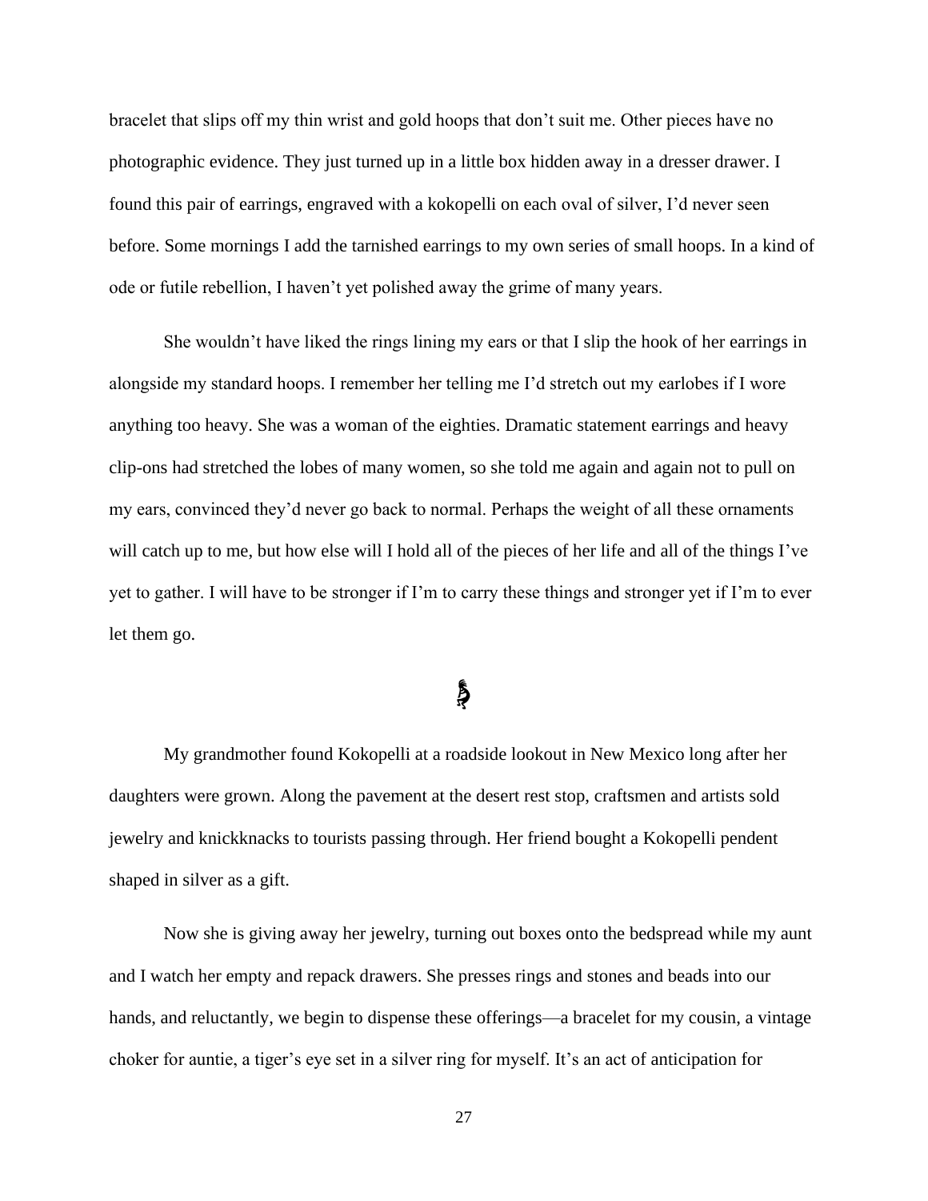bracelet that slips off my thin wrist and gold hoops that don't suit me. Other pieces have no photographic evidence. They just turned up in a little box hidden away in a dresser drawer. I found this pair of earrings, engraved with a kokopelli on each oval of silver, I'd never seen before. Some mornings I add the tarnished earrings to my own series of small hoops. In a kind of ode or futile rebellion, I haven't yet polished away the grime of many years.

She wouldn't have liked the rings lining my ears or that I slip the hook of her earrings in alongside my standard hoops. I remember her telling me I'd stretch out my earlobes if I wore anything too heavy. She was a woman of the eighties. Dramatic statement earrings and heavy clip-ons had stretched the lobes of many women, so she told me again and again not to pull on my ears, convinced they'd never go back to normal. Perhaps the weight of all these ornaments will catch up to me, but how else will I hold all of the pieces of her life and all of the things I've yet to gather. I will have to be stronger if I'm to carry these things and stronger yet if I'm to ever let them go.

My grandmother found Kokopelli at a roadside lookout in New Mexico long after her daughters were grown. Along the pavement at the desert rest stop, craftsmen and artists sold jewelry and knickknacks to tourists passing through. Her friend bought a Kokopelli pendent shaped in silver as a gift.

Now she is giving away her jewelry, turning out boxes onto the bedspread while my aunt and I watch her empty and repack drawers. She presses rings and stones and beads into our hands, and reluctantly, we begin to dispense these offerings—a bracelet for my cousin, a vintage choker for auntie, a tiger's eye set in a silver ring for myself. It's an act of anticipation for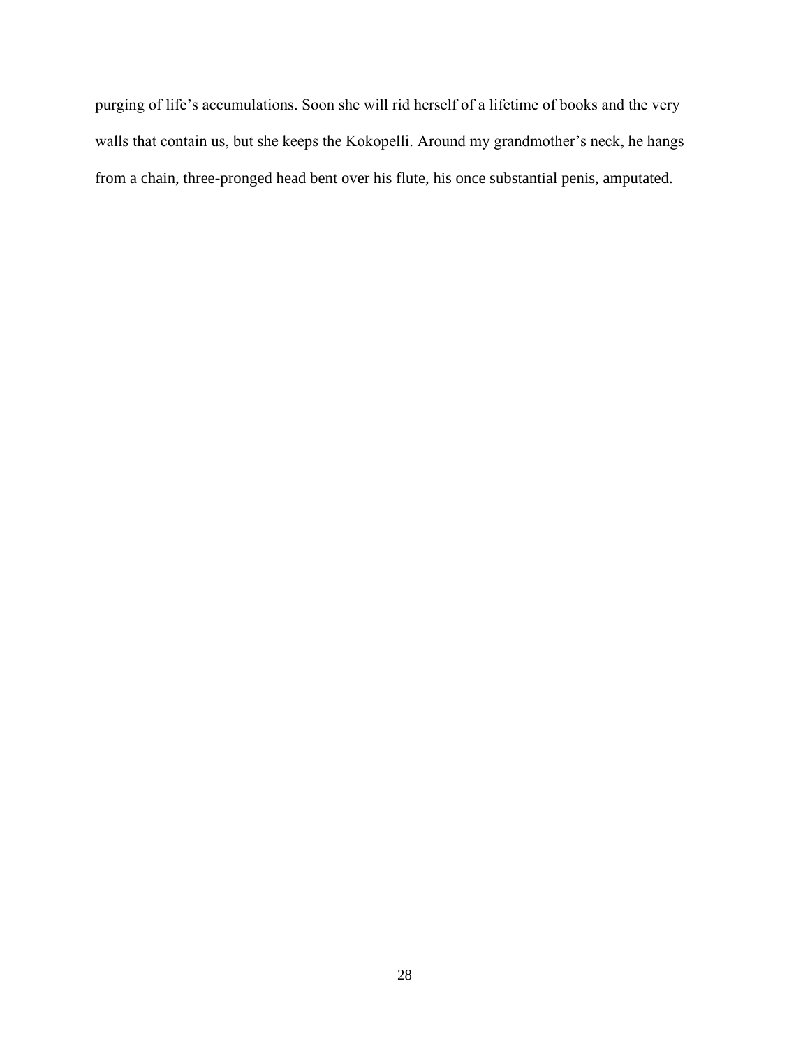purging of life's accumulations. Soon she will rid herself of a lifetime of books and the very walls that contain us, but she keeps the Kokopelli. Around my grandmother's neck, he hangs from a chain, three-pronged head bent over his flute, his once substantial penis, amputated.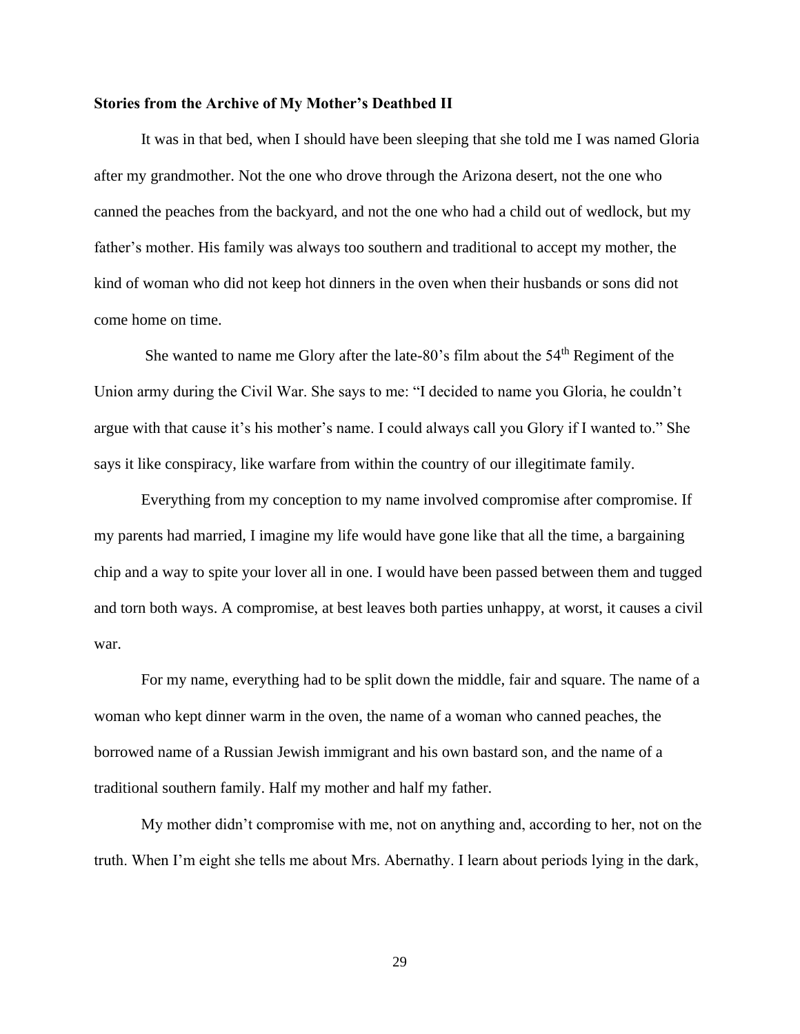**Stories from the Archive of My Mother's Deathbed II**

It was in that bed, when I should have been sleeping that she told me I was named Gloria after my grandmother. Not the one who drove through the Arizona desert, not the one who canned the peaches from the backyard, and not the one who had a child out of wedlock, but my father's mother. His family was always too southern and traditional to accept my mother, the kind of woman who did not keep hot dinners in the oven when their husbands or sons did not come home on time.

She wanted to name me Glory after the late-80's film about the 54th Regiment of the Union army during the Civil War. She says to me: "I decided to name you Gloria, he couldn't argue with that cause it's his mother's name. I could always call you Glory if I wanted to." She says it like conspiracy, like warfare from within the country of our illegitimate family.

Everything from my conception to my name involved compromise after compromise. If my parents had married, I imagine my life would have gone like that all the time, a bargaining chip and a way to spite your lover all in one. I would have been passed between them and tugged and torn both ways. A compromise, at best leaves both parties unhappy, at worst, it causes a civil war.

For my name, everything had to be split down the middle, fair and square. The name of a woman who kept dinner warm in the oven, the name of a woman who canned peaches, the borrowed name of a Russian Jewish immigrant and his own bastard son, and the name of a traditional southern family. Half my mother and half my father.

My mother didn't compromise with me, not on anything and, according to her, not on the truth. When I'm eight she tells me about Mrs. Abernathy. I learn about periods lying in the dark,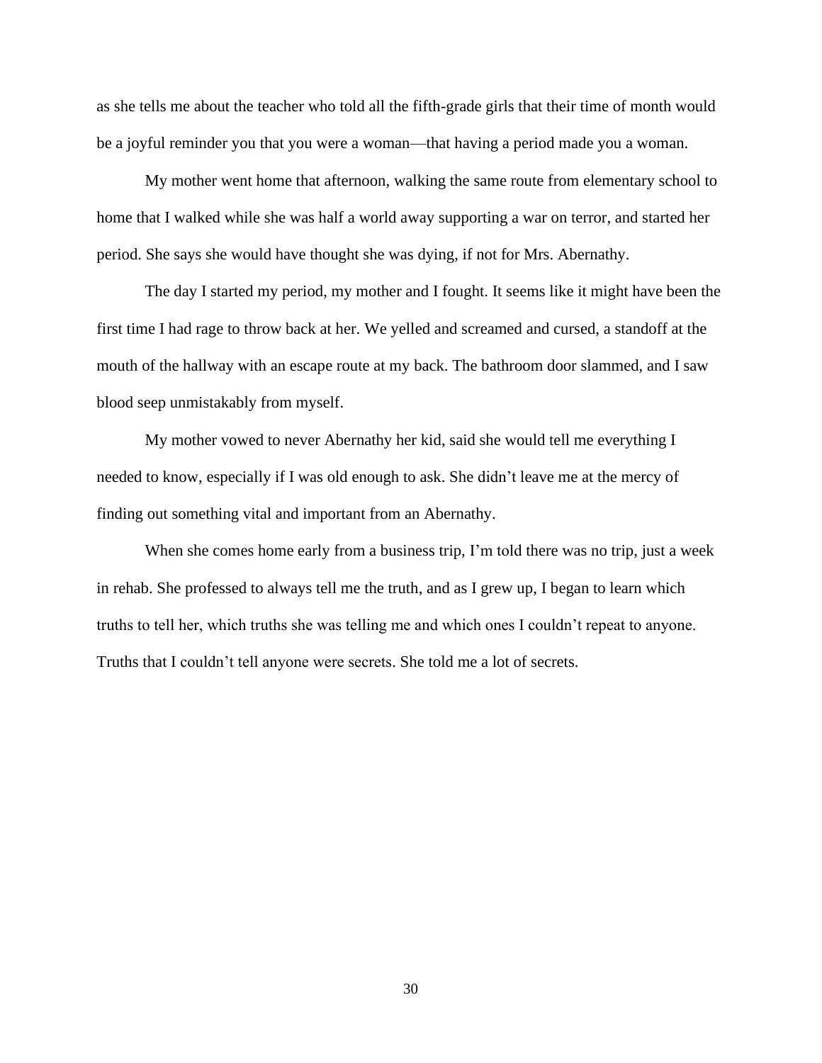as she tells me about the teacher who told all the fifth-grade girls that their time of month would be a joyful reminder you that you were a woman—that having a period made you a woman.

My mother went home that afternoon, walking the same route from elementary school to home that I walked while she was half a world away supporting a war on terror, and started her period. She says she would have thought she was dying, if not for Mrs. Abernathy.

The day I started my period, my mother and I fought. It seems like it might have been the first time I had rage to throw back at her. We yelled and screamed and cursed, a standoff at the mouth of the hallway with an escape route at my back. The bathroom door slammed, and I saw blood seep unmistakably from myself.

My mother vowed to never Abernathy her kid, said she would tell me everything I needed to know, especially if I was old enough to ask. She didn't leave me at the mercy of finding out something vital and important from an Abernathy.

When she comes home early from a business trip, I'm told there was no trip, just a week in rehab. She professed to always tell me the truth, and as I grew up, I began to learn which truths to tell her, which truths she was telling me and which ones I couldn't repeat to anyone. Truths that I couldn't tell anyone were secrets. She told me a lot of secrets.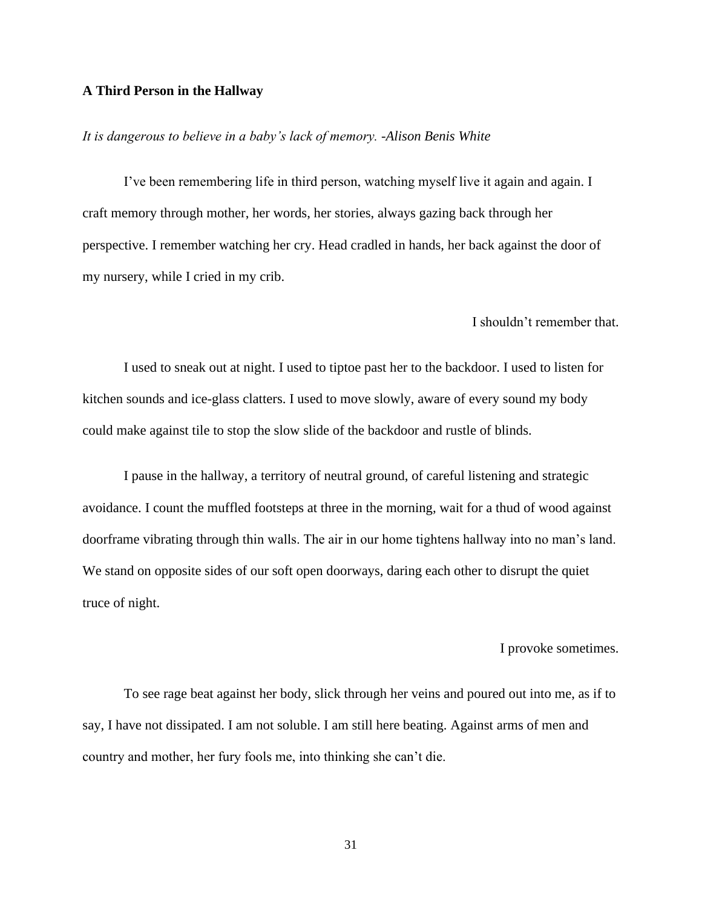**A Third Person in the Hallway**

*It is dangerous to believe in a baby's lack of memory. -Alison Benis White*

I've been remembering life in third person, watching myself live it again and again. I craft memory through mother, her words, her stories, always gazing back through her perspective. I remember watching her cry. Head cradled in hands, her back against the door of my nursery, while I cried in my crib.

I shouldn't remember that.

I used to sneak out at night. I used to tiptoe past her to the backdoor. I used to listen for kitchen sounds and ice-glass clatters. I used to move slowly, aware of every sound my body could make against tile to stop the slow slide of the backdoor and rustle of blinds.

I pause in the hallway, a territory of neutral ground, of careful listening and strategic avoidance. I count the muffled footsteps at three in the morning, wait for a thud of wood against doorframe vibrating through thin walls. The air in our home tightens hallway into no man's land. We stand on opposite sides of our soft open doorways, daring each other to disrupt the quiet truce of night.

I provoke sometimes.

To see rage beat against her body, slick through her veins and poured out into me, as if to say, I have not dissipated. I am not soluble. I am still here beating. Against arms of men and country and mother, her fury fools me, into thinking she can't die.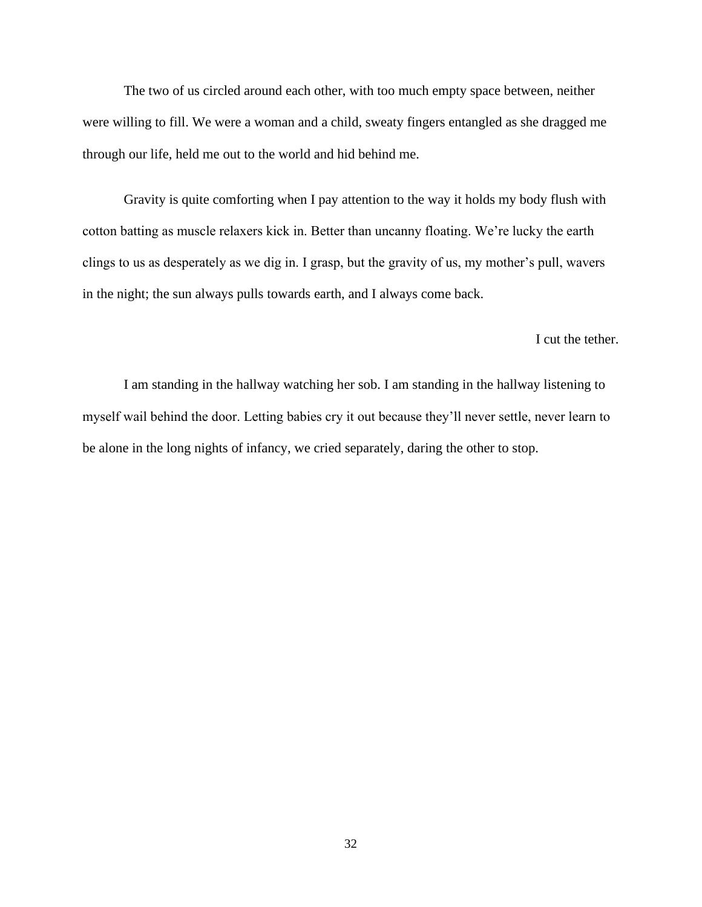The two of us circled around each other, with too much empty space between, neither were willing to fill. We were a woman and a child, sweaty fingers entangled as she dragged me through our life, held me out to the world and hid behind me.

Gravity is quite comforting when I pay attention to the way it holds my body flush with cotton batting as muscle relaxers kick in. Better than uncanny floating. We're lucky the earth clings to us as desperately as we dig in. I grasp, but the gravity of us, my mother's pull, wavers in the night; the sun always pulls towards earth, and I always come back.

I cut the tether.

I am standing in the hallway watching her sob. I am standing in the hallway listening to myself wail behind the door. Letting babies cry it out because they'll never settle, never learn to be alone in the long nights of infancy, we cried separately, daring the other to stop.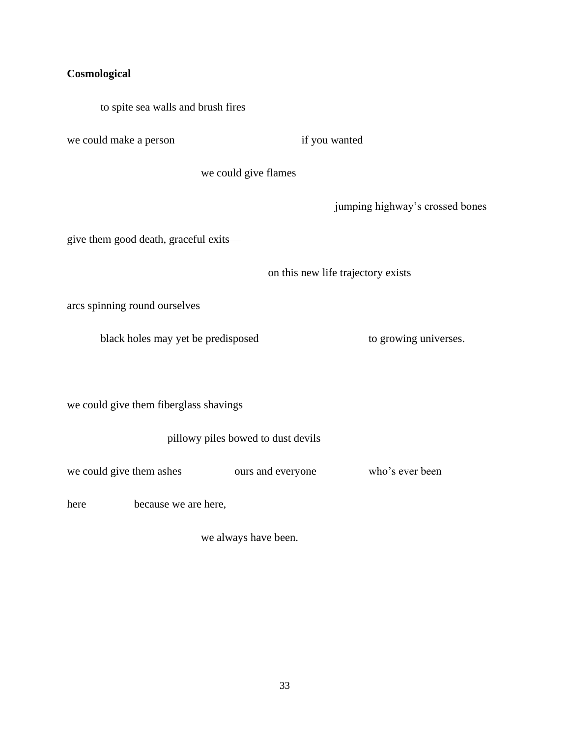**Cosmological**

to spite sea walls and brush fires

we could make a person                    if you wanted

we could give flames

jumping highway's crossed bones

give them good death, graceful exits—

on this new life trajectory exists

arcs spinning round ourselves

black holes may yet be predisposed                    to growing universes.

we could give them fiberglass shavings

pillowy piles bowed to dust devils

we could give them ashes          ours and everyone          who's ever been

here          because we are here,

we always have been.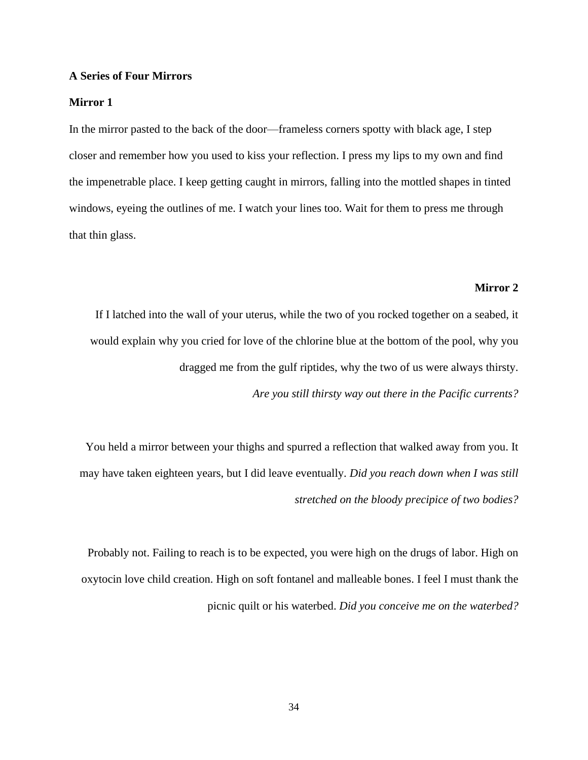**A Series of Four Mirrors**

**Mirror 1**

In the mirror pasted to the back of the door—frameless corners spotty with black age, I step closer and remember how you used to kiss your reflection. I press my lips to my own and find the impenetrable place. I keep getting caught in mirrors, falling into the mottled shapes in tinted windows, eyeing the outlines of me. I watch your lines too. Wait for them to press me through that thin glass.

**Mirror 2**

If I latched into the wall of your uterus, while the two of you rocked together on a seabed, it would explain why you cried for love of the chlorine blue at the bottom of the pool, why you dragged me from the gulf riptides, why the two of us were always thirsty. *Are you still thirsty way out there in the Pacific currents?*

You held a mirror between your thighs and spurred a reflection that walked away from you. It may have taken eighteen years, but I did leave eventually. *Did you reach down when I was still stretched on the bloody precipice of two bodies?*

Probably not. Failing to reach is to be expected, you were high on the drugs of labor. High on oxytocin love child creation. High on soft fontanel and malleable bones. I feel I must thank the picnic quilt or his waterbed. *Did you conceive me on the waterbed?*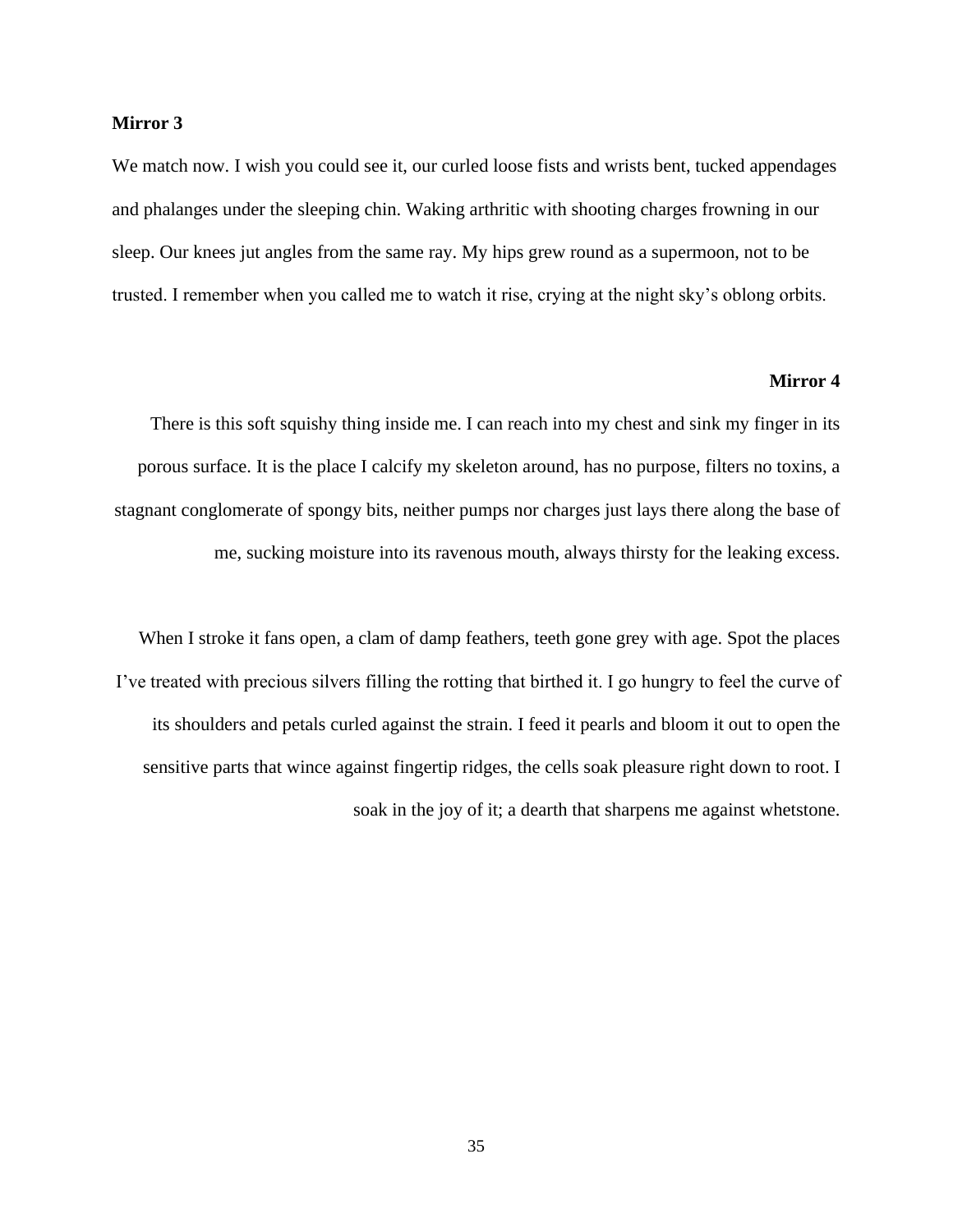**Mirror 3**

We match now. I wish you could see it, our curled loose fists and wrists bent, tucked appendages and phalanges under the sleeping chin. Waking arthritic with shooting charges frowning in our sleep. Our knees jut angles from the same ray. My hips grew round as a supermoon, not to be trusted. I remember when you called me to watch it rise, crying at the night sky's oblong orbits.

**Mirror 4**

There is this soft squishy thing inside me. I can reach into my chest and sink my finger in its porous surface. It is the place I calcify my skeleton around, has no purpose, filters no toxins, a stagnant conglomerate of spongy bits, neither pumps nor charges just lays there along the base of me, sucking moisture into its ravenous mouth, always thirsty for the leaking excess.

When I stroke it fans open, a clam of damp feathers, teeth gone grey with age. Spot the places I've treated with precious silvers filling the rotting that birthed it. I go hungry to feel the curve of its shoulders and petals curled against the strain. I feed it pearls and bloom it out to open the sensitive parts that wince against fingertip ridges, the cells soak pleasure right down to root. I soak in the joy of it; a dearth that sharpens me against whetstone.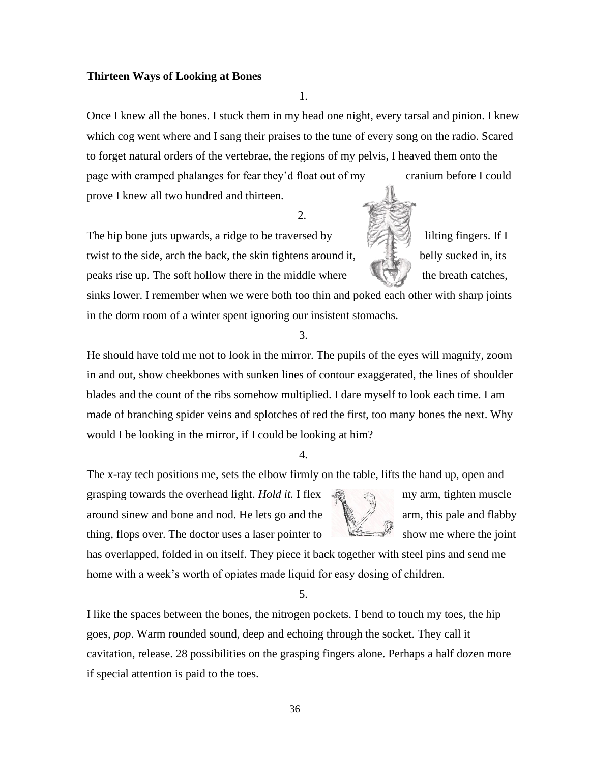**Thirteen Ways of Looking at Bones**

1.

Once I knew all the bones. I stuck them in my head one night, every tarsal and pinion. I knew which cog went where and I sang their praises to the tune of every song on the radio. Scared to forget natural orders of the vertebrae, the regions of my pelvis, I heaved them onto the page with cramped phalanges for fear they'd float out of my cranium before I could prove I knew all two hundred and thirteen.

2.

The hip bone juts upwards, a ridge to be traversed by lilting fingers. If I twist to the side, arch the back, the skin tightens around it, belly sucked in, its peaks rise up. The soft hollow there in the middle where the breath catches, sinks lower. I remember when we were both too thin and poked each other with sharp joints in the dorm room of a winter spent ignoring our insistent stomachs.

3.

He should have told me not to look in the mirror. The pupils of the eyes will magnify, zoom in and out, show cheekbones with sunken lines of contour exaggerated, the lines of shoulder blades and the count of the ribs somehow multiplied. I dare myself to look each time. I am made of branching spider veins and splotches of red the first, too many bones the next. Why would I be looking in the mirror, if I could be looking at him?

4.

The x-ray tech positions me, sets the elbow firmly on the table, lifts the hand up, open and grasping towards the overhead light. *Hold it.* I flex my arm, tighten muscle around sinew and bone and nod. He lets go and the arm, this pale and flabby thing, flops over. The doctor uses a laser pointer to show me where the joint has overlapped, folded in on itself. They piece it back together with steel pins and send me home with a week's worth of opiates made liquid for easy dosing of children.

5.

I like the spaces between the bones, the nitrogen pockets. I bend to touch my toes, the hip goes, *pop*. Warm rounded sound, deep and echoing through the socket. They call it cavitation, release. 28 possibilities on the grasping fingers alone. Perhaps a half dozen more if special attention is paid to the toes.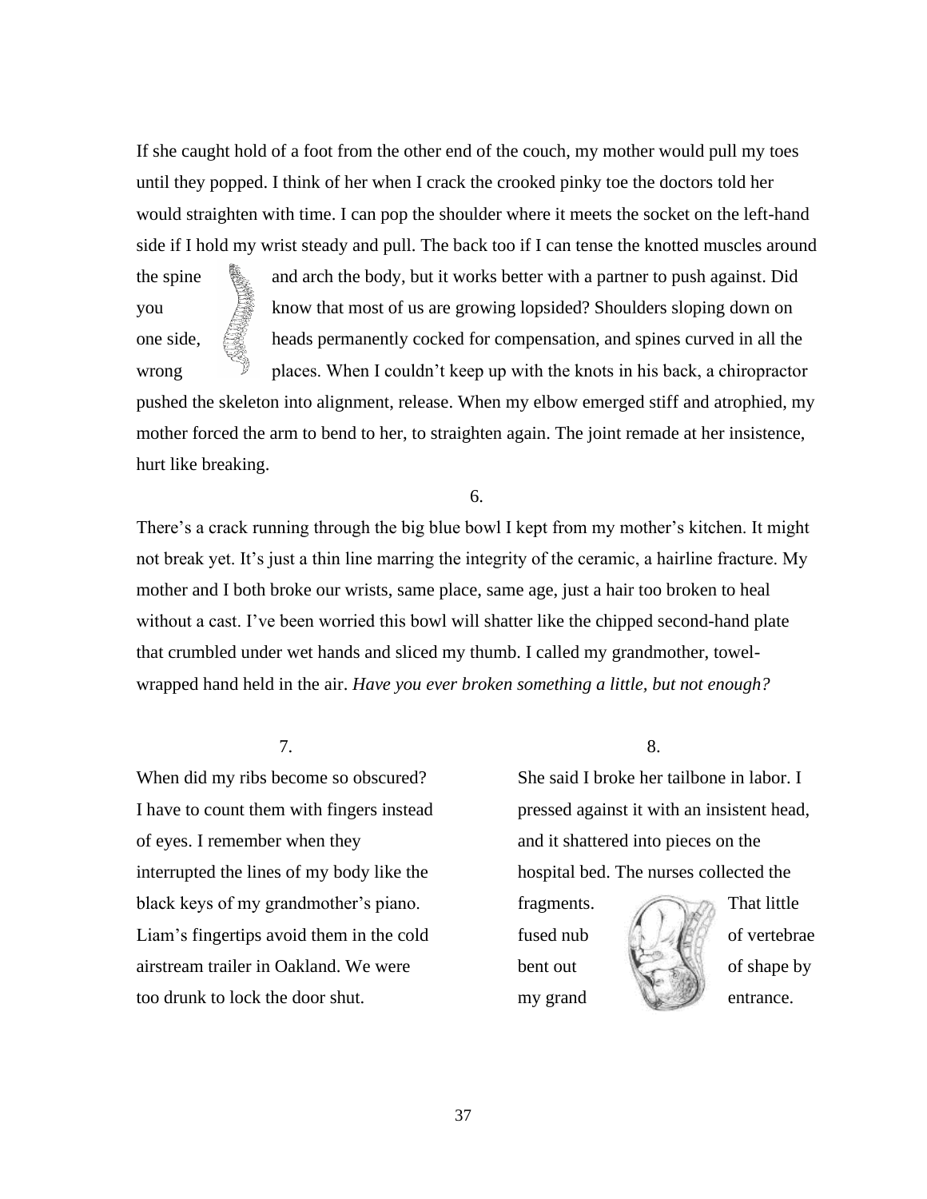If she caught hold of a foot from the other end of the couch, my mother would pull my toes until they popped. I think of her when I crack the crooked pinky toe the doctors told her would straighten with time. I can pop the shoulder where it meets the socket on the left-hand side if I hold my wrist steady and pull. The back too if I can tense the knotted muscles around the spine and arch the body, but it works better with a partner to push against. Did you know that most of us are growing lopsided? Shoulders sloping down on one side, heads permanently cocked for compensation, and spines curved in all the wrong places. When I couldn't keep up with the knots in his back, a chiropractor pushed the skeleton into alignment, release. When my elbow emerged stiff and atrophied, my mother forced the arm to bend to her, to straighten again. The joint remade at her insistence, hurt like breaking.

6.

There's a crack running through the big blue bowl I kept from my mother's kitchen. It might not break yet. It's just a thin line marring the integrity of the ceramic, a hairline fracture. My mother and I both broke our wrists, same place, same age, just a hair too broken to heal without a cast. I've been worried this bowl will shatter like the chipped second-hand plate that crumbled under wet hands and sliced my thumb. I called my grandmother, towel-wrapped hand held in the air. *Have you ever broken something a little, but not enough?*

7.

When did my ribs become so obscured? I have to count them with fingers instead of eyes. I remember when they interrupted the lines of my body like the black keys of my grandmother's piano. Liam's fingertips avoid them in the cold airstream trailer in Oakland. We were too drunk to lock the door shut.

8.

She said I broke her tailbone in labor. I pressed against it with an insistent head, and it shattered into pieces on the hospital bed. The nurses collected the fragments. That little fused nub of vertebrae bent out of shape by my grand entrance.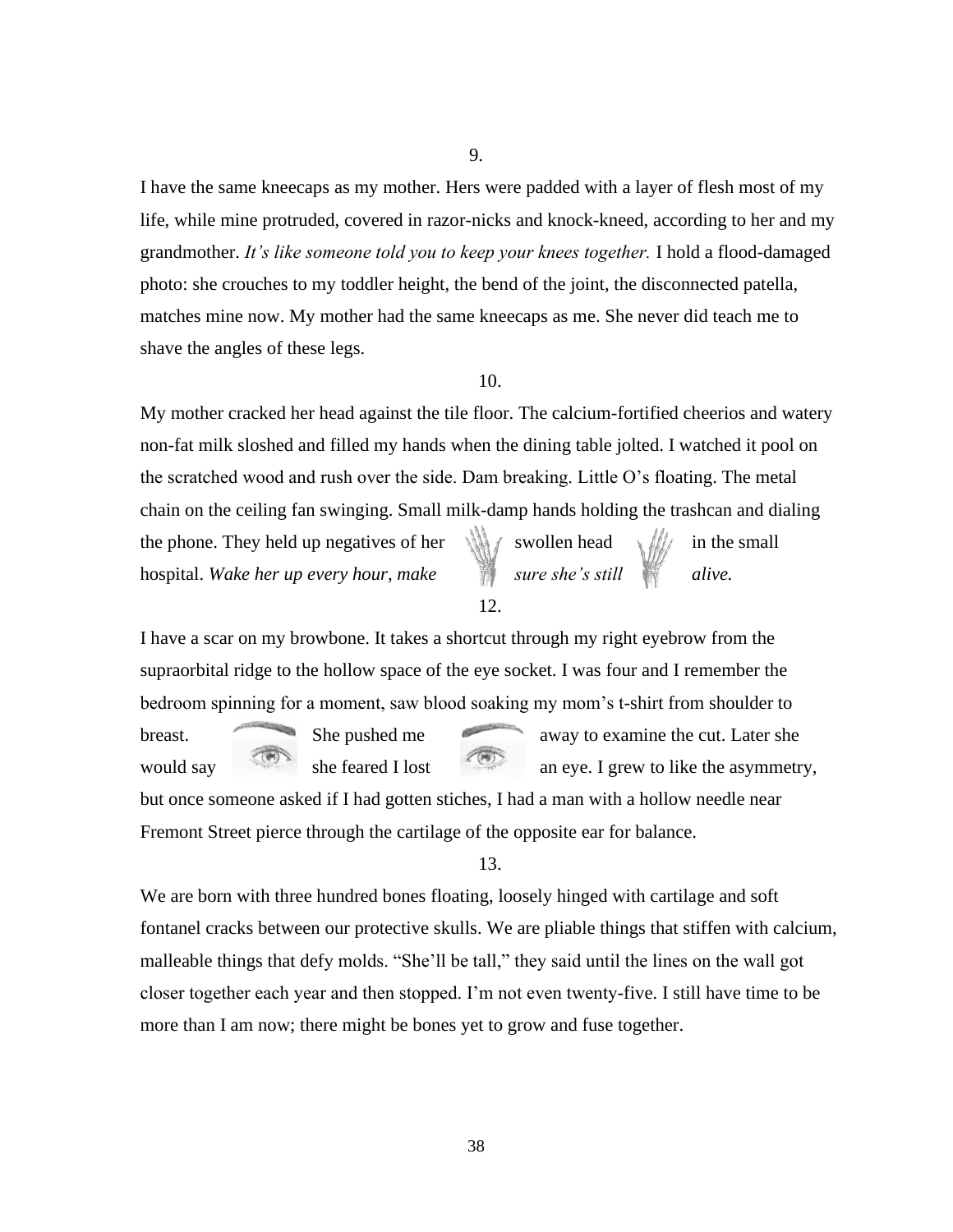9.

I have the same kneecaps as my mother. Hers were padded with a layer of flesh most of my life, while mine protruded, covered in razor-nicks and knock-kneed, according to her and my grandmother. *It's like someone told you to keep your knees together.* I hold a flood-damaged photo: she crouches to my toddler height, the bend of the joint, the disconnected patella, matches mine now. My mother had the same kneecaps as me. She never did teach me to shave the angles of these legs.

10.

My mother cracked her head against the tile floor. The calcium-fortified cheerios and watery non-fat milk sloshed and filled my hands when the dining table jolted. I watched it pool on the scratched wood and rush over the side. Dam breaking. Little O's floating. The metal chain on the ceiling fan swinging. Small milk-damp hands holding the trashcan and dialing the phone. They held up negatives of her swollen head in the small hospital. *Wake her up every hour, make sure she's still alive.*

12.

I have a scar on my browbone. It takes a shortcut through my right eyebrow from the supraorbital ridge to the hollow space of the eye socket. I was four and I remember the bedroom spinning for a moment, saw blood soaking my mom's t-shirt from shoulder to breast. She pushed me away to examine the cut. Later she would say she feared I lost an eye. I grew to like the asymmetry, but once someone asked if I had gotten stiches, I had a man with a hollow needle near Fremont Street pierce through the cartilage of the opposite ear for balance.

13.

We are born with three hundred bones floating, loosely hinged with cartilage and soft fontanel cracks between our protective skulls. We are pliable things that stiffen with calcium, malleable things that defy molds. "She'll be tall," they said until the lines on the wall got closer together each year and then stopped. I'm not even twenty-five. I still have time to be more than I am now; there might be bones yet to grow and fuse together.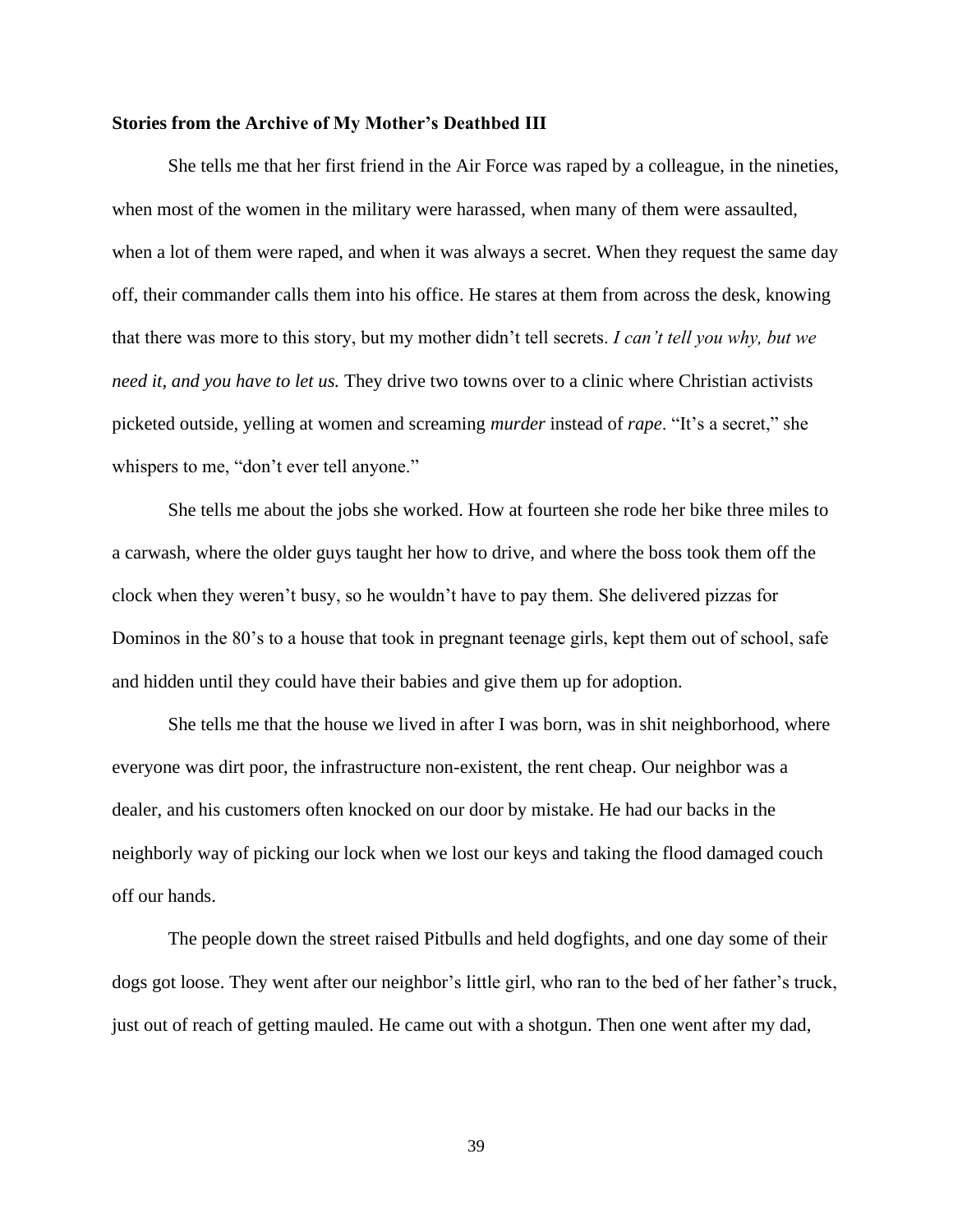**Stories from the Archive of My Mother's Deathbed III**

She tells me that her first friend in the Air Force was raped by a colleague, in the nineties, when most of the women in the military were harassed, when many of them were assaulted, when a lot of them were raped, and when it was always a secret. When they request the same day off, their commander calls them into his office. He stares at them from across the desk, knowing that there was more to this story, but my mother didn't tell secrets. *I can't tell you why, but we need it, and you have to let us.* They drive two towns over to a clinic where Christian activists picketed outside, yelling at women and screaming *murder* instead of *rape*. "It's a secret," she whispers to me, "don't ever tell anyone."

She tells me about the jobs she worked. How at fourteen she rode her bike three miles to a carwash, where the older guys taught her how to drive, and where the boss took them off the clock when they weren't busy, so he wouldn't have to pay them. She delivered pizzas for Dominos in the 80's to a house that took in pregnant teenage girls, kept them out of school, safe and hidden until they could have their babies and give them up for adoption.

She tells me that the house we lived in after I was born, was in shit neighborhood, where everyone was dirt poor, the infrastructure non-existent, the rent cheap. Our neighbor was a dealer, and his customers often knocked on our door by mistake. He had our backs in the neighborly way of picking our lock when we lost our keys and taking the flood damaged couch off our hands.

The people down the street raised Pitbulls and held dogfights, and one day some of their dogs got loose. They went after our neighbor's little girl, who ran to the bed of her father's truck, just out of reach of getting mauled. He came out with a shotgun. Then one went after my dad,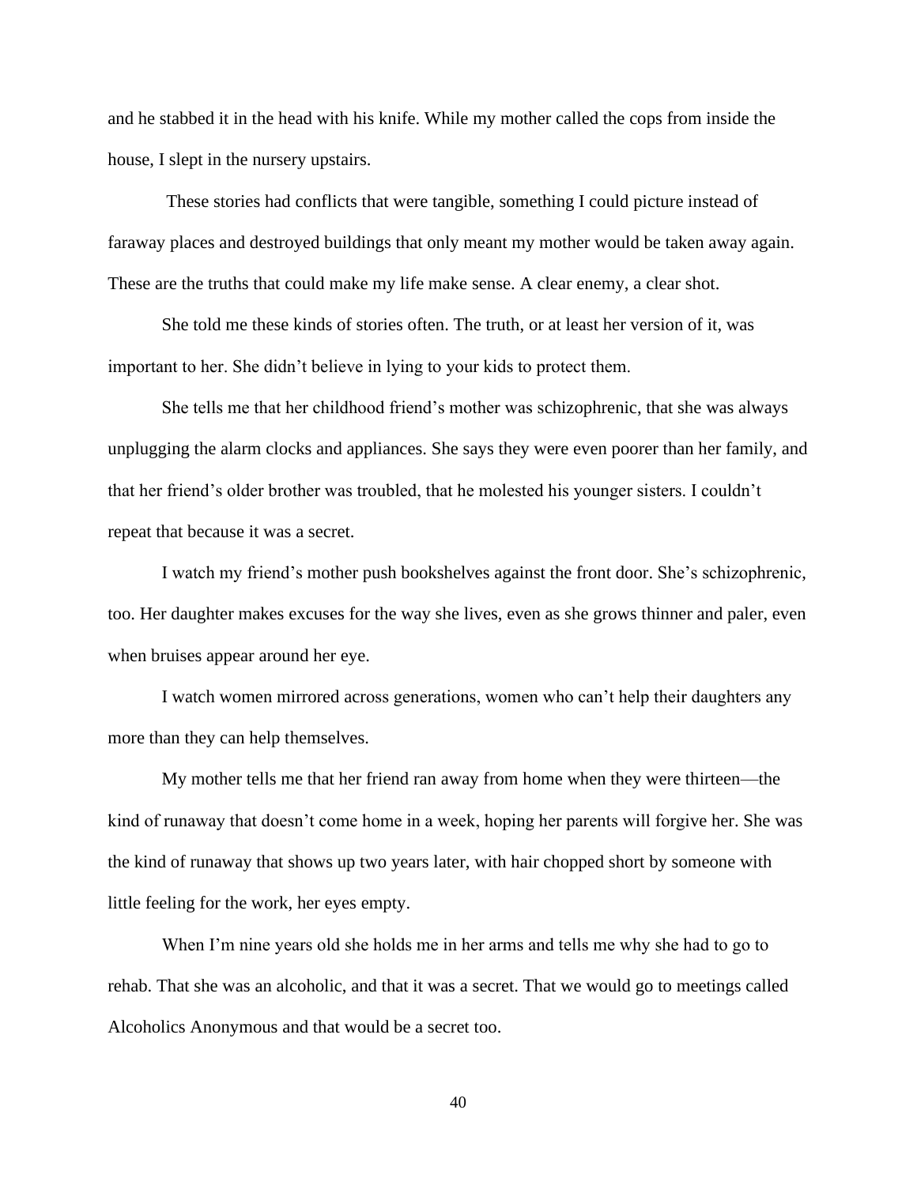and he stabbed it in the head with his knife. While my mother called the cops from inside the house, I slept in the nursery upstairs.

These stories had conflicts that were tangible, something I could picture instead of faraway places and destroyed buildings that only meant my mother would be taken away again. These are the truths that could make my life make sense. A clear enemy, a clear shot.

She told me these kinds of stories often. The truth, or at least her version of it, was important to her. She didn't believe in lying to your kids to protect them.

She tells me that her childhood friend's mother was schizophrenic, that she was always unplugging the alarm clocks and appliances. She says they were even poorer than her family, and that her friend's older brother was troubled, that he molested his younger sisters. I couldn't repeat that because it was a secret.

I watch my friend's mother push bookshelves against the front door. She's schizophrenic, too. Her daughter makes excuses for the way she lives, even as she grows thinner and paler, even when bruises appear around her eye.

I watch women mirrored across generations, women who can't help their daughters any more than they can help themselves.

My mother tells me that her friend ran away from home when they were thirteen—the kind of runaway that doesn't come home in a week, hoping her parents will forgive her. She was the kind of runaway that shows up two years later, with hair chopped short by someone with little feeling for the work, her eyes empty.

When I'm nine years old she holds me in her arms and tells me why she had to go to rehab. That she was an alcoholic, and that it was a secret. That we would go to meetings called Alcoholics Anonymous and that would be a secret too.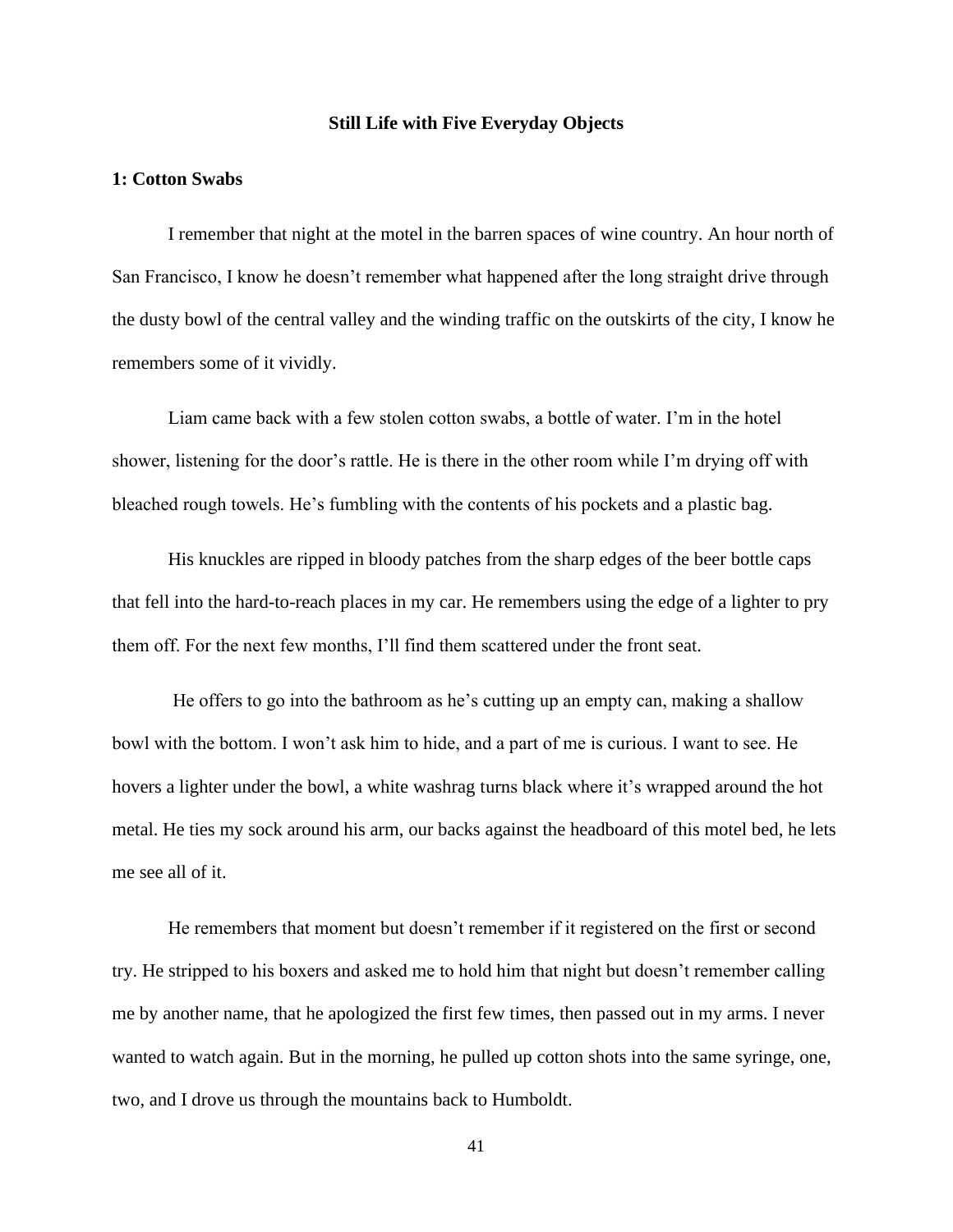## Still Life with Five Everyday Objects

### 1: Cotton Swabs

I remember that night at the motel in the barren spaces of wine country. An hour north of San Francisco, I know he doesn't remember what happened after the long straight drive through the dusty bowl of the central valley and the winding traffic on the outskirts of the city, I know he remembers some of it vividly.

Liam came back with a few stolen cotton swabs, a bottle of water. I'm in the hotel shower, listening for the door's rattle. He is there in the other room while I'm drying off with bleached rough towels. He's fumbling with the contents of his pockets and a plastic bag.

His knuckles are ripped in bloody patches from the sharp edges of the beer bottle caps that fell into the hard-to-reach places in my car. He remembers using the edge of a lighter to pry them off. For the next few months, I'll find them scattered under the front seat.

He offers to go into the bathroom as he's cutting up an empty can, making a shallow bowl with the bottom. I won't ask him to hide, and a part of me is curious. I want to see. He hovers a lighter under the bowl, a white washrag turns black where it's wrapped around the hot metal. He ties my sock around his arm, our backs against the headboard of this motel bed, he lets me see all of it.

He remembers that moment but doesn't remember if it registered on the first or second try. He stripped to his boxers and asked me to hold him that night but doesn't remember calling me by another name, that he apologized the first few times, then passed out in my arms. I never wanted to watch again. But in the morning, he pulled up cotton shots into the same syringe, one, two, and I drove us through the mountains back to Humboldt.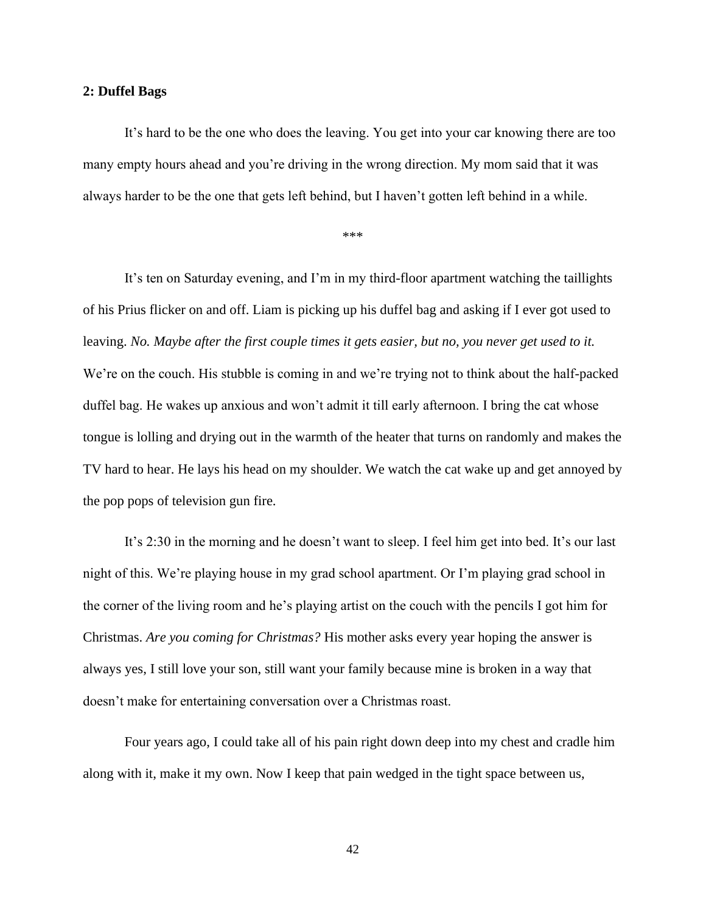**2: Duffel Bags**

It's hard to be the one who does the leaving. You get into your car knowing there are too many empty hours ahead and you're driving in the wrong direction. My mom said that it was always harder to be the one that gets left behind, but I haven't gotten left behind in a while.

***

It's ten on Saturday evening, and I'm in my third-floor apartment watching the taillights of his Prius flicker on and off. Liam is picking up his duffel bag and asking if I ever got used to leaving. *No. Maybe after the first couple times it gets easier, but no, you never get used to it.* We're on the couch. His stubble is coming in and we're trying not to think about the half-packed duffel bag. He wakes up anxious and won't admit it till early afternoon. I bring the cat whose tongue is lolling and drying out in the warmth of the heater that turns on randomly and makes the TV hard to hear. He lays his head on my shoulder. We watch the cat wake up and get annoyed by the pop pops of television gun fire.

It's 2:30 in the morning and he doesn't want to sleep. I feel him get into bed. It's our last night of this. We're playing house in my grad school apartment. Or I'm playing grad school in the corner of the living room and he's playing artist on the couch with the pencils I got him for Christmas. *Are you coming for Christmas?* His mother asks every year hoping the answer is always yes, I still love your son, still want your family because mine is broken in a way that doesn't make for entertaining conversation over a Christmas roast.

Four years ago, I could take all of his pain right down deep into my chest and cradle him along with it, make it my own. Now I keep that pain wedged in the tight space between us,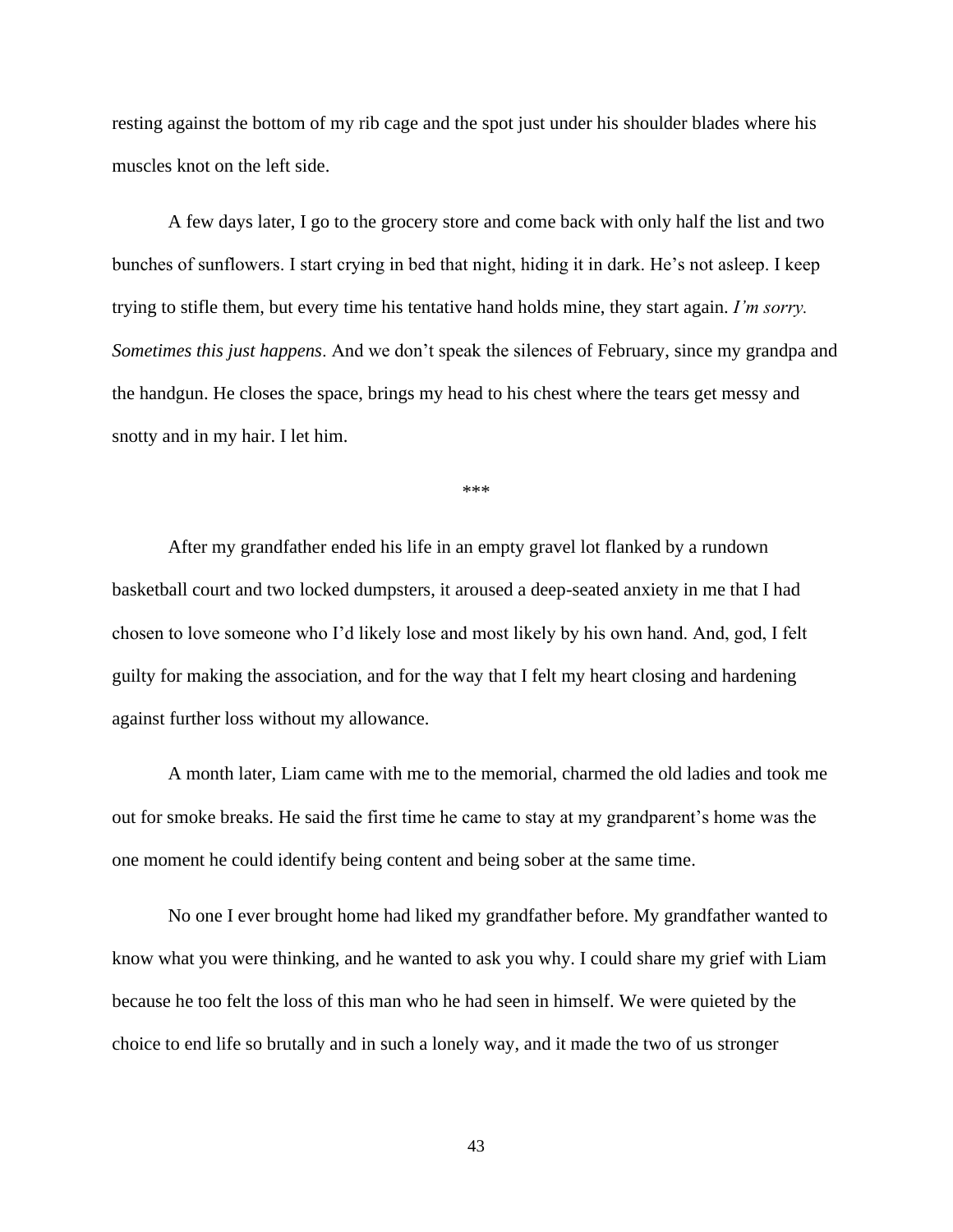resting against the bottom of my rib cage and the spot just under his shoulder blades where his muscles knot on the left side.

A few days later, I go to the grocery store and come back with only half the list and two bunches of sunflowers. I start crying in bed that night, hiding it in dark. He's not asleep. I keep trying to stifle them, but every time his tentative hand holds mine, they start again. *I'm sorry. Sometimes this just happens*. And we don't speak the silences of February, since my grandpa and the handgun. He closes the space, brings my head to his chest where the tears get messy and snotty and in my hair. I let him.

***

After my grandfather ended his life in an empty gravel lot flanked by a rundown basketball court and two locked dumpsters, it aroused a deep-seated anxiety in me that I had chosen to love someone who I'd likely lose and most likely by his own hand. And, god, I felt guilty for making the association, and for the way that I felt my heart closing and hardening against further loss without my allowance.

A month later, Liam came with me to the memorial, charmed the old ladies and took me out for smoke breaks. He said the first time he came to stay at my grandparent's home was the one moment he could identify being content and being sober at the same time.

No one I ever brought home had liked my grandfather before. My grandfather wanted to know what you were thinking, and he wanted to ask you why. I could share my grief with Liam because he too felt the loss of this man who he had seen in himself. We were quieted by the choice to end life so brutally and in such a lonely way, and it made the two of us stronger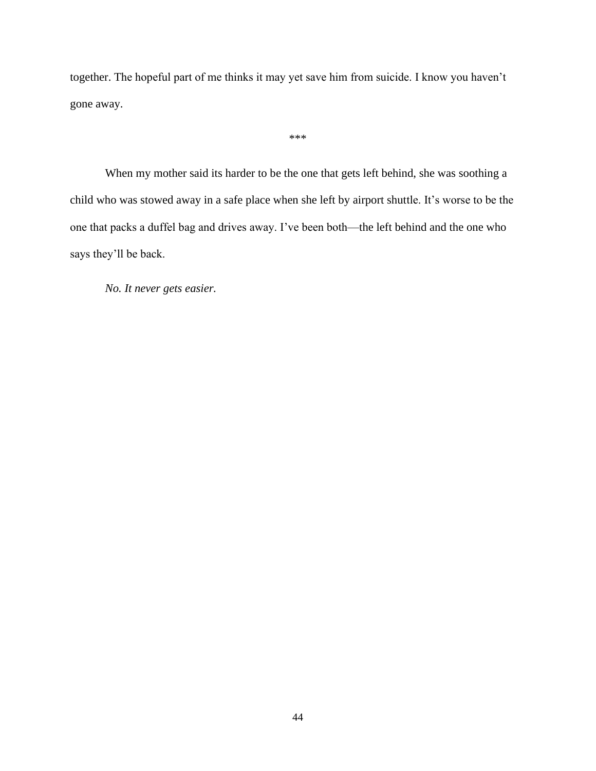together. The hopeful part of me thinks it may yet save him from suicide. I know you haven't gone away.

***

When my mother said its harder to be the one that gets left behind, she was soothing a child who was stowed away in a safe place when she left by airport shuttle. It's worse to be the one that packs a duffel bag and drives away. I've been both—the left behind and the one who says they'll be back.

*No. It never gets easier.*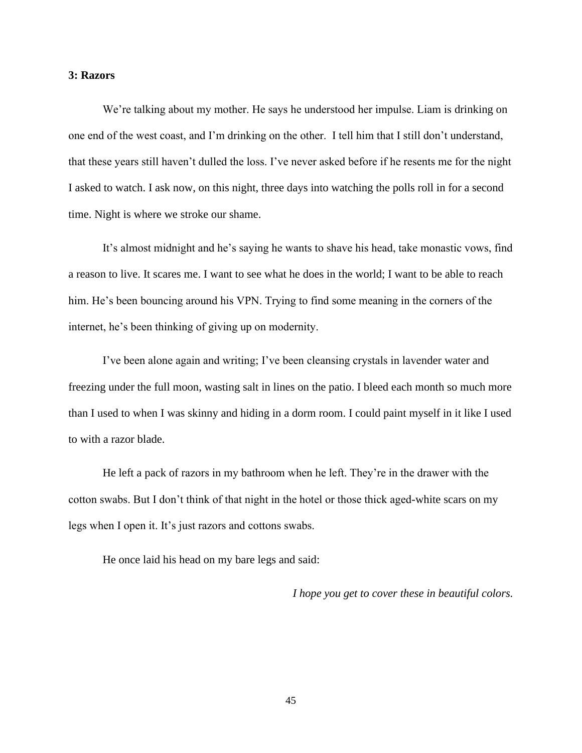**3: Razors**

We're talking about my mother. He says he understood her impulse. Liam is drinking on one end of the west coast, and I'm drinking on the other. I tell him that I still don't understand, that these years still haven't dulled the loss. I've never asked before if he resents me for the night I asked to watch. I ask now, on this night, three days into watching the polls roll in for a second time. Night is where we stroke our shame.

It's almost midnight and he's saying he wants to shave his head, take monastic vows, find a reason to live. It scares me. I want to see what he does in the world; I want to be able to reach him. He's been bouncing around his VPN. Trying to find some meaning in the corners of the internet, he's been thinking of giving up on modernity.

I've been alone again and writing; I've been cleansing crystals in lavender water and freezing under the full moon, wasting salt in lines on the patio. I bleed each month so much more than I used to when I was skinny and hiding in a dorm room. I could paint myself in it like I used to with a razor blade.

He left a pack of razors in my bathroom when he left. They're in the drawer with the cotton swabs. But I don't think of that night in the hotel or those thick aged-white scars on my legs when I open it. It's just razors and cottons swabs.

He once laid his head on my bare legs and said:

*I hope you get to cover these in beautiful colors.*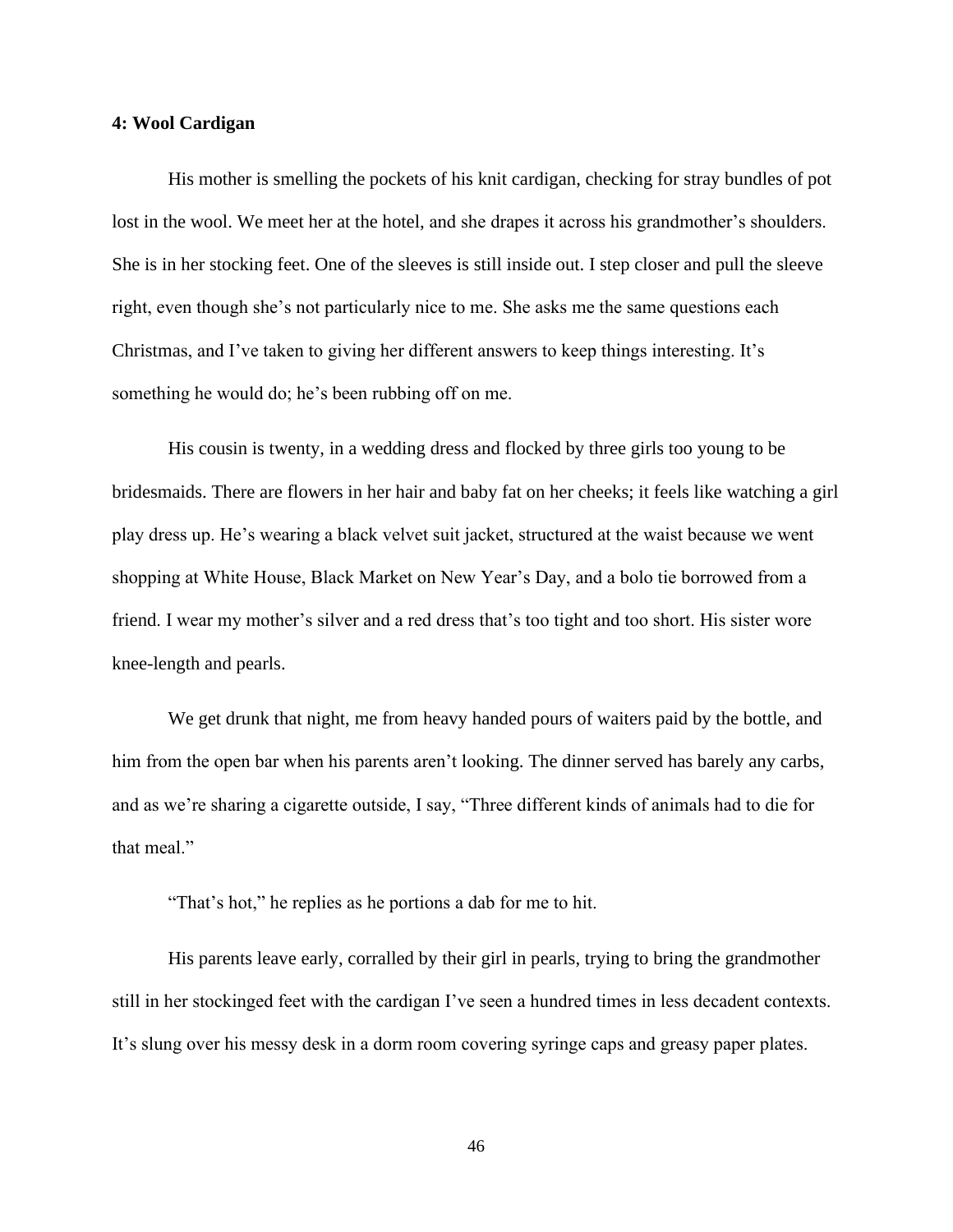#### 4: Wool Cardigan

His mother is smelling the pockets of his knit cardigan, checking for stray bundles of pot lost in the wool. We meet her at the hotel, and she drapes it across his grandmother's shoulders. She is in her stocking feet. One of the sleeves is still inside out. I step closer and pull the sleeve right, even though she's not particularly nice to me. She asks me the same questions each Christmas, and I've taken to giving her different answers to keep things interesting. It's something he would do; he's been rubbing off on me.

His cousin is twenty, in a wedding dress and flocked by three girls too young to be bridesmaids. There are flowers in her hair and baby fat on her cheeks; it feels like watching a girl play dress up. He's wearing a black velvet suit jacket, structured at the waist because we went shopping at White House, Black Market on New Year's Day, and a bolo tie borrowed from a friend. I wear my mother's silver and a red dress that's too tight and too short. His sister wore knee-length and pearls.

We get drunk that night, me from heavy handed pours of waiters paid by the bottle, and him from the open bar when his parents aren't looking. The dinner served has barely any carbs, and as we're sharing a cigarette outside, I say, "Three different kinds of animals had to die for that meal."

"That's hot," he replies as he portions a dab for me to hit.

His parents leave early, corralled by their girl in pearls, trying to bring the grandmother still in her stockinged feet with the cardigan I've seen a hundred times in less decadent contexts. It's slung over his messy desk in a dorm room covering syringe caps and greasy paper plates.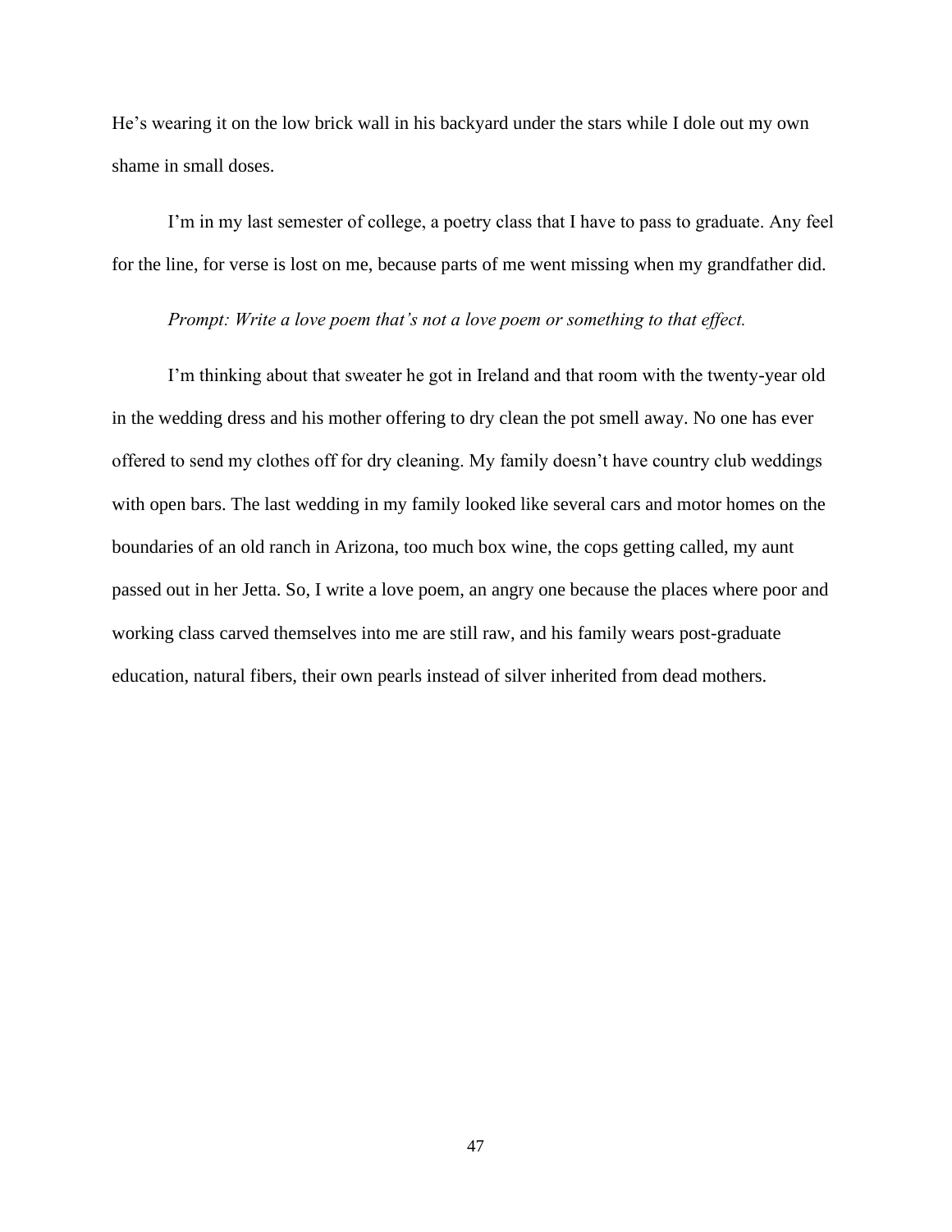He's wearing it on the low brick wall in his backyard under the stars while I dole out my own shame in small doses.

I'm in my last semester of college, a poetry class that I have to pass to graduate. Any feel for the line, for verse is lost on me, because parts of me went missing when my grandfather did.

*Prompt: Write a love poem that's not a love poem or something to that effect.*

I'm thinking about that sweater he got in Ireland and that room with the twenty-year old in the wedding dress and his mother offering to dry clean the pot smell away. No one has ever offered to send my clothes off for dry cleaning. My family doesn't have country club weddings with open bars. The last wedding in my family looked like several cars and motor homes on the boundaries of an old ranch in Arizona, too much box wine, the cops getting called, my aunt passed out in her Jetta. So, I write a love poem, an angry one because the places where poor and working class carved themselves into me are still raw, and his family wears post-graduate education, natural fibers, their own pearls instead of silver inherited from dead mothers.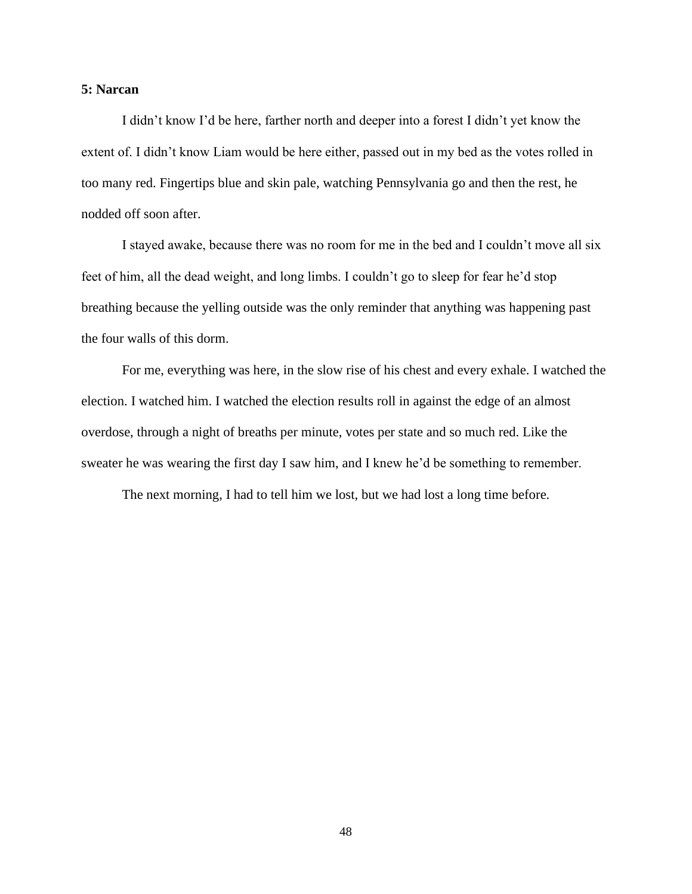**5: Narcan**

I didn't know I'd be here, farther north and deeper into a forest I didn't yet know the extent of. I didn't know Liam would be here either, passed out in my bed as the votes rolled in too many red. Fingertips blue and skin pale, watching Pennsylvania go and then the rest, he nodded off soon after.

I stayed awake, because there was no room for me in the bed and I couldn't move all six feet of him, all the dead weight, and long limbs. I couldn't go to sleep for fear he'd stop breathing because the yelling outside was the only reminder that anything was happening past the four walls of this dorm.

For me, everything was here, in the slow rise of his chest and every exhale. I watched the election. I watched him. I watched the election results roll in against the edge of an almost overdose, through a night of breaths per minute, votes per state and so much red. Like the sweater he was wearing the first day I saw him, and I knew he'd be something to remember.

The next morning, I had to tell him we lost, but we had lost a long time before.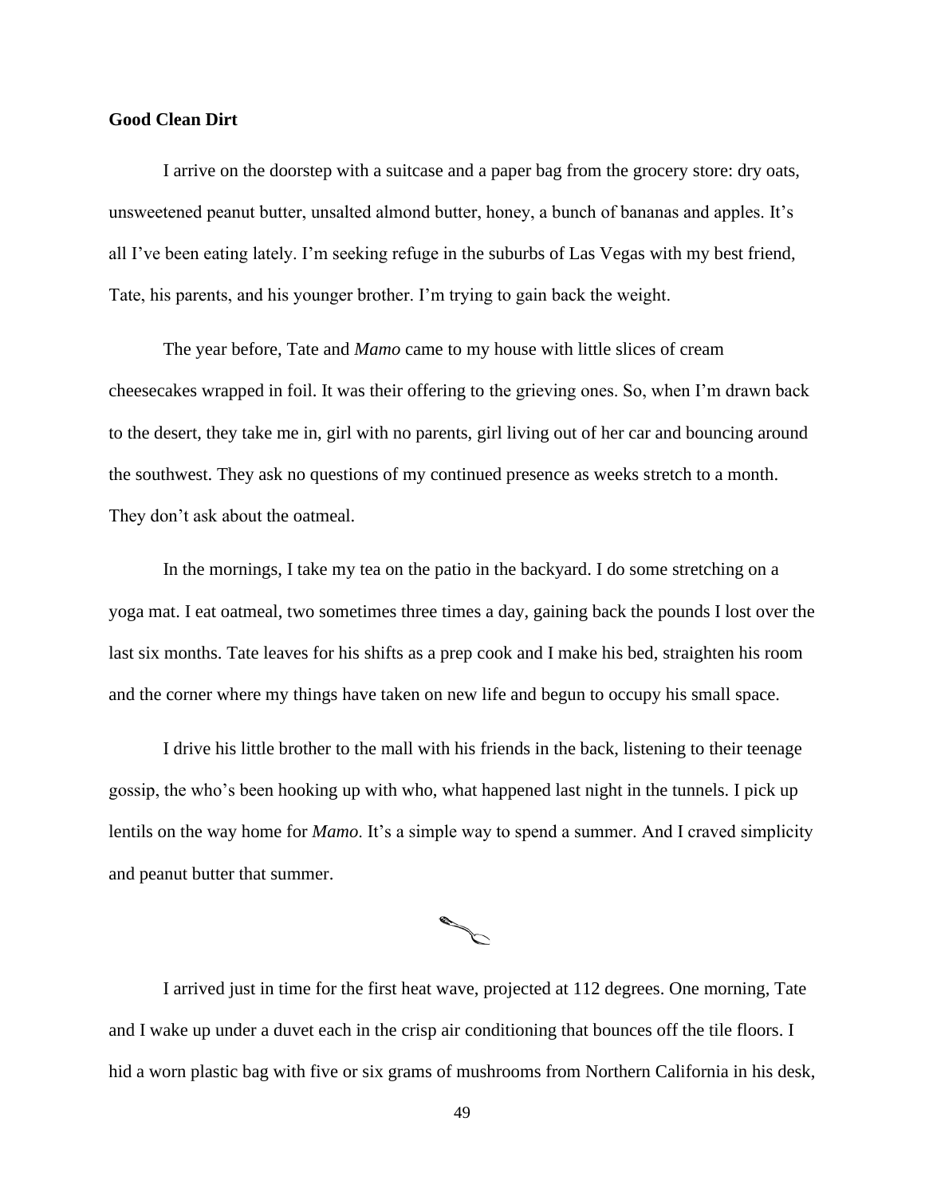**Good Clean Dirt**

I arrive on the doorstep with a suitcase and a paper bag from the grocery store: dry oats, unsweetened peanut butter, unsalted almond butter, honey, a bunch of bananas and apples. It's all I've been eating lately. I'm seeking refuge in the suburbs of Las Vegas with my best friend, Tate, his parents, and his younger brother. I'm trying to gain back the weight.

The year before, Tate and *Mamo* came to my house with little slices of cream cheesecakes wrapped in foil. It was their offering to the grieving ones. So, when I'm drawn back to the desert, they take me in, girl with no parents, girl living out of her car and bouncing around the southwest. They ask no questions of my continued presence as weeks stretch to a month. They don't ask about the oatmeal.

In the mornings, I take my tea on the patio in the backyard. I do some stretching on a yoga mat. I eat oatmeal, two sometimes three times a day, gaining back the pounds I lost over the last six months. Tate leaves for his shifts as a prep cook and I make his bed, straighten his room and the corner where my things have taken on new life and begun to occupy his small space.

I drive his little brother to the mall with his friends in the back, listening to their teenage gossip, the who's been hooking up with who, what happened last night in the tunnels. I pick up lentils on the way home for *Mamo*. It's a simple way to spend a summer. And I craved simplicity and peanut butter that summer.

I arrived just in time for the first heat wave, projected at 112 degrees. One morning, Tate and I wake up under a duvet each in the crisp air conditioning that bounces off the tile floors. I hid a worn plastic bag with five or six grams of mushrooms from Northern California in his desk,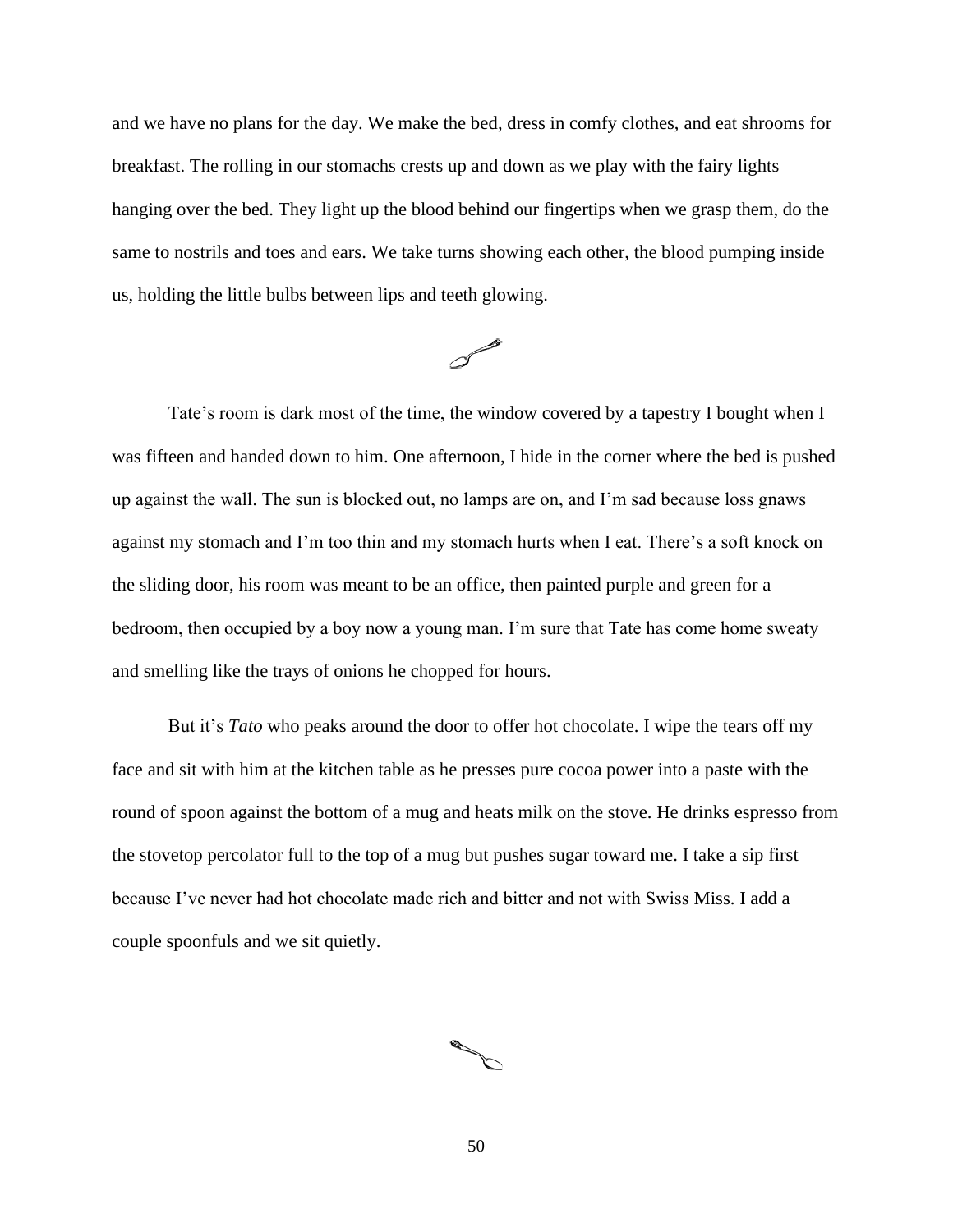and we have no plans for the day. We make the bed, dress in comfy clothes, and eat shrooms for breakfast. The rolling in our stomachs crests up and down as we play with the fairy lights hanging over the bed. They light up the blood behind our fingertips when we grasp them, do the same to nostrils and toes and ears. We take turns showing each other, the blood pumping inside us, holding the little bulbs between lips and teeth glowing.

Tate's room is dark most of the time, the window covered by a tapestry I bought when I was fifteen and handed down to him. One afternoon, I hide in the corner where the bed is pushed up against the wall. The sun is blocked out, no lamps are on, and I'm sad because loss gnaws against my stomach and I'm too thin and my stomach hurts when I eat. There's a soft knock on the sliding door, his room was meant to be an office, then painted purple and green for a bedroom, then occupied by a boy now a young man. I'm sure that Tate has come home sweaty and smelling like the trays of onions he chopped for hours.

But it's *Tato* who peaks around the door to offer hot chocolate. I wipe the tears off my face and sit with him at the kitchen table as he presses pure cocoa power into a paste with the round of spoon against the bottom of a mug and heats milk on the stove. He drinks espresso from the stovetop percolator full to the top of a mug but pushes sugar toward me. I take a sip first because I've never had hot chocolate made rich and bitter and not with Swiss Miss. I add a couple spoonfuls and we sit quietly.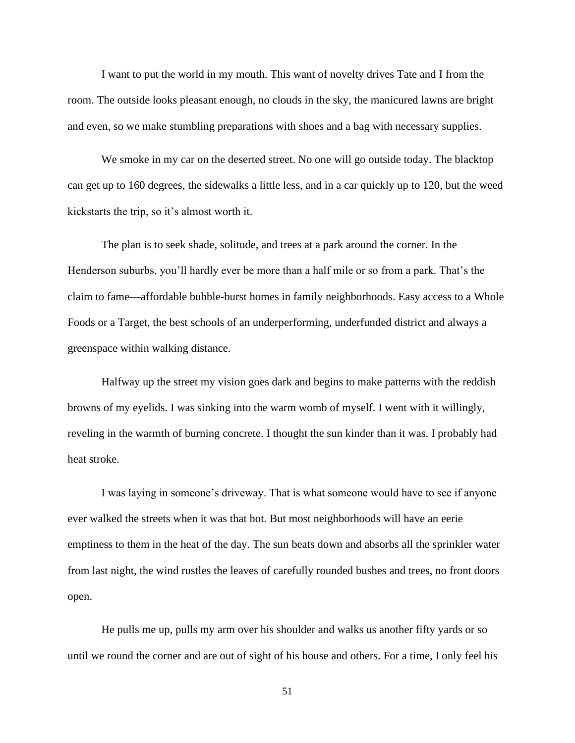I want to put the world in my mouth. This want of novelty drives Tate and I from the room. The outside looks pleasant enough, no clouds in the sky, the manicured lawns are bright and even, so we make stumbling preparations with shoes and a bag with necessary supplies.

We smoke in my car on the deserted street. No one will go outside today. The blacktop can get up to 160 degrees, the sidewalks a little less, and in a car quickly up to 120, but the weed kickstarts the trip, so it's almost worth it.

The plan is to seek shade, solitude, and trees at a park around the corner. In the Henderson suburbs, you'll hardly ever be more than a half mile or so from a park. That's the claim to fame—affordable bubble-burst homes in family neighborhoods. Easy access to a Whole Foods or a Target, the best schools of an underperforming, underfunded district and always a greenspace within walking distance.

Halfway up the street my vision goes dark and begins to make patterns with the reddish browns of my eyelids. I was sinking into the warm womb of myself. I went with it willingly, reveling in the warmth of burning concrete. I thought the sun kinder than it was. I probably had heat stroke.

I was laying in someone's driveway. That is what someone would have to see if anyone ever walked the streets when it was that hot. But most neighborhoods will have an eerie emptiness to them in the heat of the day. The sun beats down and absorbs all the sprinkler water from last night, the wind rustles the leaves of carefully rounded bushes and trees, no front doors open.

He pulls me up, pulls my arm over his shoulder and walks us another fifty yards or so until we round the corner and are out of sight of his house and others. For a time, I only feel his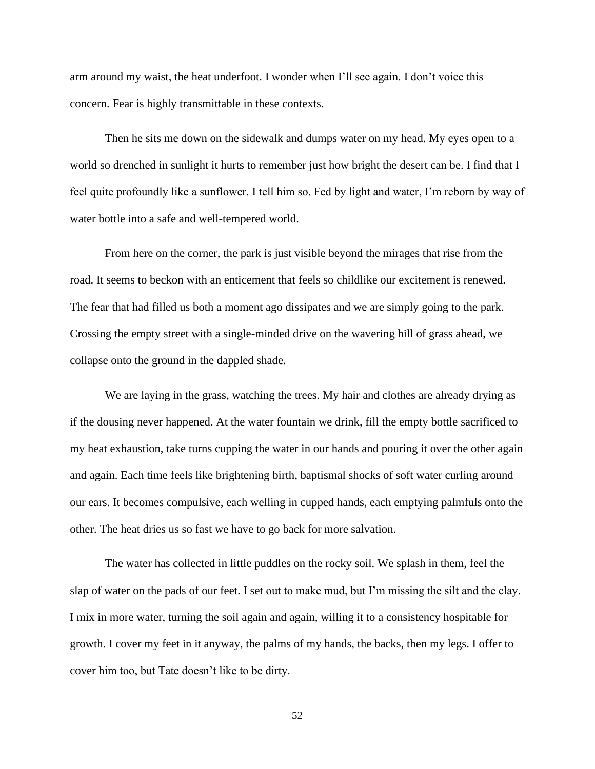arm around my waist, the heat underfoot. I wonder when I'll see again. I don't voice this concern. Fear is highly transmittable in these contexts.

Then he sits me down on the sidewalk and dumps water on my head. My eyes open to a world so drenched in sunlight it hurts to remember just how bright the desert can be. I find that I feel quite profoundly like a sunflower. I tell him so. Fed by light and water, I'm reborn by way of water bottle into a safe and well-tempered world.

From here on the corner, the park is just visible beyond the mirages that rise from the road. It seems to beckon with an enticement that feels so childlike our excitement is renewed. The fear that had filled us both a moment ago dissipates and we are simply going to the park. Crossing the empty street with a single-minded drive on the wavering hill of grass ahead, we collapse onto the ground in the dappled shade.

We are laying in the grass, watching the trees. My hair and clothes are already drying as if the dousing never happened. At the water fountain we drink, fill the empty bottle sacrificed to my heat exhaustion, take turns cupping the water in our hands and pouring it over the other again and again. Each time feels like brightening birth, baptismal shocks of soft water curling around our ears. It becomes compulsive, each welling in cupped hands, each emptying palmfuls onto the other. The heat dries us so fast we have to go back for more salvation.

The water has collected in little puddles on the rocky soil. We splash in them, feel the slap of water on the pads of our feet. I set out to make mud, but I'm missing the silt and the clay. I mix in more water, turning the soil again and again, willing it to a consistency hospitable for growth. I cover my feet in it anyway, the palms of my hands, the backs, then my legs. I offer to cover him too, but Tate doesn't like to be dirty.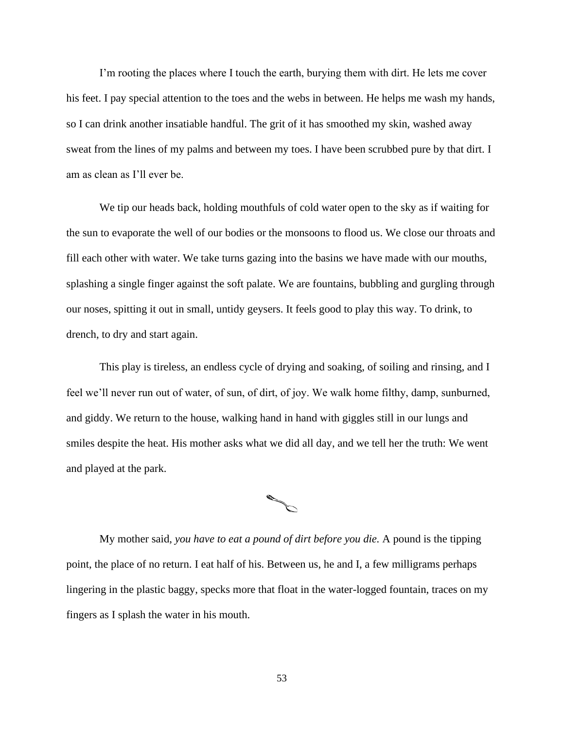I'm rooting the places where I touch the earth, burying them with dirt. He lets me cover his feet. I pay special attention to the toes and the webs in between. He helps me wash my hands, so I can drink another insatiable handful. The grit of it has smoothed my skin, washed away sweat from the lines of my palms and between my toes. I have been scrubbed pure by that dirt. I am as clean as I'll ever be.

We tip our heads back, holding mouthfuls of cold water open to the sky as if waiting for the sun to evaporate the well of our bodies or the monsoons to flood us. We close our throats and fill each other with water. We take turns gazing into the basins we have made with our mouths, splashing a single finger against the soft palate. We are fountains, bubbling and gurgling through our noses, spitting it out in small, untidy geysers. It feels good to play this way. To drink, to drench, to dry and start again.

This play is tireless, an endless cycle of drying and soaking, of soiling and rinsing, and I feel we'll never run out of water, of sun, of dirt, of joy. We walk home filthy, damp, sunburned, and giddy. We return to the house, walking hand in hand with giggles still in our lungs and smiles despite the heat. His mother asks what we did all day, and we tell her the truth: We went and played at the park.

My mother said, *you have to eat a pound of dirt before you die.* A pound is the tipping point, the place of no return. I eat half of his. Between us, he and I, a few milligrams perhaps lingering in the plastic baggy, specks more that float in the water-logged fountain, traces on my fingers as I splash the water in his mouth.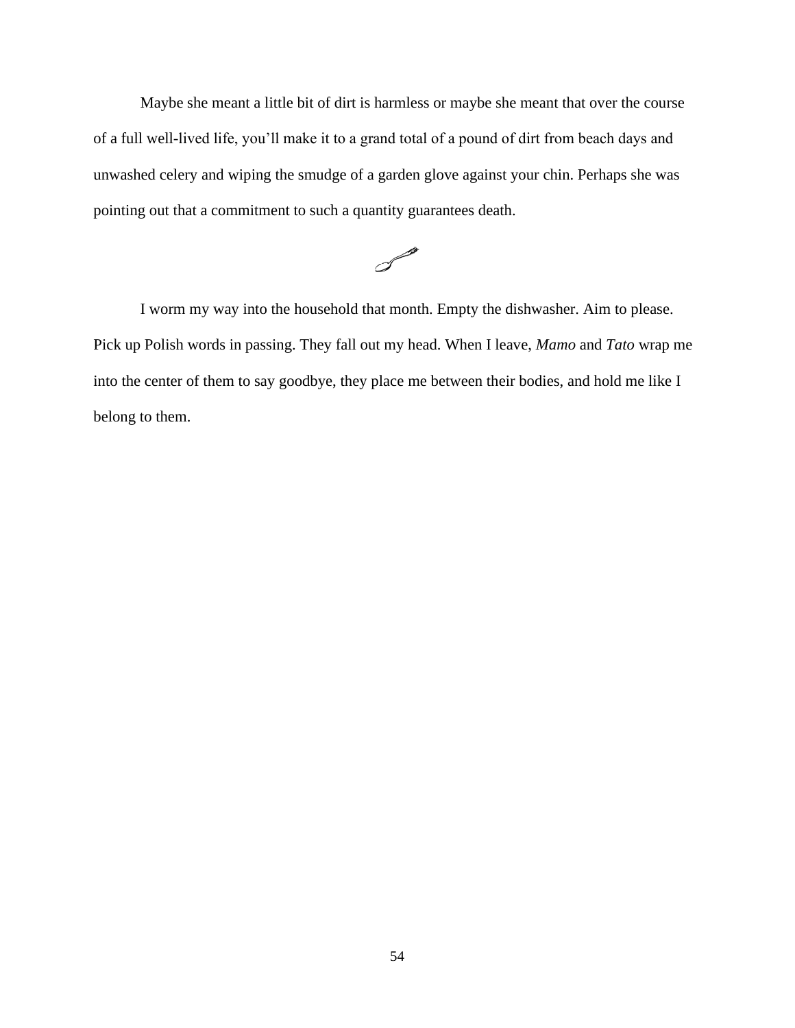Maybe she meant a little bit of dirt is harmless or maybe she meant that over the course of a full well-lived life, you'll make it to a grand total of a pound of dirt from beach days and unwashed celery and wiping the smudge of a garden glove against your chin. Perhaps she was pointing out that a commitment to such a quantity guarantees death.

I worm my way into the household that month. Empty the dishwasher. Aim to please. Pick up Polish words in passing. They fall out my head. When I leave, *Mamo* and *Tato* wrap me into the center of them to say goodbye, they place me between their bodies, and hold me like I belong to them.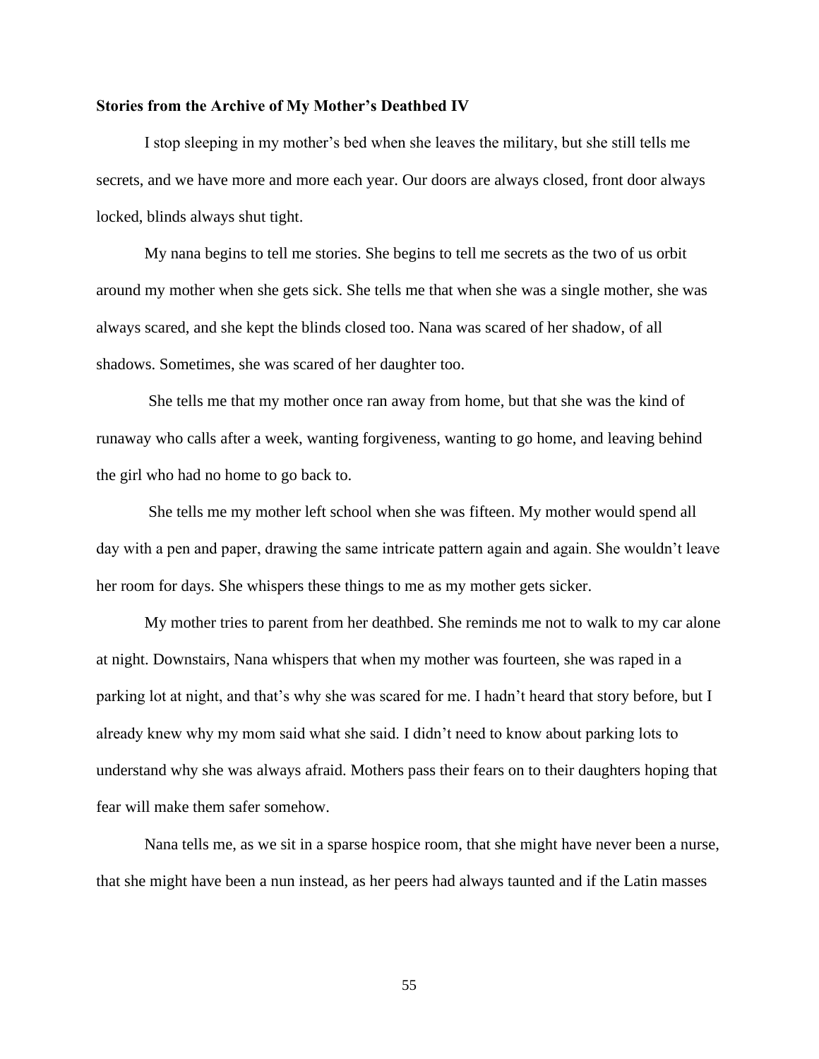**Stories from the Archive of My Mother's Deathbed IV**

I stop sleeping in my mother's bed when she leaves the military, but she still tells me secrets, and we have more and more each year. Our doors are always closed, front door always locked, blinds always shut tight.

My nana begins to tell me stories. She begins to tell me secrets as the two of us orbit around my mother when she gets sick. She tells me that when she was a single mother, she was always scared, and she kept the blinds closed too. Nana was scared of her shadow, of all shadows. Sometimes, she was scared of her daughter too.

She tells me that my mother once ran away from home, but that she was the kind of runaway who calls after a week, wanting forgiveness, wanting to go home, and leaving behind the girl who had no home to go back to.

She tells me my mother left school when she was fifteen. My mother would spend all day with a pen and paper, drawing the same intricate pattern again and again. She wouldn't leave her room for days. She whispers these things to me as my mother gets sicker.

My mother tries to parent from her deathbed. She reminds me not to walk to my car alone at night. Downstairs, Nana whispers that when my mother was fourteen, she was raped in a parking lot at night, and that's why she was scared for me. I hadn't heard that story before, but I already knew why my mom said what she said. I didn't need to know about parking lots to understand why she was always afraid. Mothers pass their fears on to their daughters hoping that fear will make them safer somehow.

Nana tells me, as we sit in a sparse hospice room, that she might have never been a nurse, that she might have been a nun instead, as her peers had always taunted and if the Latin masses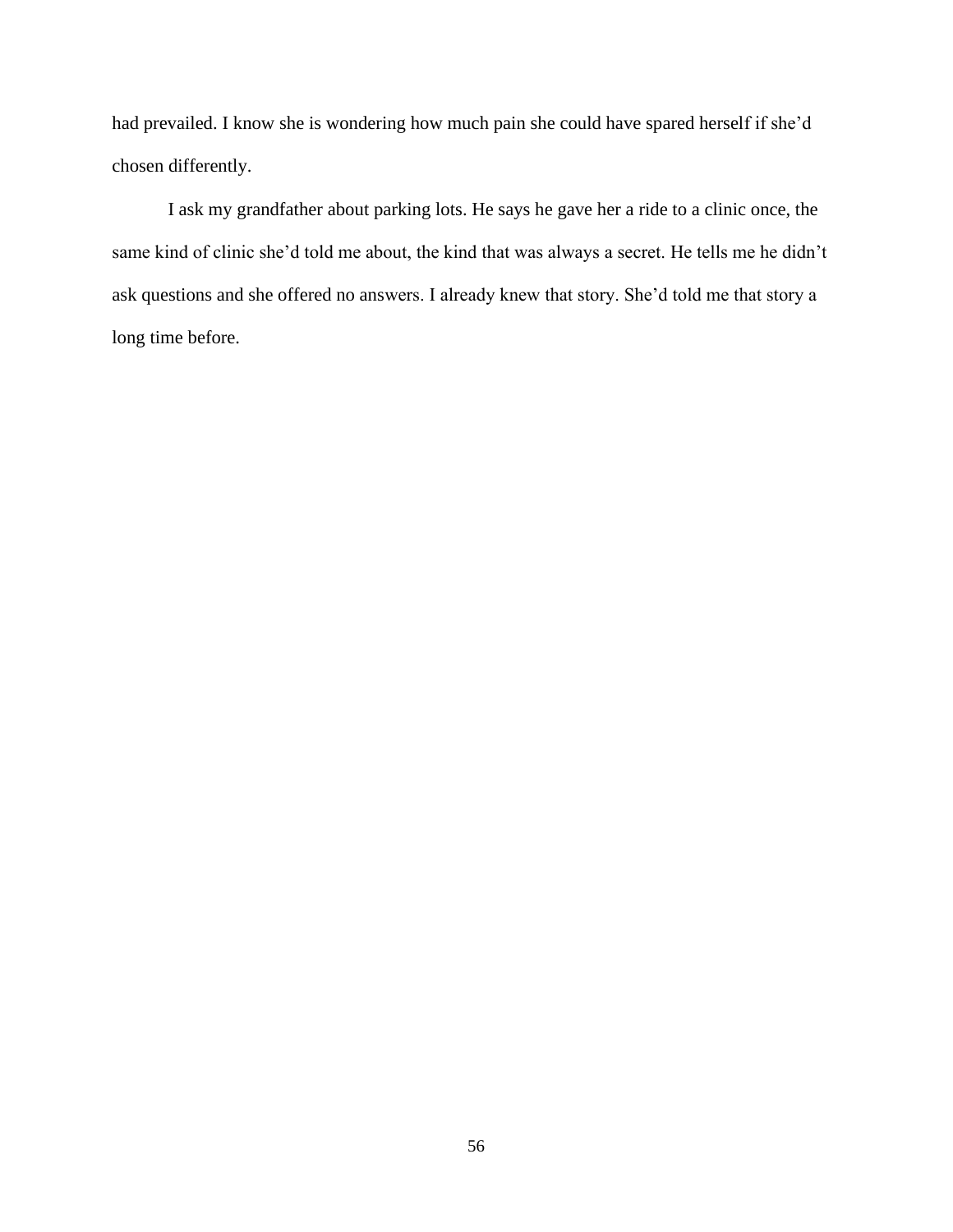had prevailed. I know she is wondering how much pain she could have spared herself if she'd chosen differently.

I ask my grandfather about parking lots. He says he gave her a ride to a clinic once, the same kind of clinic she'd told me about, the kind that was always a secret. He tells me he didn't ask questions and she offered no answers. I already knew that story. She'd told me that story a long time before.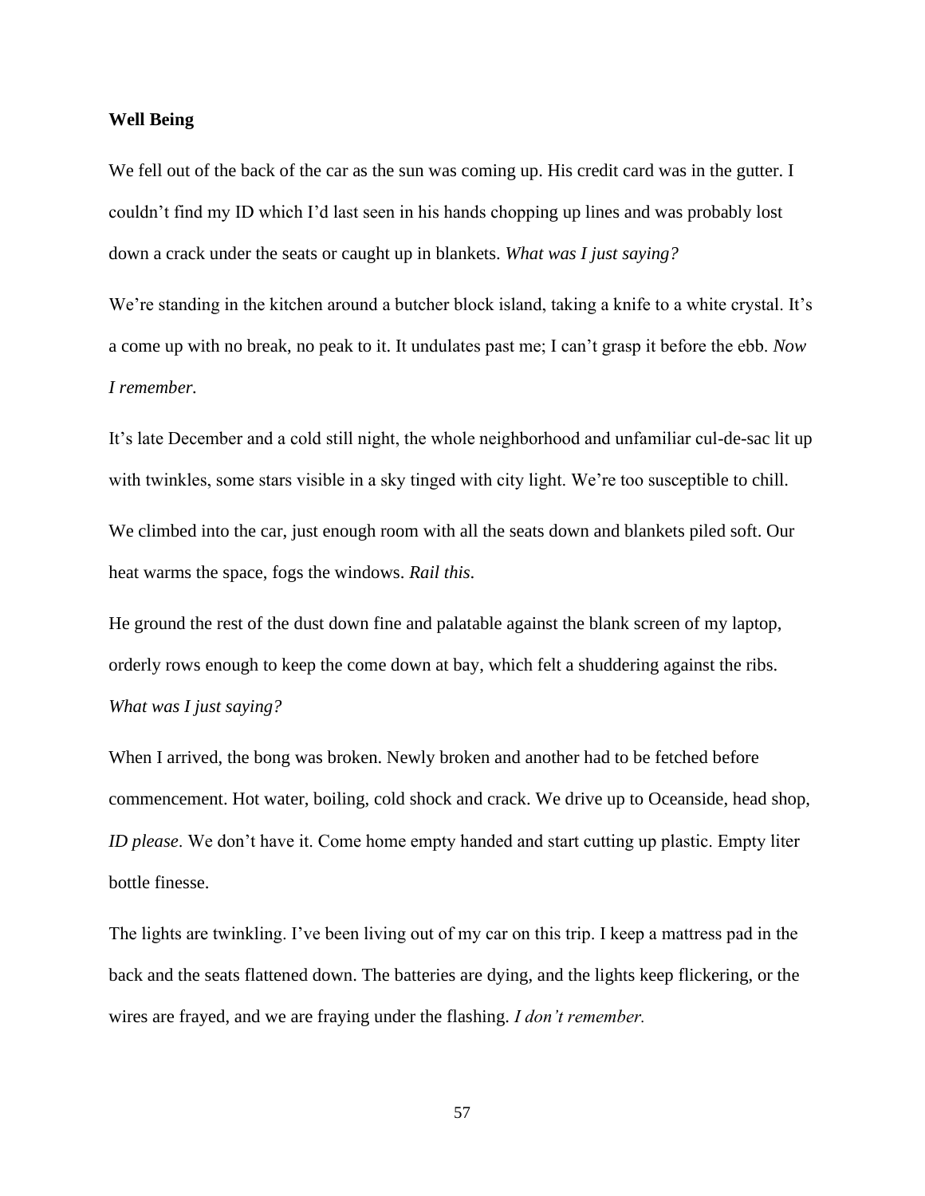**Well Being**

We fell out of the back of the car as the sun was coming up. His credit card was in the gutter. I couldn't find my ID which I'd last seen in his hands chopping up lines and was probably lost down a crack under the seats or caught up in blankets. *What was I just saying?*

We're standing in the kitchen around a butcher block island, taking a knife to a white crystal. It's a come up with no break, no peak to it. It undulates past me; I can't grasp it before the ebb. *Now I remember.*

It's late December and a cold still night, the whole neighborhood and unfamiliar cul-de-sac lit up with twinkles, some stars visible in a sky tinged with city light. We're too susceptible to chill.

We climbed into the car, just enough room with all the seats down and blankets piled soft. Our heat warms the space, fogs the windows. *Rail this.*

He ground the rest of the dust down fine and palatable against the blank screen of my laptop, orderly rows enough to keep the come down at bay, which felt a shuddering against the ribs. *What was I just saying?*

When I arrived, the bong was broken. Newly broken and another had to be fetched before commencement. Hot water, boiling, cold shock and crack. We drive up to Oceanside, head shop, *ID please*. We don't have it. Come home empty handed and start cutting up plastic. Empty liter bottle finesse.

The lights are twinkling. I've been living out of my car on this trip. I keep a mattress pad in the back and the seats flattened down. The batteries are dying, and the lights keep flickering, or the wires are frayed, and we are fraying under the flashing. *I don't remember.*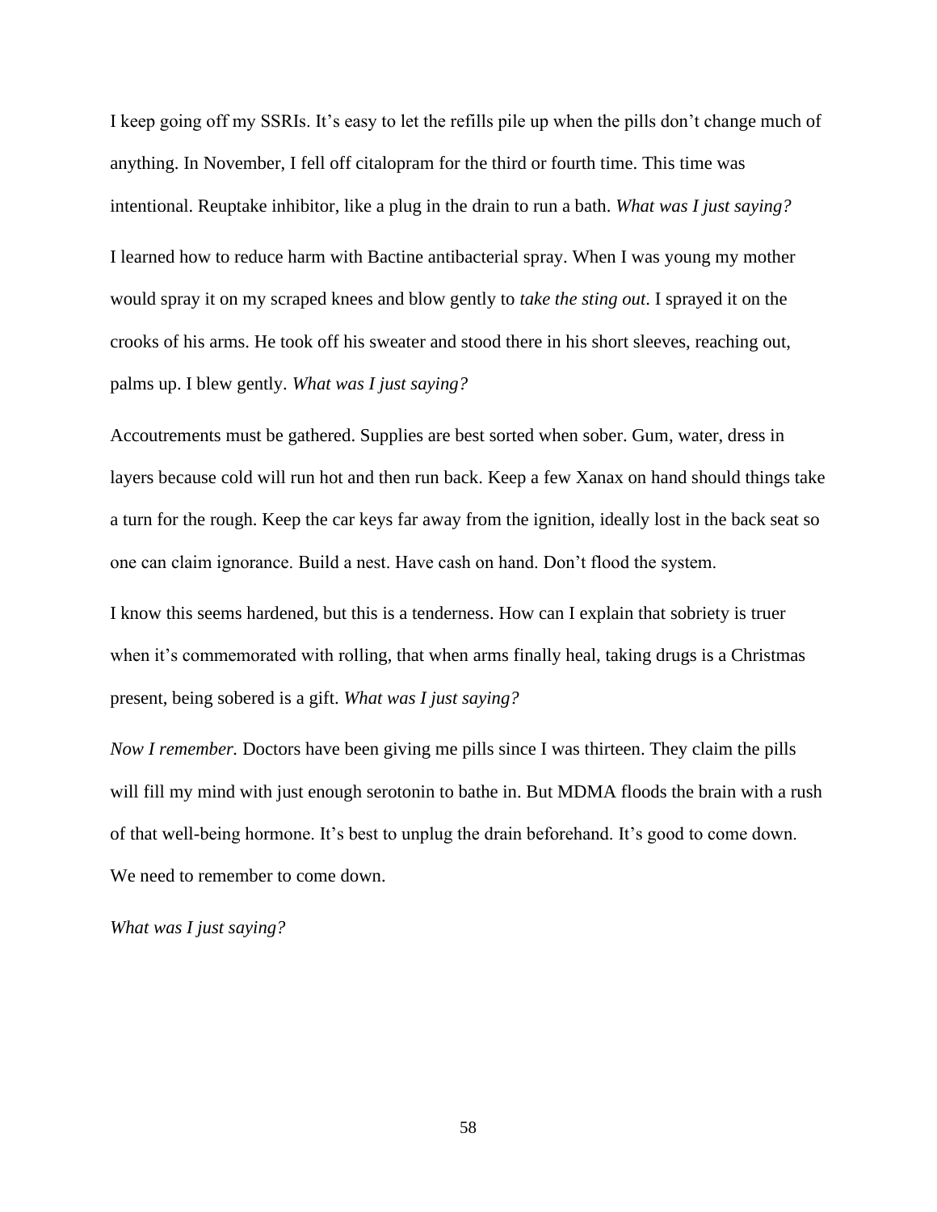I keep going off my SSRIs. It's easy to let the refills pile up when the pills don't change much of anything. In November, I fell off citalopram for the third or fourth time. This time was intentional. Reuptake inhibitor, like a plug in the drain to run a bath. *What was I just saying?*

I learned how to reduce harm with Bactine antibacterial spray. When I was young my mother would spray it on my scraped knees and blow gently to *take the sting out*. I sprayed it on the crooks of his arms. He took off his sweater and stood there in his short sleeves, reaching out, palms up. I blew gently. *What was I just saying?*

Accoutrements must be gathered. Supplies are best sorted when sober. Gum, water, dress in layers because cold will run hot and then run back. Keep a few Xanax on hand should things take a turn for the rough. Keep the car keys far away from the ignition, ideally lost in the back seat so one can claim ignorance. Build a nest. Have cash on hand. Don't flood the system.

I know this seems hardened, but this is a tenderness. How can I explain that sobriety is truer when it's commemorated with rolling, that when arms finally heal, taking drugs is a Christmas present, being sobered is a gift. *What was I just saying?*

*Now I remember.* Doctors have been giving me pills since I was thirteen. They claim the pills will fill my mind with just enough serotonin to bathe in. But MDMA floods the brain with a rush of that well-being hormone. It's best to unplug the drain beforehand. It's good to come down. We need to remember to come down.

*What was I just saying?*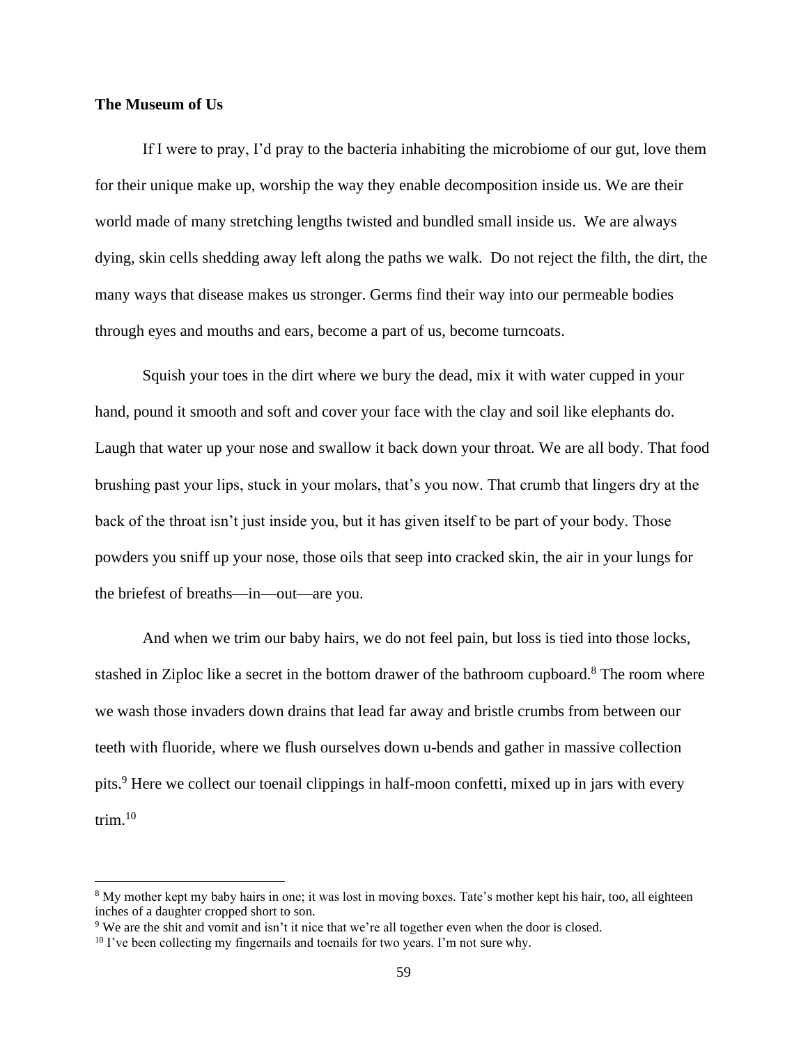**The Museum of Us**

If I were to pray, I'd pray to the bacteria inhabiting the microbiome of our gut, love them for their unique make up, worship the way they enable decomposition inside us. We are their world made of many stretching lengths twisted and bundled small inside us. We are always dying, skin cells shedding away left along the paths we walk. Do not reject the filth, the dirt, the many ways that disease makes us stronger. Germs find their way into our permeable bodies through eyes and mouths and ears, become a part of us, become turncoats.

Squish your toes in the dirt where we bury the dead, mix it with water cupped in your hand, pound it smooth and soft and cover your face with the clay and soil like elephants do. Laugh that water up your nose and swallow it back down your throat. We are all body. That food brushing past your lips, stuck in your molars, that's you now. That crumb that lingers dry at the back of the throat isn't just inside you, but it has given itself to be part of your body. Those powders you sniff up your nose, those oils that seep into cracked skin, the air in your lungs for the briefest of breaths—in—out—are you.

And when we trim our baby hairs, we do not feel pain, but loss is tied into those locks, stashed in Ziploc like a secret in the bottom drawer of the bathroom cupboard.[8] The room where we wash those invaders down drains that lead far away and bristle crumbs from between our teeth with fluoride, where we flush ourselves down u-bends and gather in massive collection pits.[9] Here we collect our toenail clippings in half-moon confetti, mixed up in jars with every trim.[10]

---

[8] My mother kept my baby hairs in one; it was lost in moving boxes. Tate's mother kept his hair, too, all eighteen inches of a daughter cropped short to son.

[9] We are the shit and vomit and isn't it nice that we're all together even when the door is closed.

[10] I've been collecting my fingernails and toenails for two years. I'm not sure why.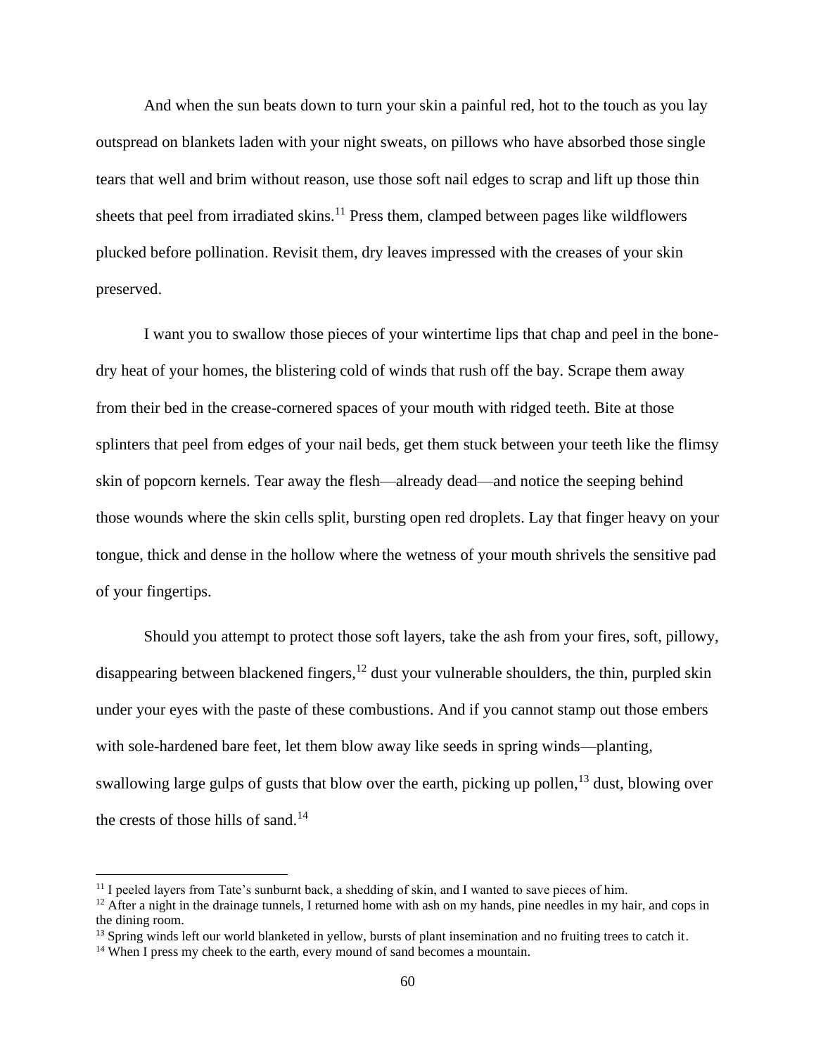And when the sun beats down to turn your skin a painful red, hot to the touch as you lay outspread on blankets laden with your night sweats, on pillows who have absorbed those single tears that well and brim without reason, use those soft nail edges to scrap and lift up those thin sheets that peel from irradiated skins.[11] Press them, clamped between pages like wildflowers plucked before pollination. Revisit them, dry leaves impressed with the creases of your skin preserved.

I want you to swallow those pieces of your wintertime lips that chap and peel in the bone-dry heat of your homes, the blistering cold of winds that rush off the bay. Scrape them away from their bed in the crease-cornered spaces of your mouth with ridged teeth. Bite at those splinters that peel from edges of your nail beds, get them stuck between your teeth like the flimsy skin of popcorn kernels. Tear away the flesh—already dead—and notice the seeping behind those wounds where the skin cells split, bursting open red droplets. Lay that finger heavy on your tongue, thick and dense in the hollow where the wetness of your mouth shrivels the sensitive pad of your fingertips.

Should you attempt to protect those soft layers, take the ash from your fires, soft, pillowy, disappearing between blackened fingers,[12] dust your vulnerable shoulders, the thin, purpled skin under your eyes with the paste of these combustions. And if you cannot stamp out those embers with sole-hardened bare feet, let them blow away like seeds in spring winds—planting, swallowing large gulps of gusts that blow over the earth, picking up pollen,[13] dust, blowing over the crests of those hills of sand.[14]

[11] I peeled layers from Tate's sunburnt back, a shedding of skin, and I wanted to save pieces of him.

[12] After a night in the drainage tunnels, I returned home with ash on my hands, pine needles in my hair, and cops in the dining room.

[13] Spring winds left our world blanketed in yellow, bursts of plant insemination and no fruiting trees to catch it.

[14] When I press my cheek to the earth, every mound of sand becomes a mountain.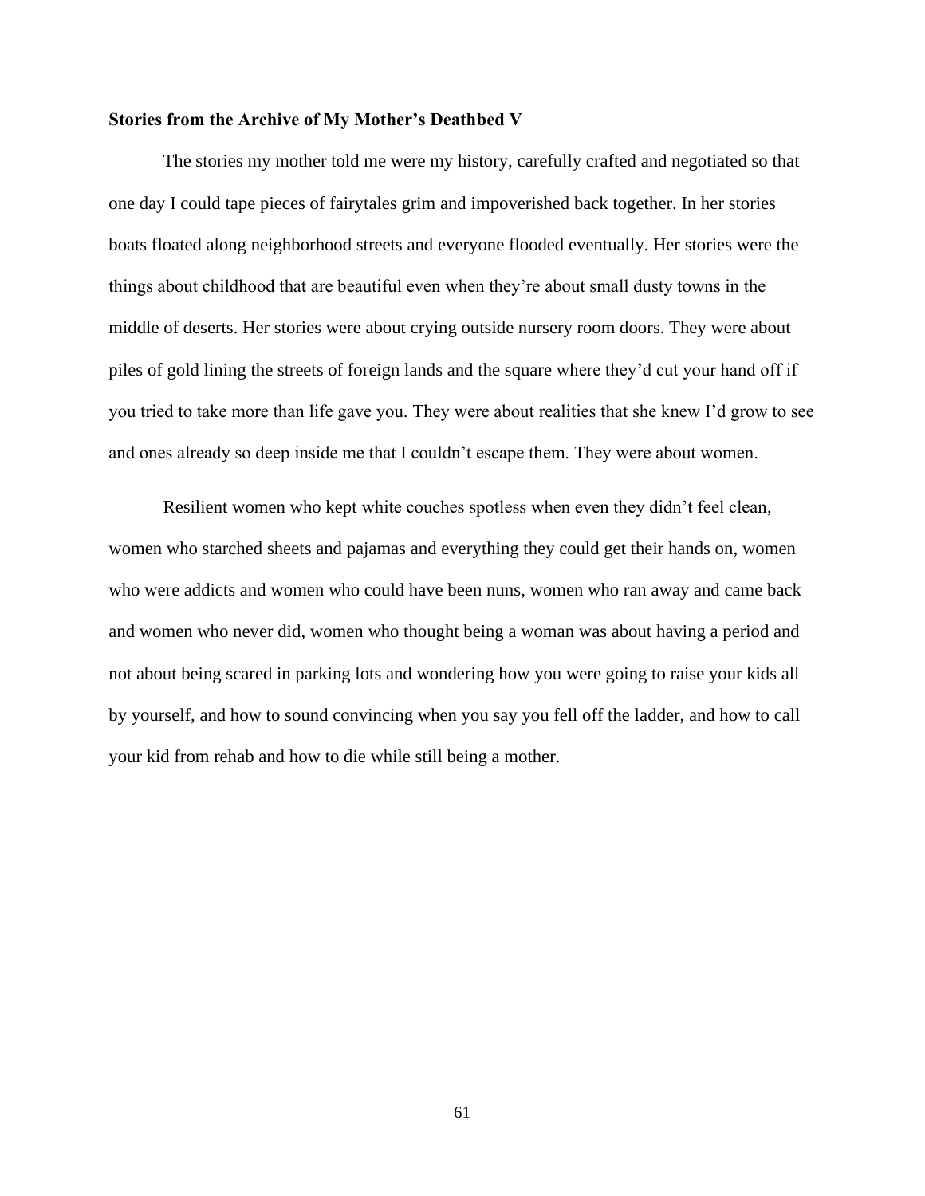**Stories from the Archive of My Mother's Deathbed V**

The stories my mother told me were my history, carefully crafted and negotiated so that one day I could tape pieces of fairytales grim and impoverished back together. In her stories boats floated along neighborhood streets and everyone flooded eventually. Her stories were the things about childhood that are beautiful even when they're about small dusty towns in the middle of deserts. Her stories were about crying outside nursery room doors. They were about piles of gold lining the streets of foreign lands and the square where they'd cut your hand off if you tried to take more than life gave you. They were about realities that she knew I'd grow to see and ones already so deep inside me that I couldn't escape them. They were about women.

Resilient women who kept white couches spotless when even they didn't feel clean, women who starched sheets and pajamas and everything they could get their hands on, women who were addicts and women who could have been nuns, women who ran away and came back and women who never did, women who thought being a woman was about having a period and not about being scared in parking lots and wondering how you were going to raise your kids all by yourself, and how to sound convincing when you say you fell off the ladder, and how to call your kid from rehab and how to die while still being a mother.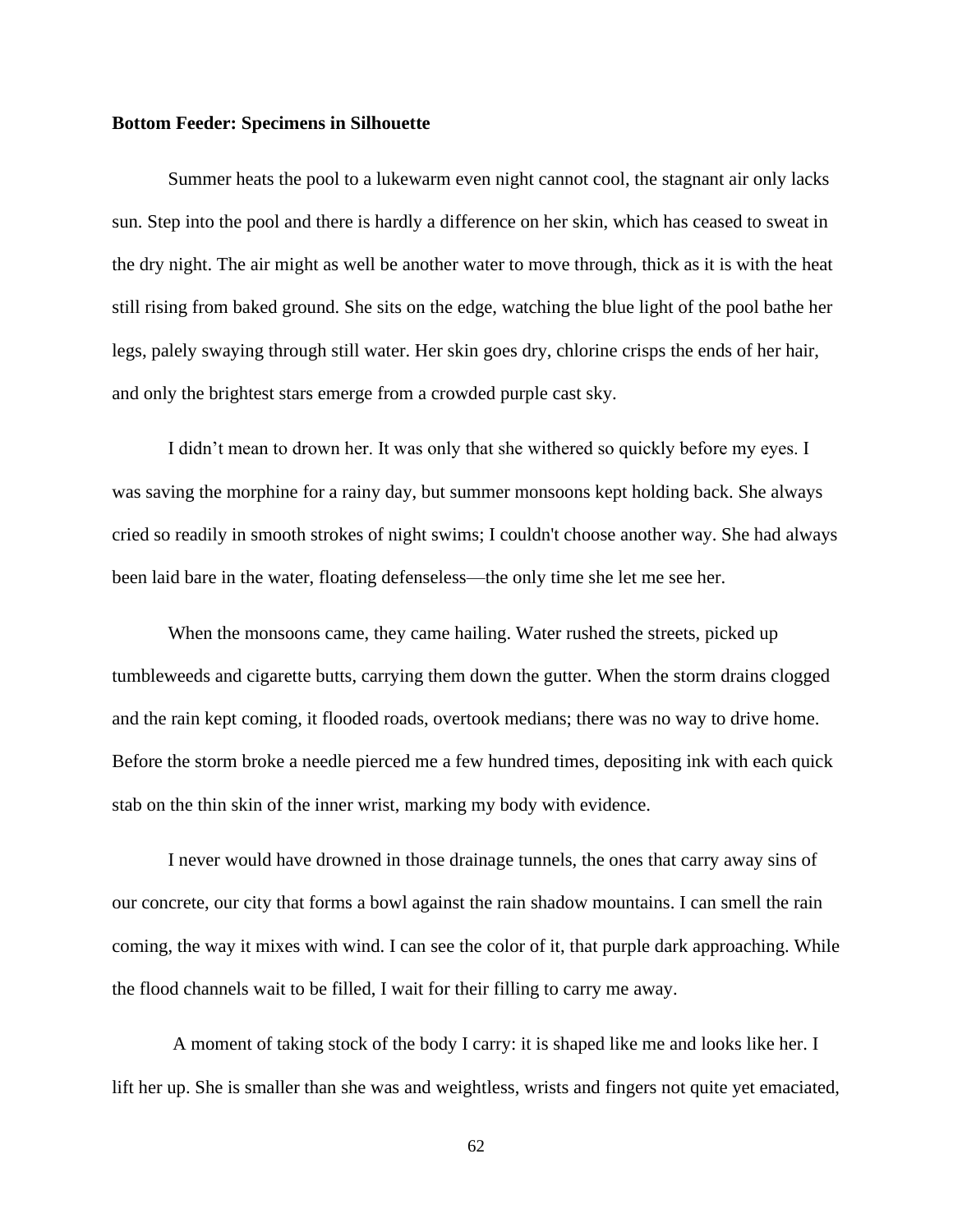**Bottom Feeder: Specimens in Silhouette**

Summer heats the pool to a lukewarm even night cannot cool, the stagnant air only lacks sun. Step into the pool and there is hardly a difference on her skin, which has ceased to sweat in the dry night. The air might as well be another water to move through, thick as it is with the heat still rising from baked ground. She sits on the edge, watching the blue light of the pool bathe her legs, palely swaying through still water. Her skin goes dry, chlorine crisps the ends of her hair, and only the brightest stars emerge from a crowded purple cast sky.

I didn't mean to drown her. It was only that she withered so quickly before my eyes. I was saving the morphine for a rainy day, but summer monsoons kept holding back. She always cried so readily in smooth strokes of night swims; I couldn't choose another way. She had always been laid bare in the water, floating defenseless—the only time she let me see her.

When the monsoons came, they came hailing. Water rushed the streets, picked up tumbleweeds and cigarette butts, carrying them down the gutter. When the storm drains clogged and the rain kept coming, it flooded roads, overtook medians; there was no way to drive home. Before the storm broke a needle pierced me a few hundred times, depositing ink with each quick stab on the thin skin of the inner wrist, marking my body with evidence.

I never would have drowned in those drainage tunnels, the ones that carry away sins of our concrete, our city that forms a bowl against the rain shadow mountains. I can smell the rain coming, the way it mixes with wind. I can see the color of it, that purple dark approaching. While the flood channels wait to be filled, I wait for their filling to carry me away.

A moment of taking stock of the body I carry: it is shaped like me and looks like her. I lift her up. She is smaller than she was and weightless, wrists and fingers not quite yet emaciated,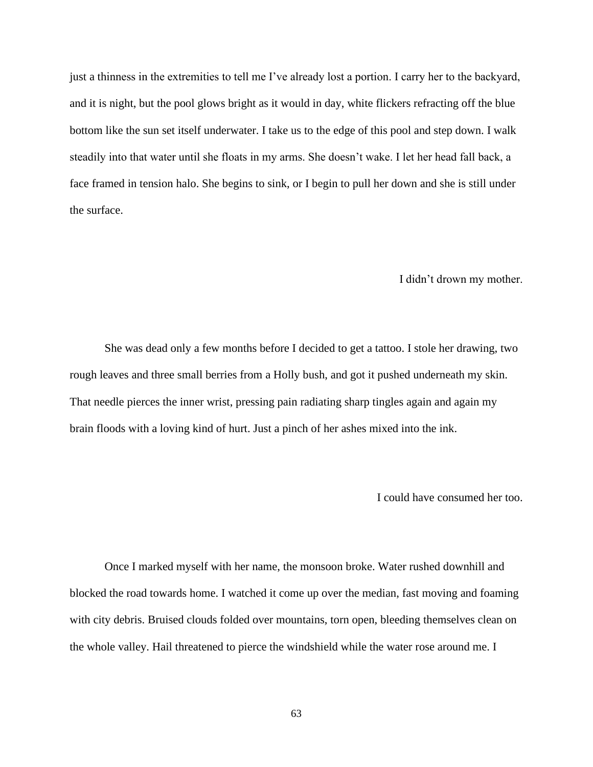just a thinness in the extremities to tell me I've already lost a portion. I carry her to the backyard, and it is night, but the pool glows bright as it would in day, white flickers refracting off the blue bottom like the sun set itself underwater. I take us to the edge of this pool and step down. I walk steadily into that water until she floats in my arms. She doesn't wake. I let her head fall back, a face framed in tension halo. She begins to sink, or I begin to pull her down and she is still under the surface.

I didn't drown my mother.

She was dead only a few months before I decided to get a tattoo. I stole her drawing, two rough leaves and three small berries from a Holly bush, and got it pushed underneath my skin. That needle pierces the inner wrist, pressing pain radiating sharp tingles again and again my brain floods with a loving kind of hurt. Just a pinch of her ashes mixed into the ink.

I could have consumed her too.

Once I marked myself with her name, the monsoon broke. Water rushed downhill and blocked the road towards home. I watched it come up over the median, fast moving and foaming with city debris. Bruised clouds folded over mountains, torn open, bleeding themselves clean on the whole valley. Hail threatened to pierce the windshield while the water rose around me. I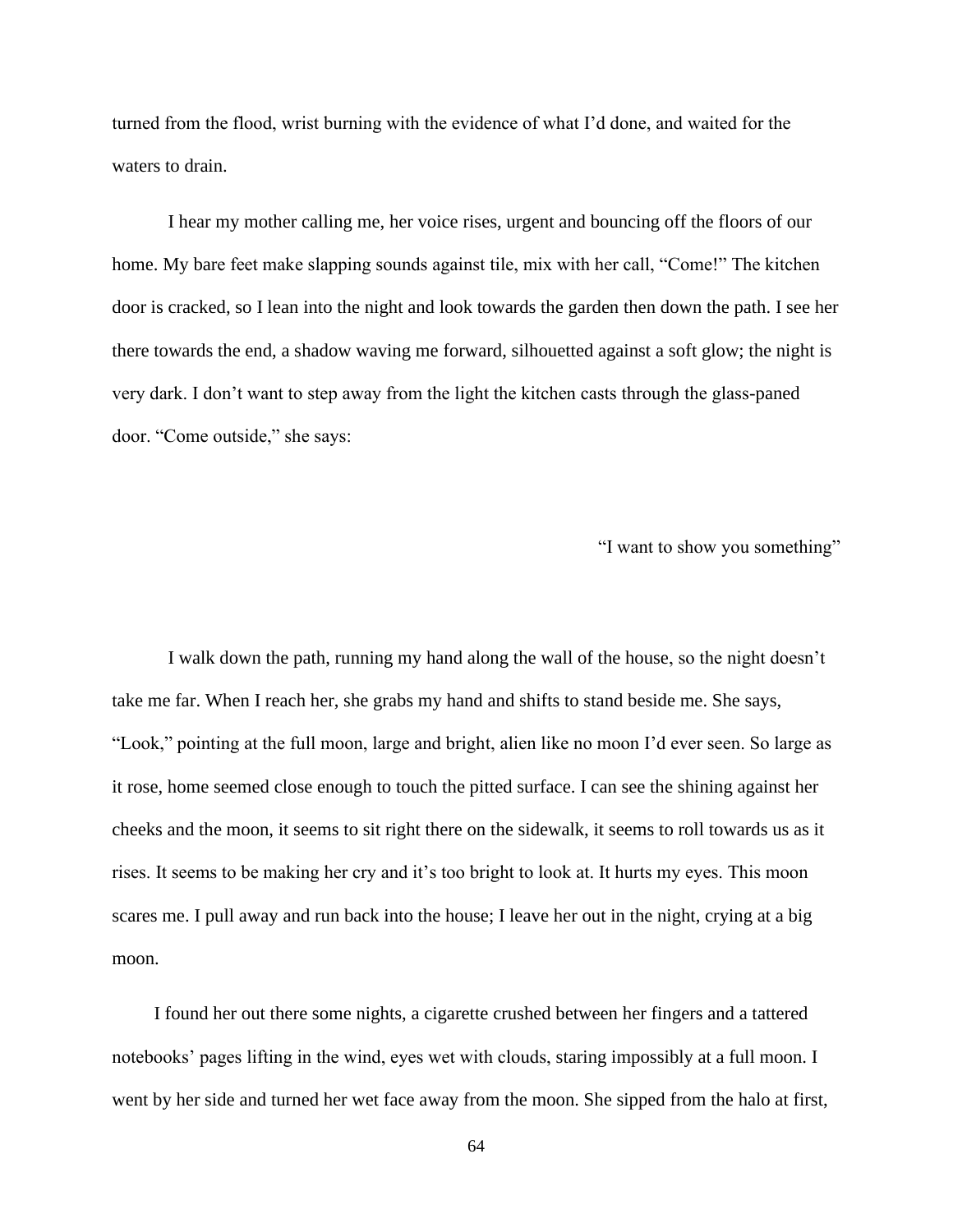turned from the flood, wrist burning with the evidence of what I'd done, and waited for the waters to drain.

I hear my mother calling me, her voice rises, urgent and bouncing off the floors of our home. My bare feet make slapping sounds against tile, mix with her call, "Come!" The kitchen door is cracked, so I lean into the night and look towards the garden then down the path. I see her there towards the end, a shadow waving me forward, silhouetted against a soft glow; the night is very dark. I don't want to step away from the light the kitchen casts through the glass-paned door. "Come outside," she says:

"I want to show you something"

I walk down the path, running my hand along the wall of the house, so the night doesn't take me far. When I reach her, she grabs my hand and shifts to stand beside me. She says, "Look," pointing at the full moon, large and bright, alien like no moon I'd ever seen. So large as it rose, home seemed close enough to touch the pitted surface. I can see the shining against her cheeks and the moon, it seems to sit right there on the sidewalk, it seems to roll towards us as it rises. It seems to be making her cry and it's too bright to look at. It hurts my eyes. This moon scares me. I pull away and run back into the house; I leave her out in the night, crying at a big moon.

I found her out there some nights, a cigarette crushed between her fingers and a tattered notebooks' pages lifting in the wind, eyes wet with clouds, staring impossibly at a full moon. I went by her side and turned her wet face away from the moon. She sipped from the halo at first,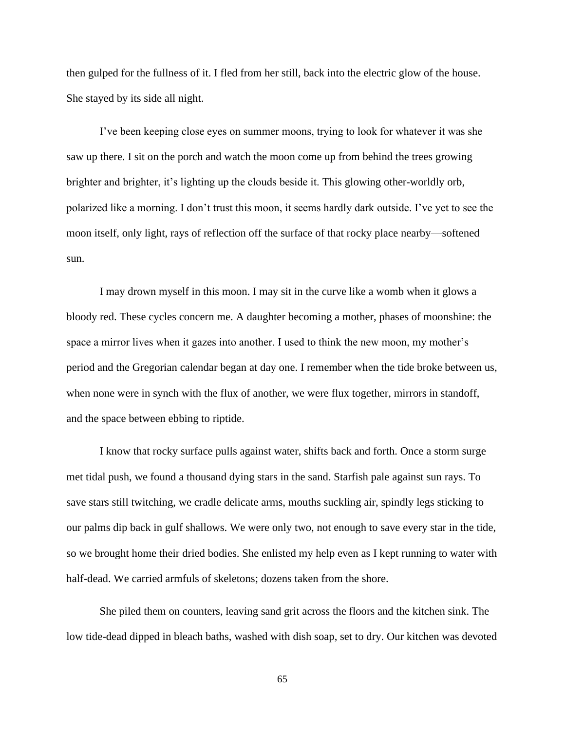then gulped for the fullness of it. I fled from her still, back into the electric glow of the house. She stayed by its side all night.

I've been keeping close eyes on summer moons, trying to look for whatever it was she saw up there. I sit on the porch and watch the moon come up from behind the trees growing brighter and brighter, it's lighting up the clouds beside it. This glowing other-worldly orb, polarized like a morning. I don't trust this moon, it seems hardly dark outside. I've yet to see the moon itself, only light, rays of reflection off the surface of that rocky place nearby—softened sun.

I may drown myself in this moon. I may sit in the curve like a womb when it glows a bloody red. These cycles concern me. A daughter becoming a mother, phases of moonshine: the space a mirror lives when it gazes into another. I used to think the new moon, my mother's period and the Gregorian calendar began at day one. I remember when the tide broke between us, when none were in synch with the flux of another, we were flux together, mirrors in standoff, and the space between ebbing to riptide.

I know that rocky surface pulls against water, shifts back and forth. Once a storm surge met tidal push, we found a thousand dying stars in the sand. Starfish pale against sun rays. To save stars still twitching, we cradle delicate arms, mouths suckling air, spindly legs sticking to our palms dip back in gulf shallows. We were only two, not enough to save every star in the tide, so we brought home their dried bodies. She enlisted my help even as I kept running to water with half-dead. We carried armfuls of skeletons; dozens taken from the shore.

She piled them on counters, leaving sand grit across the floors and the kitchen sink. The low tide-dead dipped in bleach baths, washed with dish soap, set to dry. Our kitchen was devoted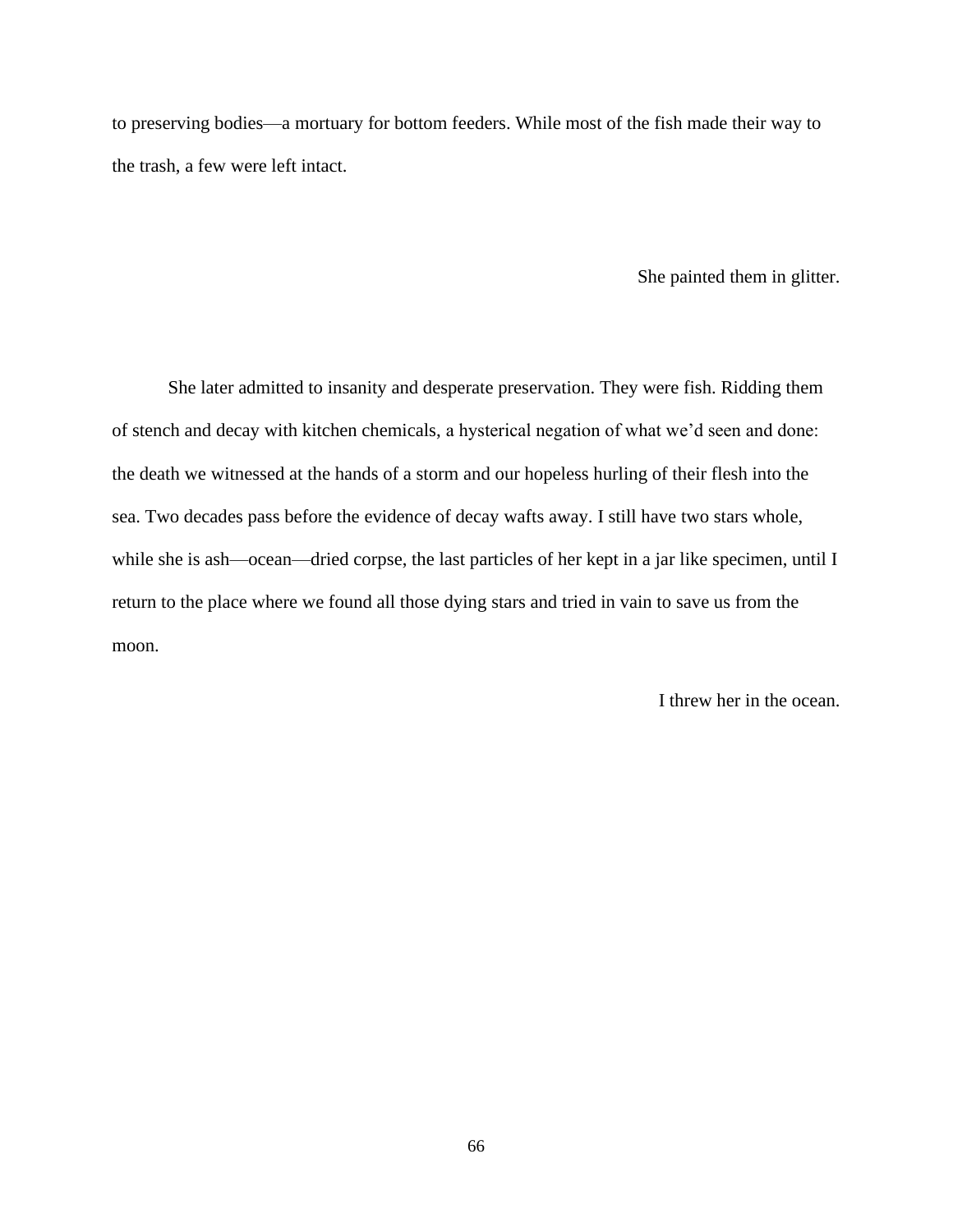to preserving bodies—a mortuary for bottom feeders. While most of the fish made their way to the trash, a few were left intact.

<div align="right">She painted them in glitter.</div>

She later admitted to insanity and desperate preservation. They were fish. Ridding them of stench and decay with kitchen chemicals, a hysterical negation of what we'd seen and done: the death we witnessed at the hands of a storm and our hopeless hurling of their flesh into the sea. Two decades pass before the evidence of decay wafts away. I still have two stars whole, while she is ash—ocean—dried corpse, the last particles of her kept in a jar like specimen, until I return to the place where we found all those dying stars and tried in vain to save us from the moon.

<div align="right">I threw her in the ocean.</div>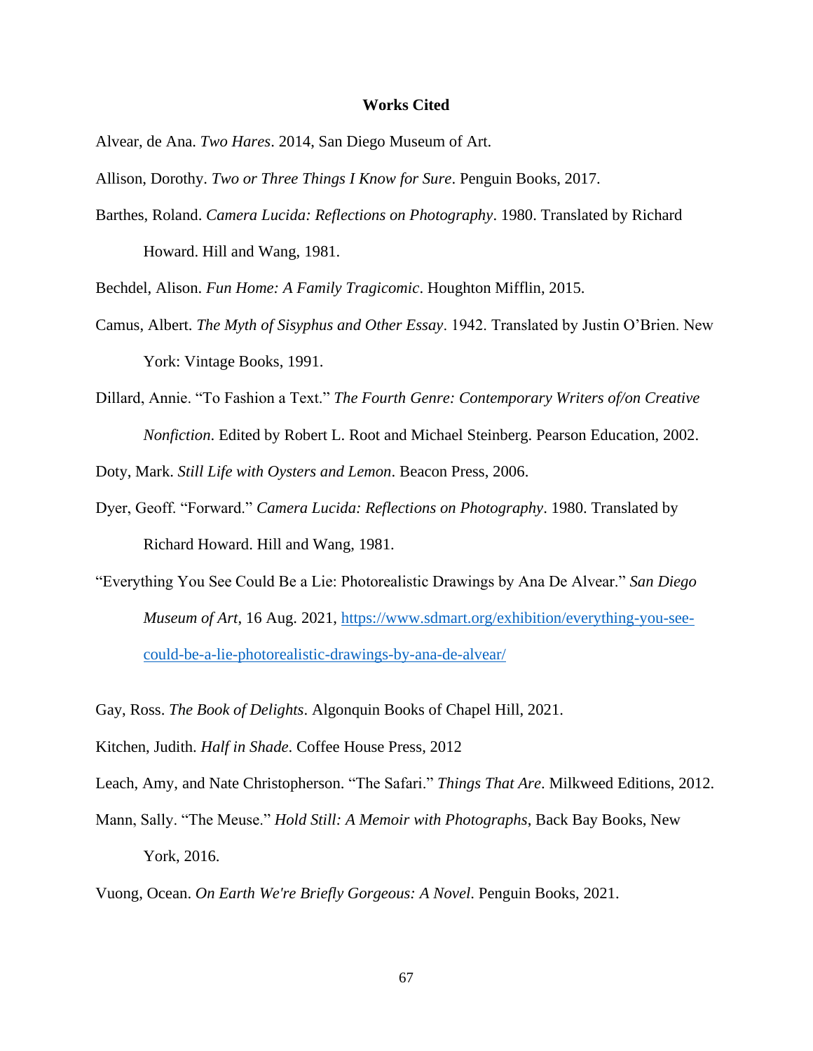# Works Cited

Alvear, de Ana. *Two Hares*. 2014, San Diego Museum of Art.

Allison, Dorothy. *Two or Three Things I Know for Sure*. Penguin Books, 2017.

Barthes, Roland. *Camera Lucida: Reflections on Photography*. 1980. Translated by Richard Howard. Hill and Wang, 1981.

Bechdel, Alison. *Fun Home: A Family Tragicomic*. Houghton Mifflin, 2015.

Camus, Albert. *The Myth of Sisyphus and Other Essay*. 1942. Translated by Justin O'Brien. New York: Vintage Books, 1991.

Dillard, Annie. "To Fashion a Text." *The Fourth Genre: Contemporary Writers of/on Creative Nonfiction*. Edited by Robert L. Root and Michael Steinberg. Pearson Education, 2002.

Doty, Mark. *Still Life with Oysters and Lemon*. Beacon Press, 2006.

Dyer, Geoff. "Forward." *Camera Lucida: Reflections on Photography*. 1980. Translated by Richard Howard. Hill and Wang, 1981.

"Everything You See Could Be a Lie: Photorealistic Drawings by Ana De Alvear." *San Diego Museum of Art*, 16 Aug. 2021, https://www.sdmart.org/exhibition/everything-you-see-could-be-a-lie-photorealistic-drawings-by-ana-de-alvear/

Gay, Ross. *The Book of Delights*. Algonquin Books of Chapel Hill, 2021.

Kitchen, Judith. *Half in Shade*. Coffee House Press, 2012

Leach, Amy, and Nate Christopherson. "The Safari." *Things That Are*. Milkweed Editions, 2012.

Mann, Sally. "The Meuse." *Hold Still: A Memoir with Photographs*, Back Bay Books, New York, 2016.

Vuong, Ocean. *On Earth We're Briefly Gorgeous: A Novel*. Penguin Books, 2021.